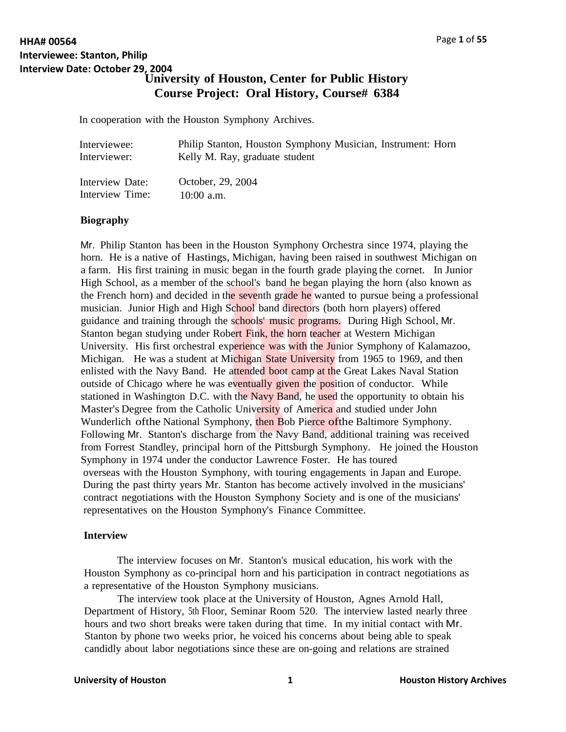# University of Houston, Center for Public History
## Course Project: Oral History, Course# 6384

In cooperation with the Houston Symphony Archives.

| | |
|---|---|
| Interviewee: | Philip Stanton, Houston Symphony Musician, Instrument: Horn |
| Interviewer: | Kelly M. Ray, graduate student |
| Interview Date: | October, 29, 2004 |
| Interview Time: | 10:00 a.m. |

**Biography**

Mr. Philip Stanton has been in the Houston Symphony Orchestra since 1974, playing the horn. He is a native of Hastings, Michigan, having been raised in southwest Michigan on a farm. His first training in music began in the fourth grade playing the cornet. In Junior High School, as a member of the school's band he began playing the horn (also known as the French horn) and decided in the seventh grade he wanted to pursue being a professional musician. Junior High and High School band directors (both horn players) offered guidance and training through the schools' music programs. During High School, Mr. Stanton began studying under Robert Fink, the horn teacher at Western Michigan University. His first orchestral experience was with the Junior Symphony of Kalamazoo, Michigan. He was a student at Michigan State University from 1965 to 1969, and then enlisted with the Navy Band. He attended boot camp at the Great Lakes Naval Station outside of Chicago where he was eventually given the position of conductor. While stationed in Washington D.C. with the Navy Band, he used the opportunity to obtain his Master's Degree from the Catholic University of America and studied under John Wunderlich ofthe National Symphony, then Bob Pierce ofthe Baltimore Symphony. Following Mr. Stanton's discharge from the Navy Band, additional training was received from Forrest Standley, principal horn of the Pittsburgh Symphony. He joined the Houston Symphony in 1974 under the conductor Lawrence Foster. He has toured overseas with the Houston Symphony, with touring engagements in Japan and Europe. During the past thirty years Mr. Stanton has become actively involved in the musicians' contract negotiations with the Houston Symphony Society and is one of the musicians' representatives on the Houston Symphony's Finance Committee.

**Interview**

The interview focuses on Mr. Stanton's musical education, his work with the Houston Symphony as co-principal horn and his participation in contract negotiations as a representative of the Houston Symphony musicians.

The interview took place at the University of Houston, Agnes Arnold Hall, Department of History, 5th Floor, Seminar Room 520. The interview lasted nearly three hours and two short breaks were taken during that time. In my initial contact with Mr. Stanton by phone two weeks prior, he voiced his concerns about being able to speak candidly about labor negotiations since these are on-going and relations are strained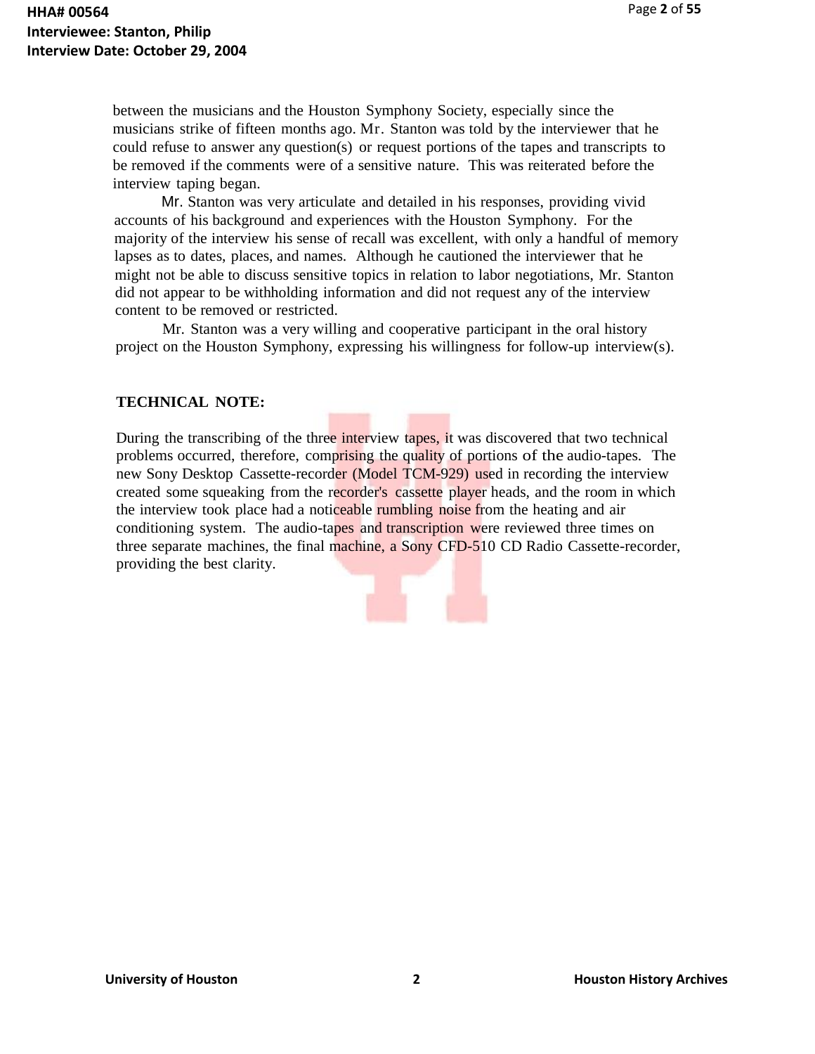between the musicians and the Houston Symphony Society, especially since the musicians strike of fifteen months ago. Mr. Stanton was told by the interviewer that he could refuse to answer any question(s) or request portions of the tapes and transcripts to be removed if the comments were of a sensitive nature. This was reiterated before the interview taping began.

Mr. Stanton was very articulate and detailed in his responses, providing vivid accounts of his background and experiences with the Houston Symphony. For the majority of the interview his sense of recall was excellent, with only a handful of memory lapses as to dates, places, and names. Although he cautioned the interviewer that he might not be able to discuss sensitive topics in relation to labor negotiations, Mr. Stanton did not appear to be withholding information and did not request any of the interview content to be removed or restricted.

Mr. Stanton was a very willing and cooperative participant in the oral history project on the Houston Symphony, expressing his willingness for follow-up interview(s).

**TECHNICAL NOTE:**

During the transcribing of the three interview tapes, it was discovered that two technical problems occurred, therefore, comprising the quality of portions of the audio-tapes. The new Sony Desktop Cassette-recorder (Model TCM-929) used in recording the interview created some squeaking from the recorder's cassette player heads, and the room in which the interview took place had a noticeable rumbling noise from the heating and air conditioning system. The audio-tapes and transcription were reviewed three times on three separate machines, the final machine, a Sony CFD-510 CD Radio Cassette-recorder, providing the best clarity.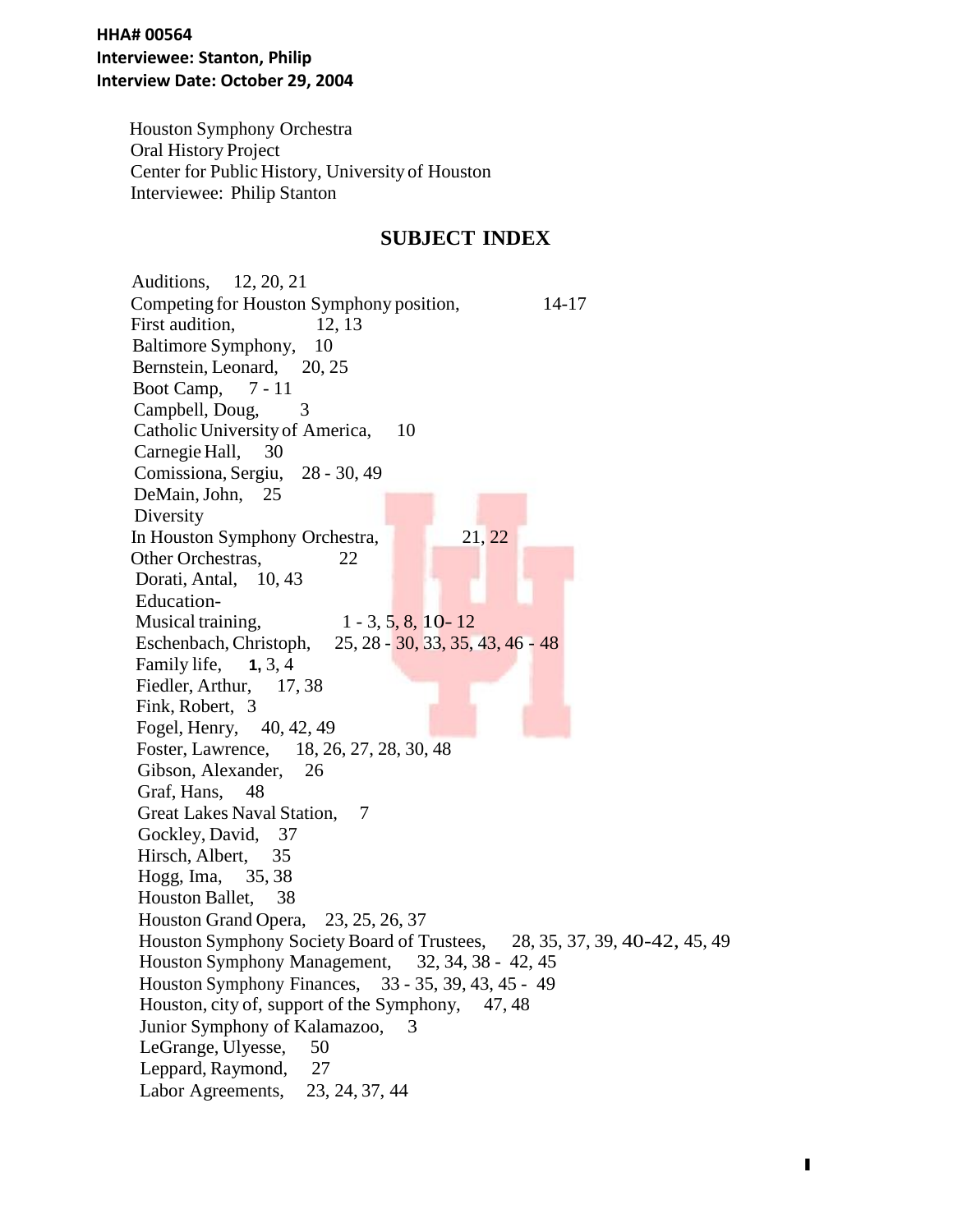**HHA# 00564**
**Interviewee: Stanton, Philip**
**Interview Date: October 29, 2004**

Houston Symphony Orchestra
Oral History Project
Center for Public History, University of Houston
Interviewee: Philip Stanton

## SUBJECT INDEX

Auditions, 12, 20, 21
Competing for Houston Symphony position, 14-17
First audition, 12, 13
Baltimore Symphony, 10
Bernstein, Leonard, 20, 25
Boot Camp, 7 - 11
Campbell, Doug, 3
Catholic University of America, 10
Carnegie Hall, 30
Comissiona, Sergiu, 28 - 30, 49
DeMain, John, 25
Diversity
In Houston Symphony Orchestra, 21, 22
Other Orchestras, 22
Dorati, Antal, 10, 43
Education-
Musical training, 1 - 3, 5, 8, 10- 12
Eschenbach, Christoph, 25, 28 - 30, 33, 35, 43, 46 - 48
Family life, 1, 3, 4
Fiedler, Arthur, 17, 38
Fink, Robert, 3
Fogel, Henry, 40, 42, 49
Foster, Lawrence, 18, 26, 27, 28, 30, 48
Gibson, Alexander, 26
Graf, Hans, 48
Great Lakes Naval Station, 7
Gockley, David, 37
Hirsch, Albert, 35
Hogg, Ima, 35, 38
Houston Ballet, 38
Houston Grand Opera, 23, 25, 26, 37
Houston Symphony Society Board of Trustees, 28, 35, 37, 39, 40-42, 45, 49
Houston Symphony Management, 32, 34, 38 - 42, 45
Houston Symphony Finances, 33 - 35, 39, 43, 45 - 49
Houston, city of, support of the Symphony, 47, 48
Junior Symphony of Kalamazoo, 3
LeGrange, Ulyesse, 50
Leppard, Raymond, 27
Labor Agreements, 23, 24, 37, 44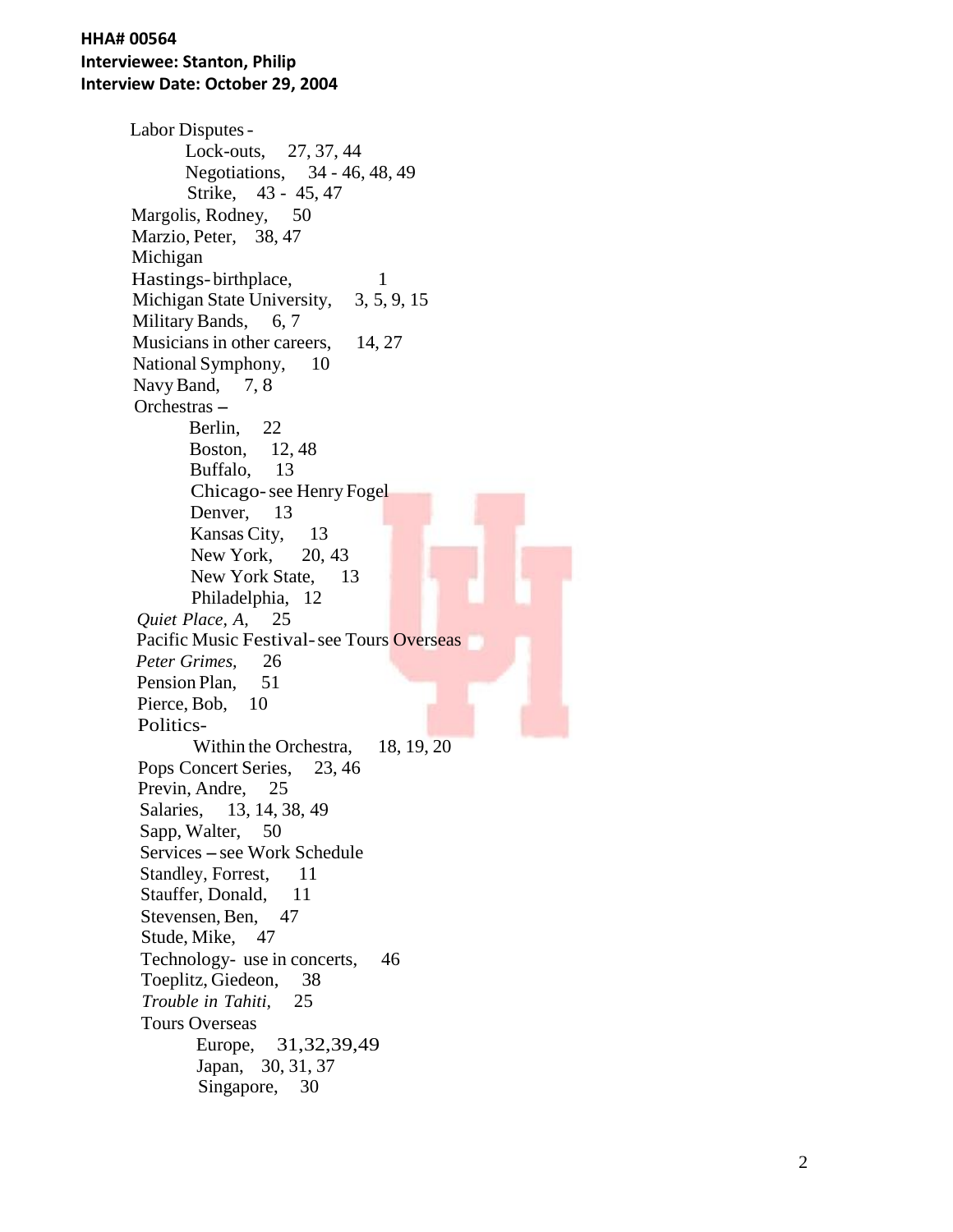**HHA# 00564**
**Interviewee: Stanton, Philip**
**Interview Date: October 29, 2004**

Labor Disputes -
- Lock-outs, 27, 37, 44
- Negotiations, 34 - 46, 48, 49
- Strike, 43 - 45, 47

Margolis, Rodney, 50
Marzio, Peter, 38, 47
Michigan
Hastings-birthplace, 1
Michigan State University, 3, 5, 9, 15
Military Bands, 6, 7
Musicians in other careers, 14, 27
National Symphony, 10
Navy Band, 7, 8
Orchestras –
- Berlin, 22
- Boston, 12, 48
- Buffalo, 13
- Chicago- see Henry Fogel
- Denver, 13
- Kansas City, 13
- New York, 20, 43
- New York State, 13
- Philadelphia, 12

*Quiet Place, A,* 25
Pacific Music Festival- see Tours Overseas
*Peter Grimes,* 26
Pension Plan, 51
Pierce, Bob, 10
Politics-
- Within the Orchestra, 18, 19, 20

Pops Concert Series, 23, 46
Previn, Andre, 25
Salaries, 13, 14, 38, 49
Sapp, Walter, 50
Services – see Work Schedule
Standley, Forrest, 11
Stauffer, Donald, 11
Stevensen, Ben, 47
Stude, Mike, 47
Technology- use in concerts, 46
Toeplitz, Giedeon, 38
*Trouble in Tahiti,* 25
Tours Overseas
- Europe, 31,32,39,49
- Japan, 30, 31, 37
- Singapore, 30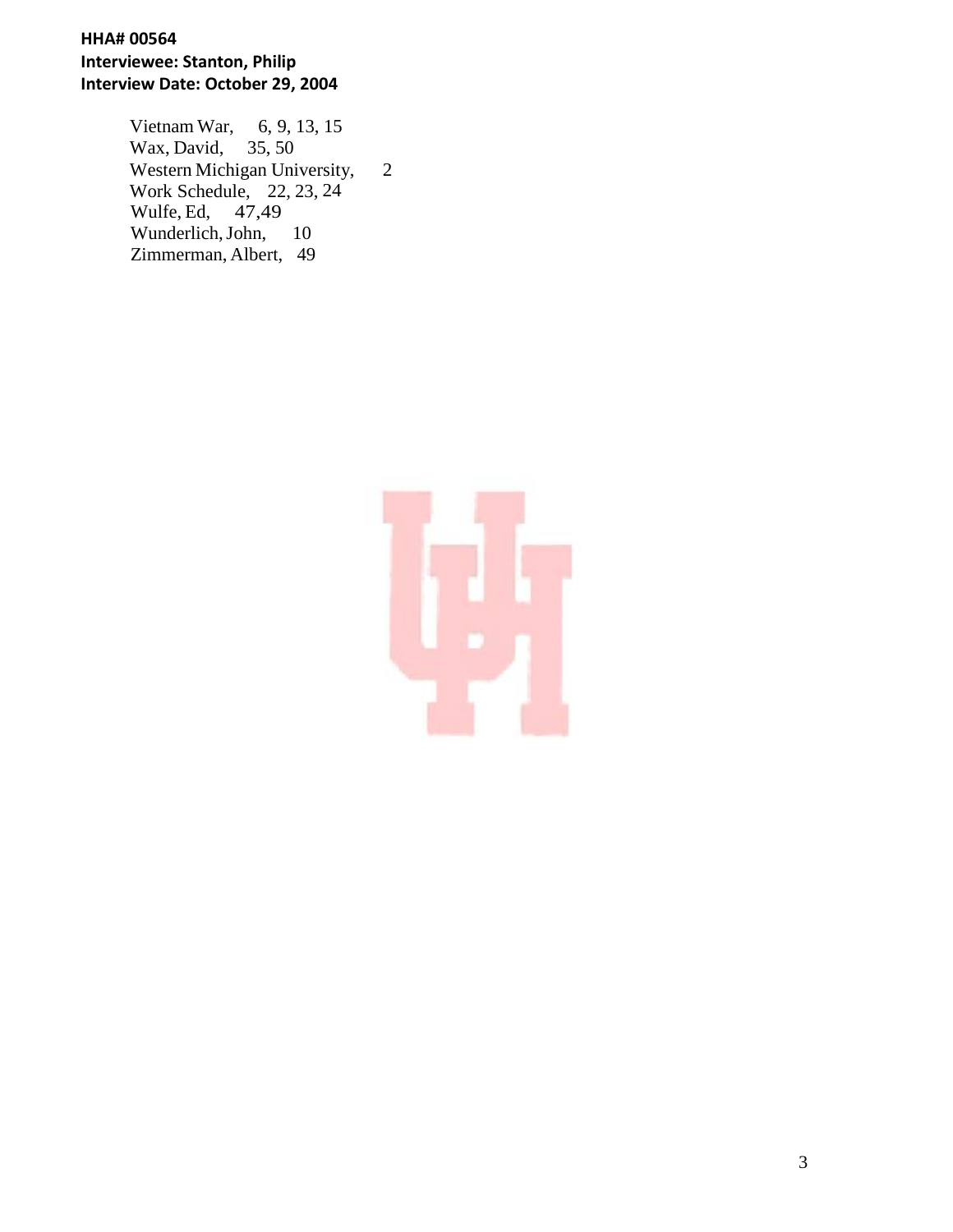Vietnam War, 6, 9, 13, 15
Wax, David, 35, 50
Western Michigan University, 2
Work Schedule, 22, 23, 24
Wulfe, Ed, 47,49
Wunderlich, John, 10
Zimmerman, Albert, 49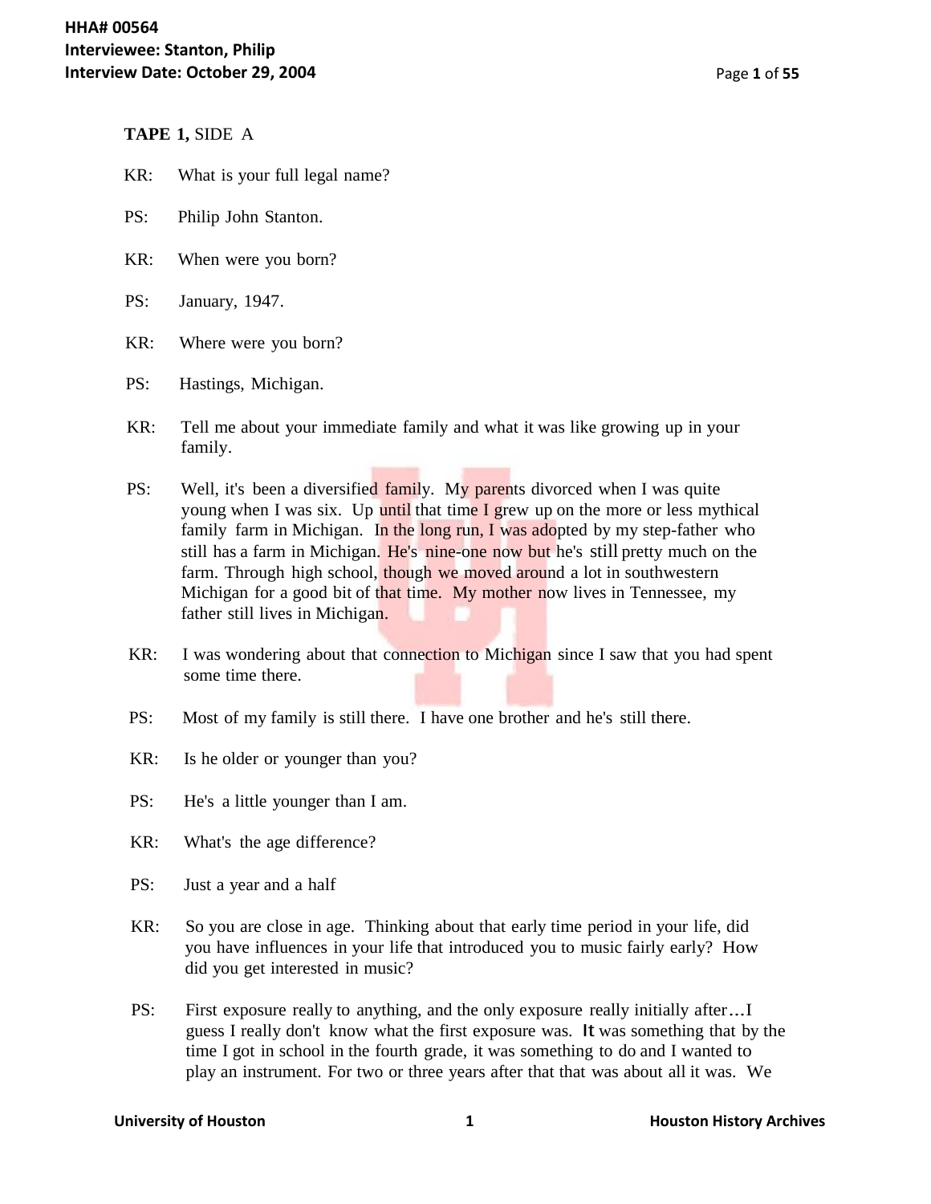**TAPE 1,** SIDE A

KR: What is your full legal name?

PS: Philip John Stanton.

KR: When were you born?

PS: January, 1947.

KR: Where were you born?

PS: Hastings, Michigan.

KR: Tell me about your immediate family and what it was like growing up in your family.

PS: Well, it's been a diversified family. My parents divorced when I was quite young when I was six. Up until that time I grew up on the more or less mythical family farm in Michigan. In the long run, I was adopted by my step-father who still has a farm in Michigan. He's nine-one now but he's still pretty much on the farm. Through high school, though we moved around a lot in southwestern Michigan for a good bit of that time. My mother now lives in Tennessee, my father still lives in Michigan.

KR: I was wondering about that connection to Michigan since I saw that you had spent some time there.

PS: Most of my family is still there. I have one brother and he's still there.

KR: Is he older or younger than you?

PS: He's a little younger than I am.

KR: What's the age difference?

PS: Just a year and a half

KR: So you are close in age. Thinking about that early time period in your life, did you have influences in your life that introduced you to music fairly early? How did you get interested in music?

PS: First exposure really to anything, and the only exposure really initially after…I guess I really don't know what the first exposure was. It was something that by the time I got in school in the fourth grade, it was something to do and I wanted to play an instrument. For two or three years after that that was about all it was. We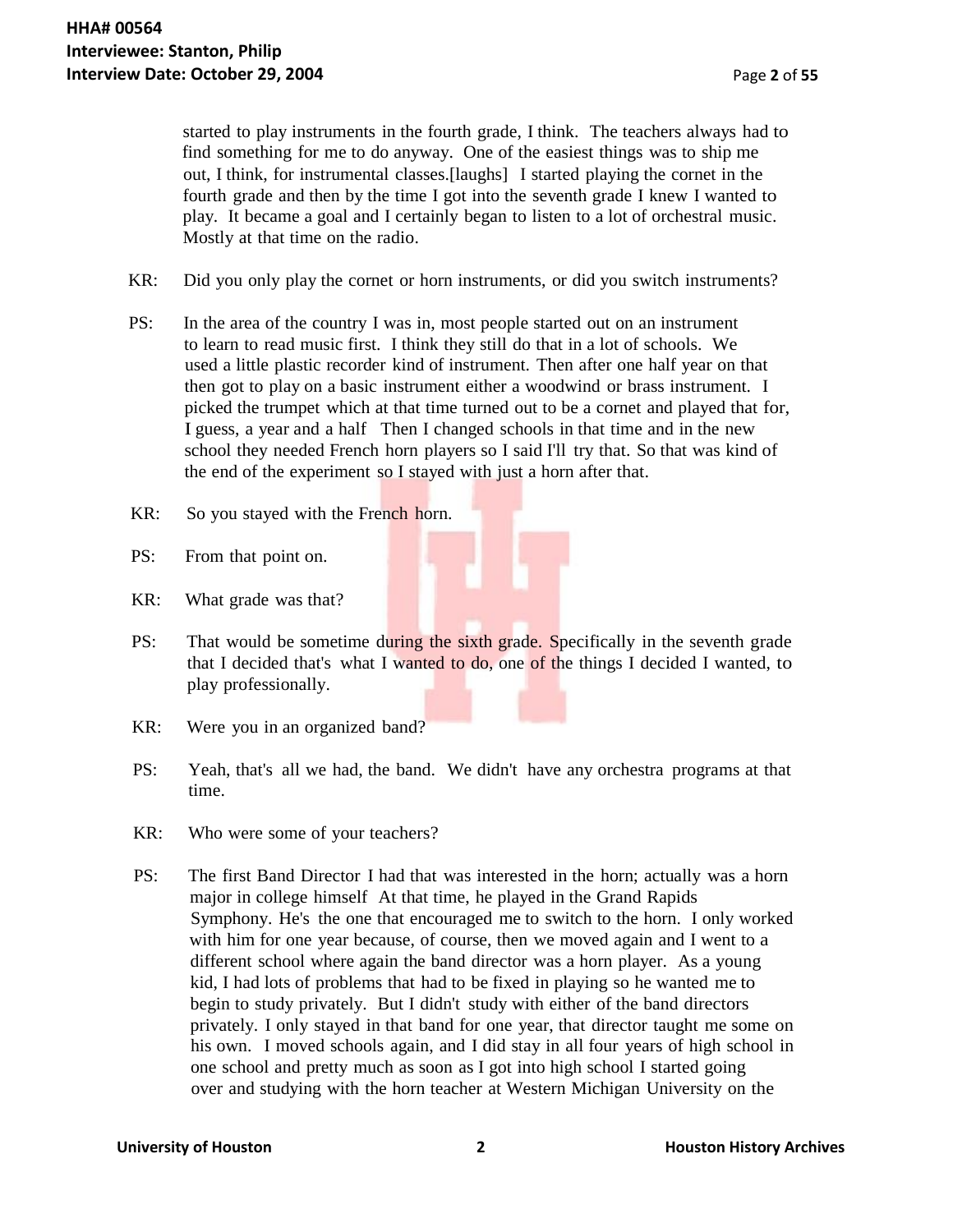started to play instruments in the fourth grade, I think. The teachers always had to find something for me to do anyway. One of the easiest things was to ship me out, I think, for instrumental classes.[laughs] I started playing the cornet in the fourth grade and then by the time I got into the seventh grade I knew I wanted to play. It became a goal and I certainly began to listen to a lot of orchestral music. Mostly at that time on the radio.

KR: Did you only play the cornet or horn instruments, or did you switch instruments?

PS: In the area of the country I was in, most people started out on an instrument to learn to read music first. I think they still do that in a lot of schools. We used a little plastic recorder kind of instrument. Then after one half year on that then got to play on a basic instrument either a woodwind or brass instrument. I picked the trumpet which at that time turned out to be a cornet and played that for, I guess, a year and a half Then I changed schools in that time and in the new school they needed French horn players so I said I'll try that. So that was kind of the end of the experiment so I stayed with just a horn after that.

KR: So you stayed with the French horn.

PS: From that point on.

KR: What grade was that?

PS: That would be sometime during the sixth grade. Specifically in the seventh grade that I decided that's what I wanted to do, one of the things I decided I wanted, to play professionally.

KR: Were you in an organized band?

PS: Yeah, that's all we had, the band. We didn't have any orchestra programs at that time.

KR: Who were some of your teachers?

PS: The first Band Director I had that was interested in the horn; actually was a horn major in college himself At that time, he played in the Grand Rapids Symphony. He's the one that encouraged me to switch to the horn. I only worked with him for one year because, of course, then we moved again and I went to a different school where again the band director was a horn player. As a young kid, I had lots of problems that had to be fixed in playing so he wanted me to begin to study privately. But I didn't study with either of the band directors privately. I only stayed in that band for one year, that director taught me some on his own. I moved schools again, and I did stay in all four years of high school in one school and pretty much as soon as I got into high school I started going over and studying with the horn teacher at Western Michigan University on the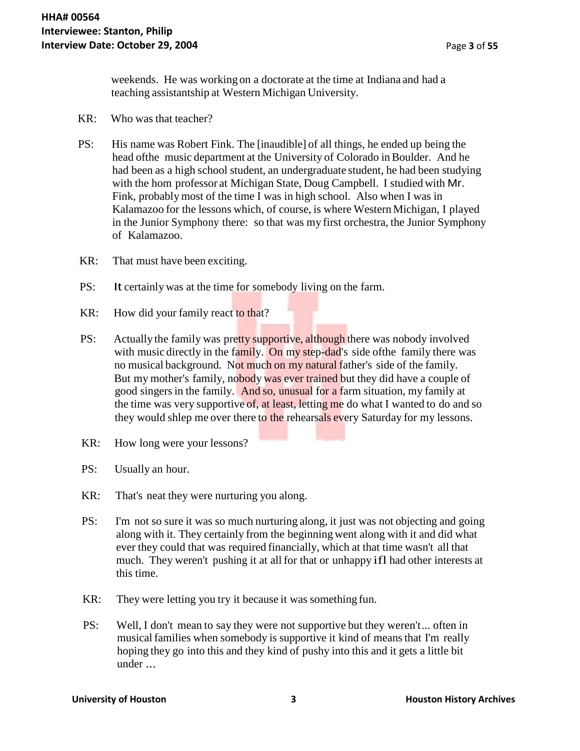weekends. He was working on a doctorate at the time at Indiana and had a teaching assistantship at Western Michigan University.

KR: Who was that teacher?

PS: His name was Robert Fink. The [inaudible] of all things, he ended up being the head ofthe music department at the University of Colorado in Boulder. And he had been as a high school student, an undergraduate student, he had been studying with the hom professor at Michigan State, Doug Campbell. I studied with Mr. Fink, probably most of the time I was in high school. Also when I was in Kalamazoo for the lessons which, of course, is where Western Michigan, I played in the Junior Symphony there: so that was my first orchestra, the Junior Symphony of Kalamazoo.

KR: That must have been exciting.

PS: It certainly was at the time for somebody living on the farm.

KR: How did your family react to that?

PS: Actually the family was pretty supportive, although there was nobody involved with music directly in the family. On my step-dad's side ofthe family there was no musical background. Not much on my natural father's side of the family. But my mother's family, nobody was ever trained but they did have a couple of good singers in the family. And so, unusual for a farm situation, my family at the time was very supportive of, at least, letting me do what I wanted to do and so they would shlep me over there to the rehearsals every Saturday for my lessons.

KR: How long were your lessons?

PS: Usually an hour.

KR: That's neat they were nurturing you along.

PS: I'm not so sure it was so much nurturing along, it just was not objecting and going along with it. They certainly from the beginning went along with it and did what ever they could that was required financially, which at that time wasn't all that much. They weren't pushing it at all for that or unhappy ifl had other interests at this time.

KR: They were letting you try it because it was something fun.

PS: Well, I don't mean to say they were not supportive but they weren't... often in musical families when somebody is supportive it kind of means that I'm really hoping they go into this and they kind of pushy into this and it gets a little bit under ...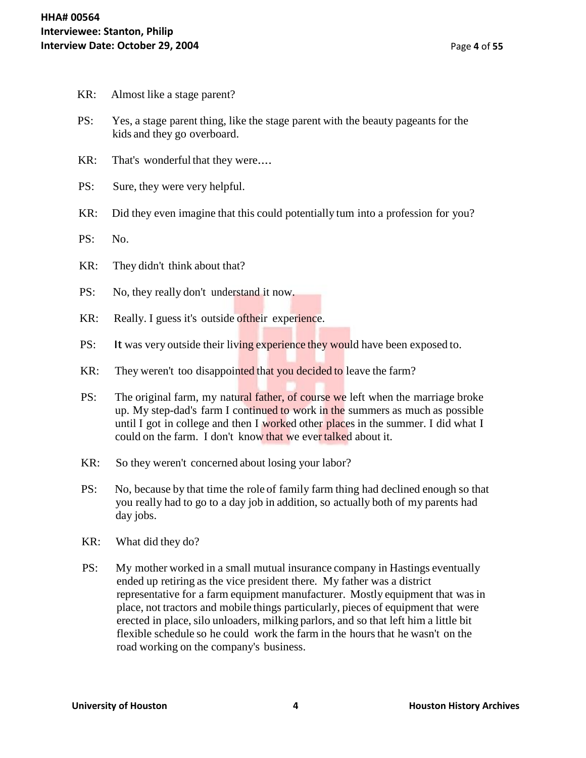KR: Almost like a stage parent?

PS: Yes, a stage parent thing, like the stage parent with the beauty pageants for the kids and they go overboard.

KR: That's wonderful that they were....

PS: Sure, they were very helpful.

KR: Did they even imagine that this could potentially tum into a profession for you?

PS: No.

KR: They didn't think about that?

PS: No, they really don't understand it now.

KR: Really. I guess it's outside oftheir experience.

PS: It was very outside their living experience they would have been exposed to.

KR: They weren't too disappointed that you decided to leave the farm?

PS: The original farm, my natural father, of course we left when the marriage broke up. My step-dad's farm I continued to work in the summers as much as possible until I got in college and then I worked other places in the summer. I did what I could on the farm. I don't know that we ever talked about it.

KR: So they weren't concerned about losing your labor?

PS: No, because by that time the role of family farm thing had declined enough so that you really had to go to a day job in addition, so actually both of my parents had day jobs.

KR: What did they do?

PS: My mother worked in a small mutual insurance company in Hastings eventually ended up retiring as the vice president there. My father was a district representative for a farm equipment manufacturer. Mostly equipment that was in place, not tractors and mobile things particularly, pieces of equipment that were erected in place, silo unloaders, milking parlors, and so that left him a little bit flexible schedule so he could work the farm in the hours that he wasn't on the road working on the company's business.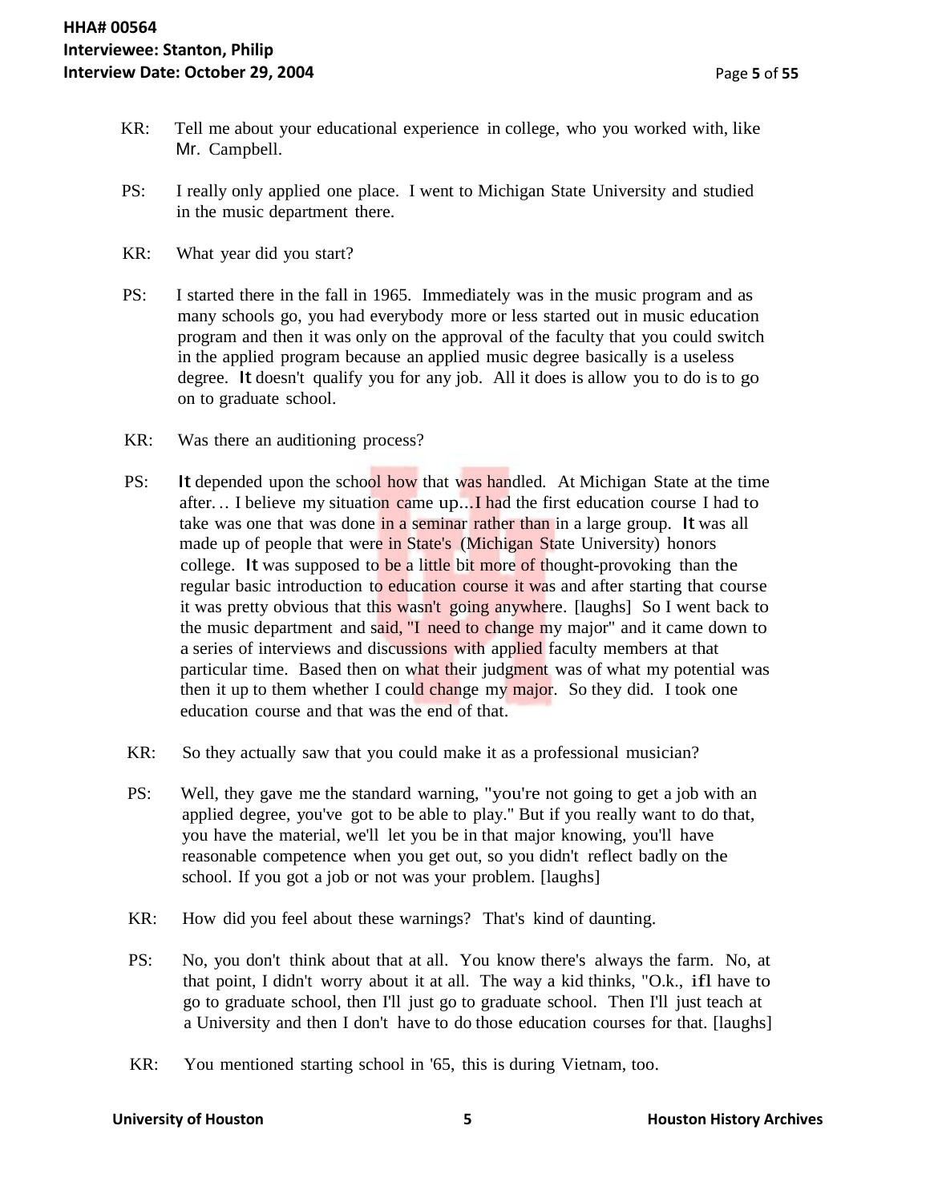KR: Tell me about your educational experience in college, who you worked with, like Mr. Campbell.

PS: I really only applied one place. I went to Michigan State University and studied in the music department there.

KR: What year did you start?

PS: I started there in the fall in 1965. Immediately was in the music program and as many schools go, you had everybody more or less started out in music education program and then it was only on the approval of the faculty that you could switch in the applied program because an applied music degree basically is a useless degree. It doesn't qualify you for any job. All it does is allow you to do is to go on to graduate school.

KR: Was there an auditioning process?

PS: It depended upon the school how that was handled. At Michigan State at the time after... I believe my situation came up...I had the first education course I had to take was one that was done in a seminar rather than in a large group. It was all made up of people that were in State's (Michigan State University) honors college. It was supposed to be a little bit more of thought-provoking than the regular basic introduction to education course it was and after starting that course it was pretty obvious that this wasn't going anywhere. [laughs] So I went back to the music department and said, "I need to change my major" and it came down to a series of interviews and discussions with applied faculty members at that particular time. Based then on what their judgment was of what my potential was then it up to them whether I could change my major. So they did. I took one education course and that was the end of that.

KR: So they actually saw that you could make it as a professional musician?

PS: Well, they gave me the standard warning, "you're not going to get a job with an applied degree, you've got to be able to play." But if you really want to do that, you have the material, we'll let you be in that major knowing, you'll have reasonable competence when you get out, so you didn't reflect badly on the school. If you got a job or not was your problem. [laughs]

KR: How did you feel about these warnings? That's kind of daunting.

PS: No, you don't think about that at all. You know there's always the farm. No, at that point, I didn't worry about it at all. The way a kid thinks, "O.k., ifl have to go to graduate school, then I'll just go to graduate school. Then I'll just teach at a University and then I don't have to do those education courses for that. [laughs]

KR: You mentioned starting school in '65, this is during Vietnam, too.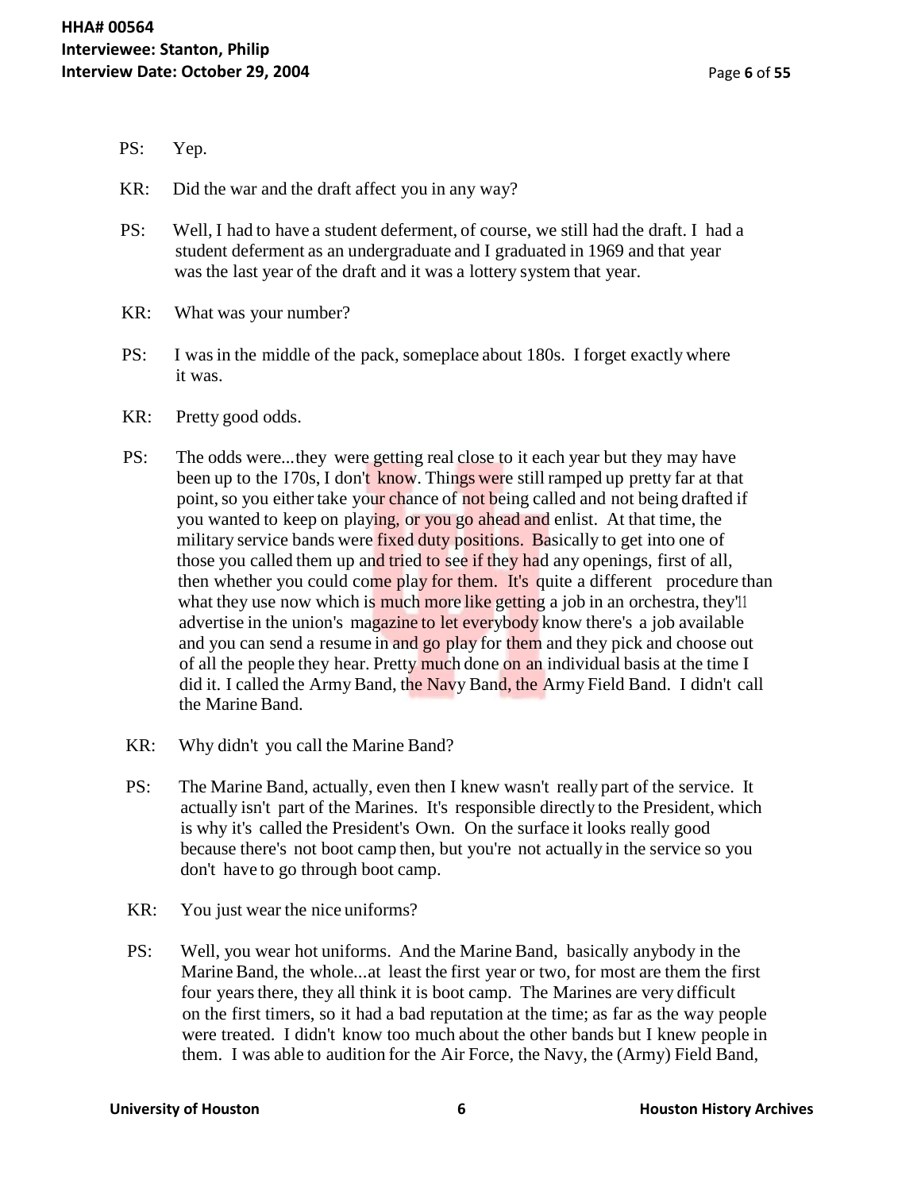PS: Yep.

KR: Did the war and the draft affect you in any way?

PS: Well, I had to have a student deferment, of course, we still had the draft. I had a student deferment as an undergraduate and I graduated in 1969 and that year was the last year of the draft and it was a lottery system that year.

KR: What was your number?

PS: I was in the middle of the pack, someplace about 180s. I forget exactly where it was.

KR: Pretty good odds.

PS: The odds were...they were getting real close to it each year but they may have been up to the 170s, I don't know. Things were still ramped up pretty far at that point, so you either take your chance of not being called and not being drafted if you wanted to keep on playing, or you go ahead and enlist. At that time, the military service bands were fixed duty positions. Basically to get into one of those you called them up and tried to see if they had any openings, first of all, then whether you could come play for them. It's quite a different procedure than what they use now which is much more like getting a job in an orchestra, they'll advertise in the union's magazine to let everybody know there's a job available and you can send a resume in and go play for them and they pick and choose out of all the people they hear. Pretty much done on an individual basis at the time I did it. I called the Army Band, the Navy Band, the Army Field Band. I didn't call the Marine Band.

KR: Why didn't you call the Marine Band?

PS: The Marine Band, actually, even then I knew wasn't really part of the service. It actually isn't part of the Marines. It's responsible directly to the President, which is why it's called the President's Own. On the surface it looks really good because there's not boot camp then, but you're not actually in the service so you don't have to go through boot camp.

KR: You just wear the nice uniforms?

PS: Well, you wear hot uniforms. And the Marine Band, basically anybody in the Marine Band, the whole...at least the first year or two, for most are them the first four years there, they all think it is boot camp. The Marines are very difficult on the first timers, so it had a bad reputation at the time; as far as the way people were treated. I didn't know too much about the other bands but I knew people in them. I was able to audition for the Air Force, the Navy, the (Army) Field Band,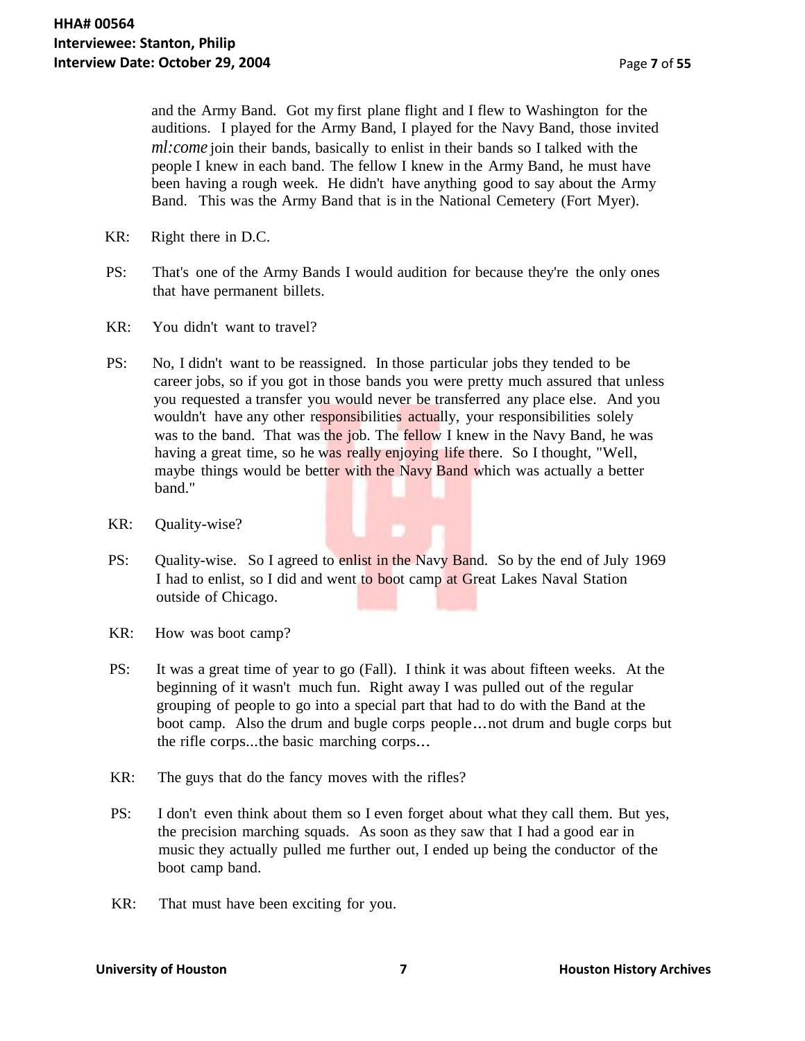and the Army Band. Got my first plane flight and I flew to Washington for the auditions. I played for the Army Band, I played for the Navy Band, those invited *ml:come* join their bands, basically to enlist in their bands so I talked with the people I knew in each band. The fellow I knew in the Army Band, he must have been having a rough week. He didn't have anything good to say about the Army Band. This was the Army Band that is in the National Cemetery (Fort Myer).

KR: Right there in D.C.

PS: That's one of the Army Bands I would audition for because they're the only ones that have permanent billets.

KR: You didn't want to travel?

PS: No, I didn't want to be reassigned. In those particular jobs they tended to be career jobs, so if you got in those bands you were pretty much assured that unless you requested a transfer you would never be transferred any place else. And you wouldn't have any other responsibilities actually, your responsibilities solely was to the band. That was the job. The fellow I knew in the Navy Band, he was having a great time, so he was really enjoying life there. So I thought, "Well, maybe things would be better with the Navy Band which was actually a better band."

KR: Quality-wise?

PS: Quality-wise. So I agreed to enlist in the Navy Band. So by the end of July 1969 I had to enlist, so I did and went to boot camp at Great Lakes Naval Station outside of Chicago.

KR: How was boot camp?

PS: It was a great time of year to go (Fall). I think it was about fifteen weeks. At the beginning of it wasn't much fun. Right away I was pulled out of the regular grouping of people to go into a special part that had to do with the Band at the boot camp. Also the drum and bugle corps people…not drum and bugle corps but the rifle corps...the basic marching corps…

KR: The guys that do the fancy moves with the rifles?

PS: I don't even think about them so I even forget about what they call them. But yes, the precision marching squads. As soon as they saw that I had a good ear in music they actually pulled me further out, I ended up being the conductor of the boot camp band.

KR: That must have been exciting for you.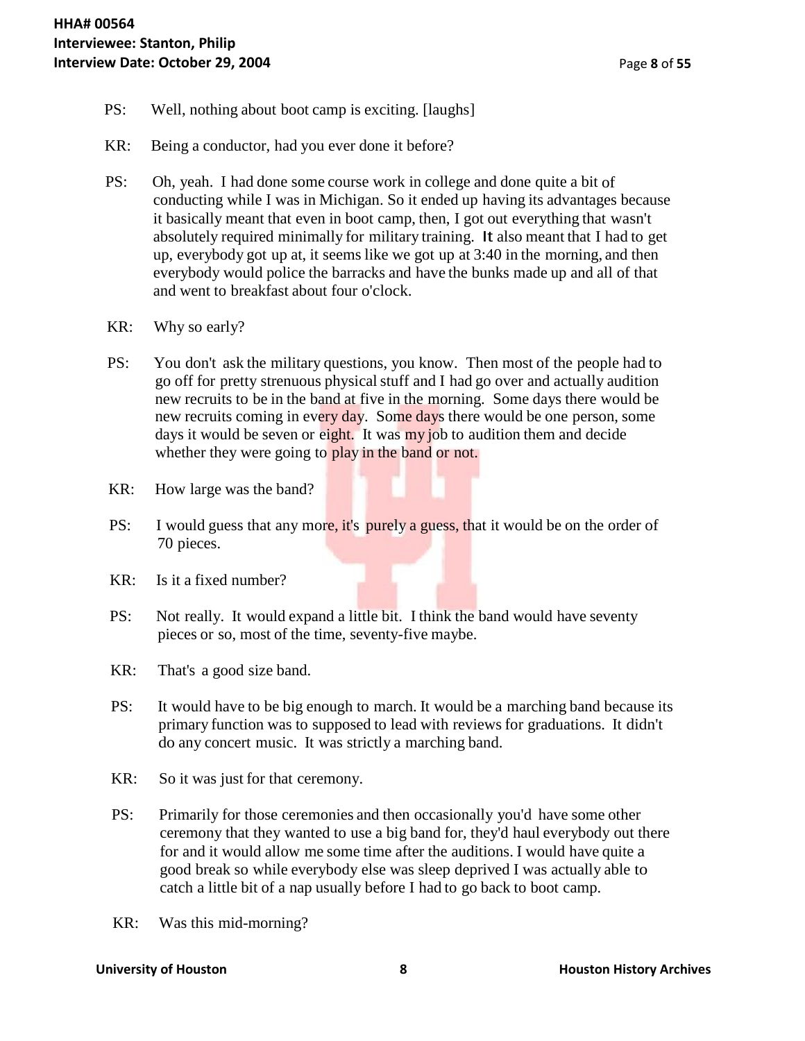PS: Well, nothing about boot camp is exciting. [laughs]

KR: Being a conductor, had you ever done it before?

PS: Oh, yeah. I had done some course work in college and done quite a bit of conducting while I was in Michigan. So it ended up having its advantages because it basically meant that even in boot camp, then, I got out everything that wasn't absolutely required minimally for military training. It also meant that I had to get up, everybody got up at, it seems like we got up at 3:40 in the morning, and then everybody would police the barracks and have the bunks made up and all of that and went to breakfast about four o'clock.

KR: Why so early?

PS: You don't ask the military questions, you know. Then most of the people had to go off for pretty strenuous physical stuff and I had go over and actually audition new recruits to be in the band at five in the morning. Some days there would be new recruits coming in every day. Some days there would be one person, some days it would be seven or eight. It was my job to audition them and decide whether they were going to play in the band or not.

KR: How large was the band?

PS: I would guess that any more, it's purely a guess, that it would be on the order of 70 pieces.

KR: Is it a fixed number?

PS: Not really. It would expand a little bit. I think the band would have seventy pieces or so, most of the time, seventy-five maybe.

KR: That's a good size band.

PS: It would have to be big enough to march. It would be a marching band because its primary function was to supposed to lead with reviews for graduations. It didn't do any concert music. It was strictly a marching band.

KR: So it was just for that ceremony.

PS: Primarily for those ceremonies and then occasionally you'd have some other ceremony that they wanted to use a big band for, they'd haul everybody out there for and it would allow me some time after the auditions. I would have quite a good break so while everybody else was sleep deprived I was actually able to catch a little bit of a nap usually before I had to go back to boot camp.

KR: Was this mid-morning?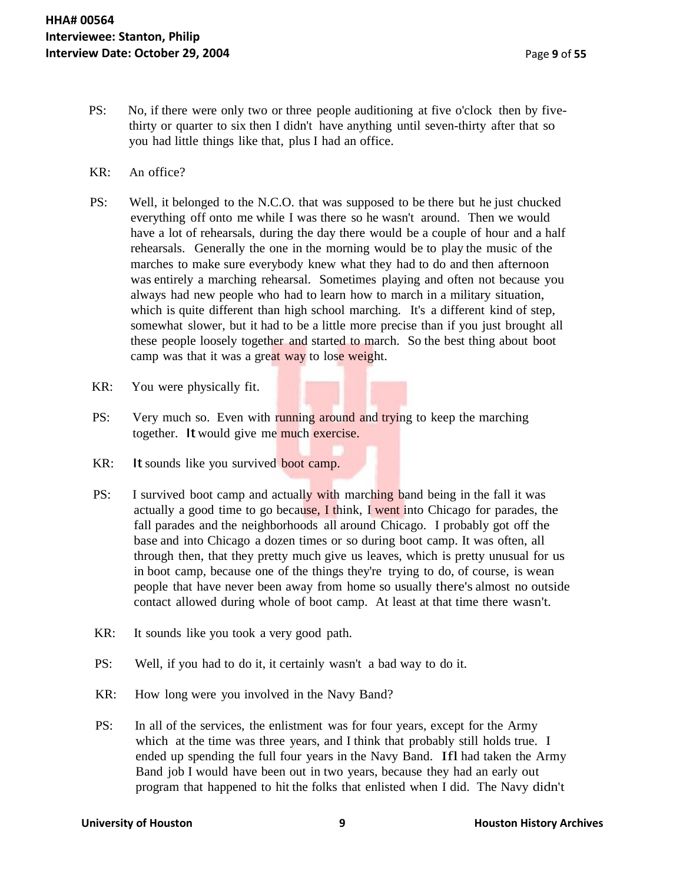PS: No, if there were only two or three people auditioning at five o'clock then by five-thirty or quarter to six then I didn't have anything until seven-thirty after that so you had little things like that, plus I had an office.

KR: An office?

PS: Well, it belonged to the N.C.O. that was supposed to be there but he just chucked everything off onto me while I was there so he wasn't around. Then we would have a lot of rehearsals, during the day there would be a couple of hour and a half rehearsals. Generally the one in the morning would be to play the music of the marches to make sure everybody knew what they had to do and then afternoon was entirely a marching rehearsal. Sometimes playing and often not because you always had new people who had to learn how to march in a military situation, which is quite different than high school marching. It's a different kind of step, somewhat slower, but it had to be a little more precise than if you just brought all these people loosely together and started to march. So the best thing about boot camp was that it was a great way to lose weight.

KR: You were physically fit.

PS: Very much so. Even with running around and trying to keep the marching together. It would give me much exercise.

KR: It sounds like you survived boot camp.

PS: I survived boot camp and actually with marching band being in the fall it was actually a good time to go because, I think, I went into Chicago for parades, the fall parades and the neighborhoods all around Chicago. I probably got off the base and into Chicago a dozen times or so during boot camp. It was often, all through then, that they pretty much give us leaves, which is pretty unusual for us in boot camp, because one of the things they're trying to do, of course, is wean people that have never been away from home so usually there's almost no outside contact allowed during whole of boot camp. At least at that time there wasn't.

KR: It sounds like you took a very good path.

PS: Well, if you had to do it, it certainly wasn't a bad way to do it.

KR: How long were you involved in the Navy Band?

PS: In all of the services, the enlistment was for four years, except for the Army which at the time was three years, and I think that probably still holds true. I ended up spending the full four years in the Navy Band. Ifl had taken the Army Band job I would have been out in two years, because they had an early out program that happened to hit the folks that enlisted when I did. The Navy didn't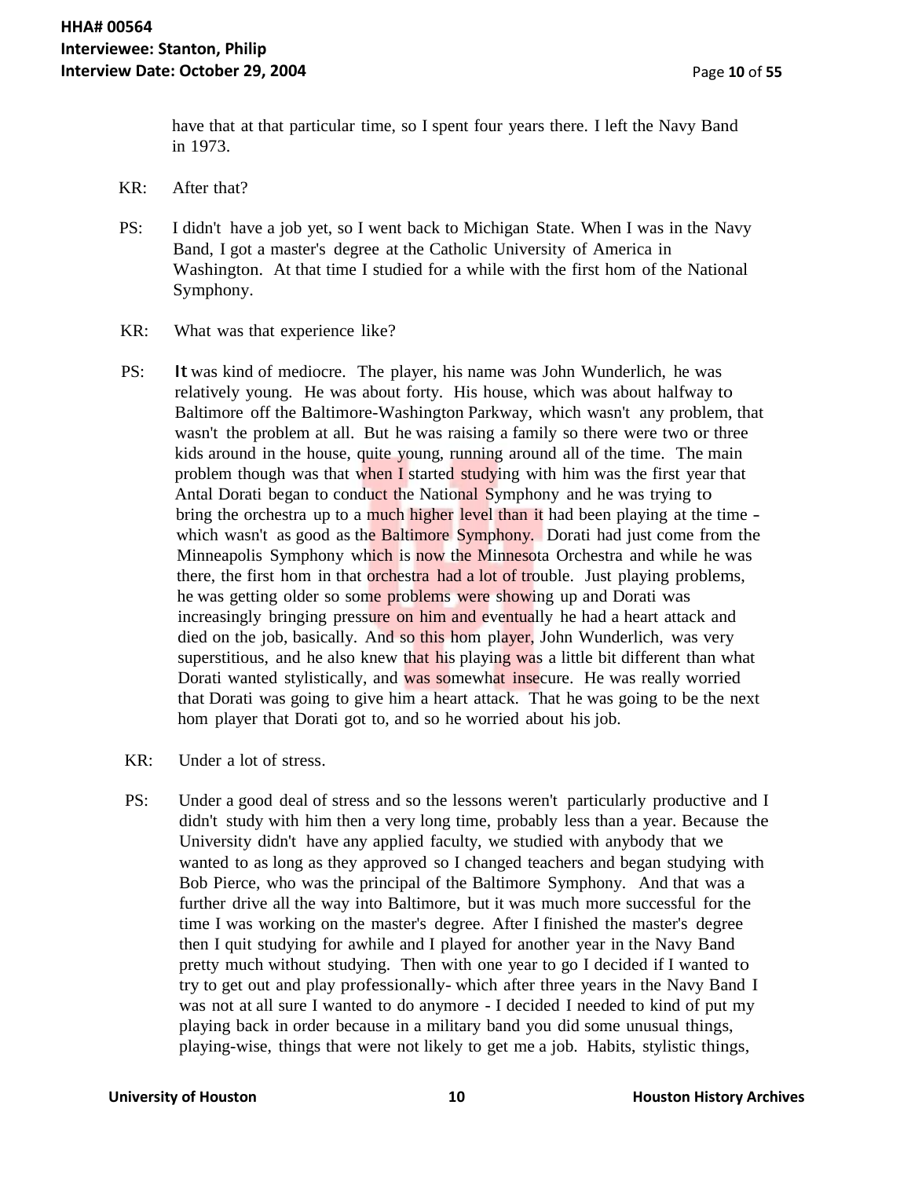have that at that particular time, so I spent four years there. I left the Navy Band in 1973.

KR: After that?

PS: I didn't have a job yet, so I went back to Michigan State. When I was in the Navy Band, I got a master's degree at the Catholic University of America in Washington. At that time I studied for a while with the first hom of the National Symphony.

KR: What was that experience like?

PS: It was kind of mediocre. The player, his name was John Wunderlich, he was relatively young. He was about forty. His house, which was about halfway to Baltimore off the Baltimore-Washington Parkway, which wasn't any problem, that wasn't the problem at all. But he was raising a family so there were two or three kids around in the house, quite young, running around all of the time. The main problem though was that when I started studying with him was the first year that Antal Dorati began to conduct the National Symphony and he was trying to bring the orchestra up to a much higher level than it had been playing at the time - which wasn't as good as the Baltimore Symphony. Dorati had just come from the Minneapolis Symphony which is now the Minnesota Orchestra and while he was there, the first hom in that orchestra had a lot of trouble. Just playing problems, he was getting older so some problems were showing up and Dorati was increasingly bringing pressure on him and eventually he had a heart attack and died on the job, basically. And so this hom player, John Wunderlich, was very superstitious, and he also knew that his playing was a little bit different than what Dorati wanted stylistically, and was somewhat insecure. He was really worried that Dorati was going to give him a heart attack. That he was going to be the next hom player that Dorati got to, and so he worried about his job.

KR: Under a lot of stress.

PS: Under a good deal of stress and so the lessons weren't particularly productive and I didn't study with him then a very long time, probably less than a year. Because the University didn't have any applied faculty, we studied with anybody that we wanted to as long as they approved so I changed teachers and began studying with Bob Pierce, who was the principal of the Baltimore Symphony. And that was a further drive all the way into Baltimore, but it was much more successful for the time I was working on the master's degree. After I finished the master's degree then I quit studying for awhile and I played for another year in the Navy Band pretty much without studying. Then with one year to go I decided if I wanted to try to get out and play professionally- which after three years in the Navy Band I was not at all sure I wanted to do anymore - I decided I needed to kind of put my playing back in order because in a military band you did some unusual things, playing-wise, things that were not likely to get me a job. Habits, stylistic things,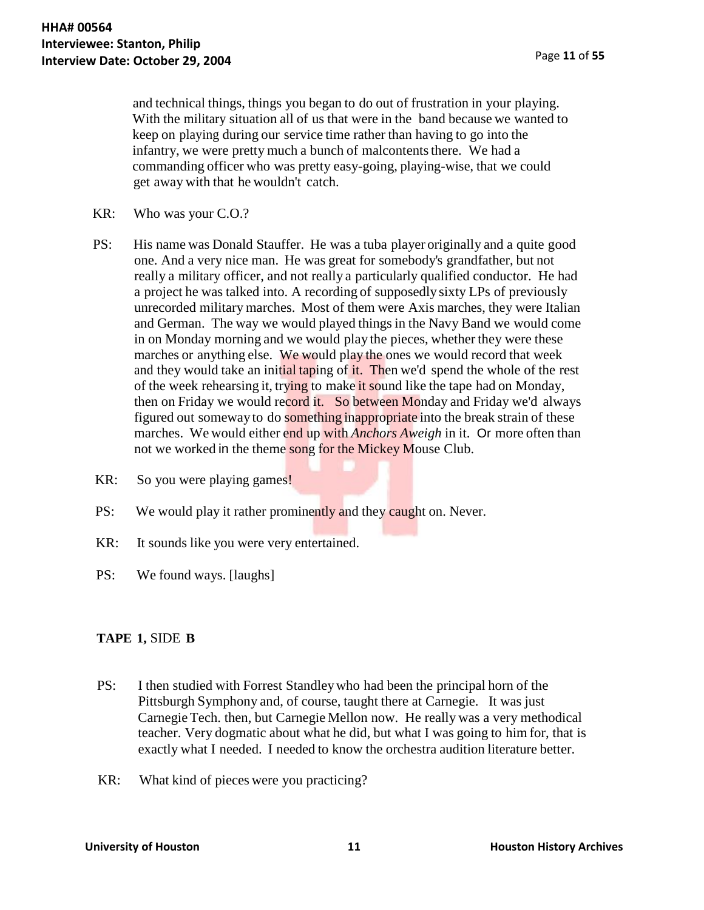and technical things, things you began to do out of frustration in your playing. With the military situation all of us that were in the band because we wanted to keep on playing during our service time rather than having to go into the infantry, we were pretty much a bunch of malcontents there. We had a commanding officer who was pretty easy-going, playing-wise, that we could get away with that he wouldn't catch.

KR: Who was your C.O.?

PS: His name was Donald Stauffer. He was a tuba player originally and a quite good one. And a very nice man. He was great for somebody's grandfather, but not really a military officer, and not really a particularly qualified conductor. He had a project he was talked into. A recording of supposedly sixty LPs of previously unrecorded military marches. Most of them were Axis marches, they were Italian and German. The way we would played things in the Navy Band we would come in on Monday morning and we would play the pieces, whether they were these marches or anything else. We would play the ones we would record that week and they would take an initial taping of it. Then we'd spend the whole of the rest of the week rehearsing it, trying to make it sound like the tape had on Monday, then on Friday we would record it. So between Monday and Friday we'd always figured out someway to do something inappropriate into the break strain of these marches. We would either end up with *Anchors Aweigh* in it. Or more often than not we worked in the theme song for the Mickey Mouse Club.

KR: So you were playing games!

PS: We would play it rather prominently and they caught on. Never.

KR: It sounds like you were very entertained.

PS: We found ways. [laughs]

**TAPE 1,** SIDE **B**

PS: I then studied with Forrest Standley who had been the principal horn of the Pittsburgh Symphony and, of course, taught there at Carnegie. It was just Carnegie Tech. then, but Carnegie Mellon now. He really was a very methodical teacher. Very dogmatic about what he did, but what I was going to him for, that is exactly what I needed. I needed to know the orchestra audition literature better.

KR: What kind of pieces were you practicing?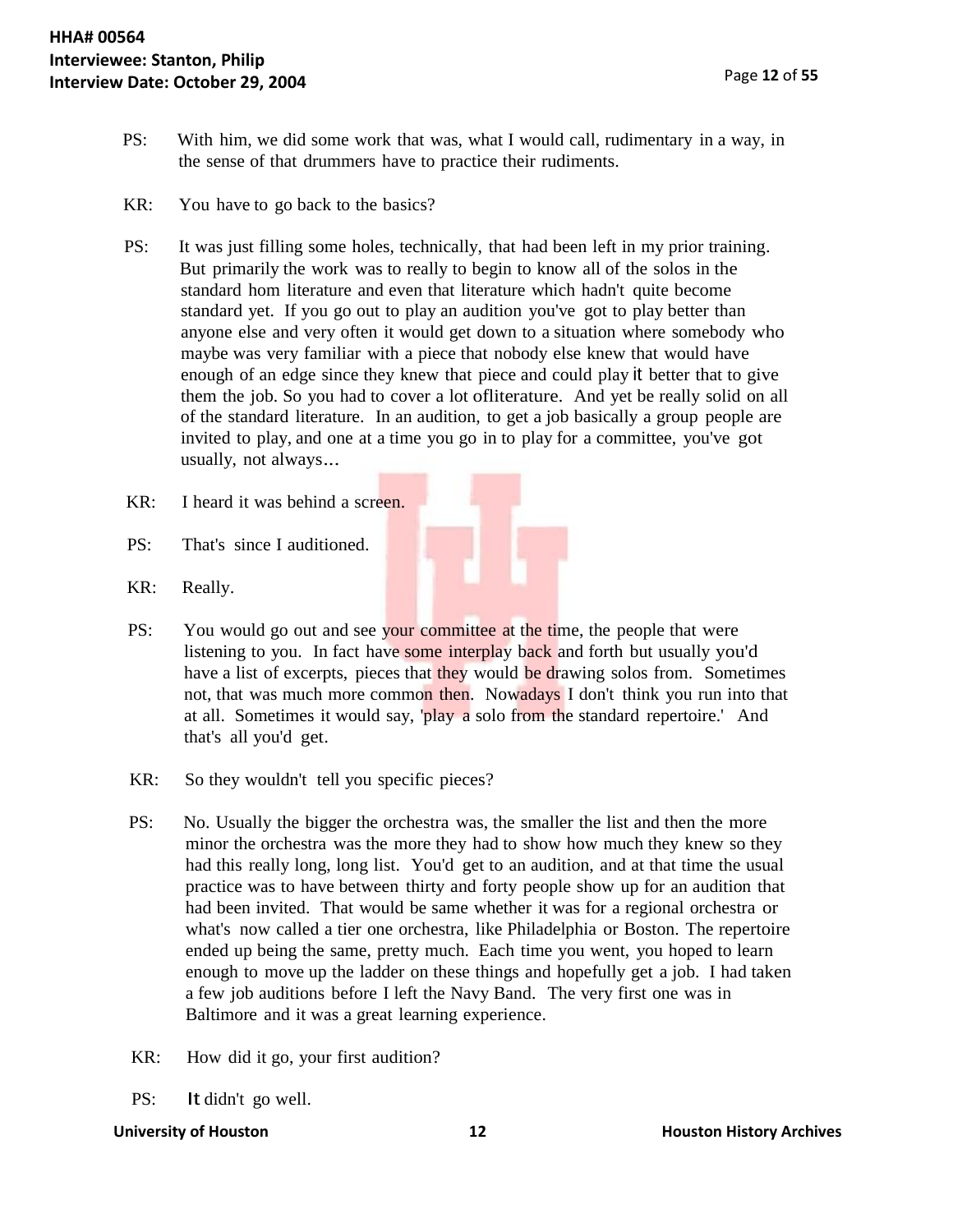PS: With him, we did some work that was, what I would call, rudimentary in a way, in the sense of that drummers have to practice their rudiments.

KR: You have to go back to the basics?

PS: It was just filling some holes, technically, that had been left in my prior training. But primarily the work was to really to begin to know all of the solos in the standard hom literature and even that literature which hadn't quite become standard yet. If you go out to play an audition you've got to play better than anyone else and very often it would get down to a situation where somebody who maybe was very familiar with a piece that nobody else knew that would have enough of an edge since they knew that piece and could play it better that to give them the job. So you had to cover a lot ofliterature. And yet be really solid on all of the standard literature. In an audition, to get a job basically a group people are invited to play, and one at a time you go in to play for a committee, you've got usually, not always...

KR: I heard it was behind a screen.

PS: That's since I auditioned.

KR: Really.

PS: You would go out and see your committee at the time, the people that were listening to you. In fact have some interplay back and forth but usually you'd have a list of excerpts, pieces that they would be drawing solos from. Sometimes not, that was much more common then. Nowadays I don't think you run into that at all. Sometimes it would say, 'play a solo from the standard repertoire.' And that's all you'd get.

KR: So they wouldn't tell you specific pieces?

PS: No. Usually the bigger the orchestra was, the smaller the list and then the more minor the orchestra was the more they had to show how much they knew so they had this really long, long list. You'd get to an audition, and at that time the usual practice was to have between thirty and forty people show up for an audition that had been invited. That would be same whether it was for a regional orchestra or what's now called a tier one orchestra, like Philadelphia or Boston. The repertoire ended up being the same, pretty much. Each time you went, you hoped to learn enough to move up the ladder on these things and hopefully get a job. I had taken a few job auditions before I left the Navy Band. The very first one was in Baltimore and it was a great learning experience.

KR: How did it go, your first audition?

PS: It didn't go well.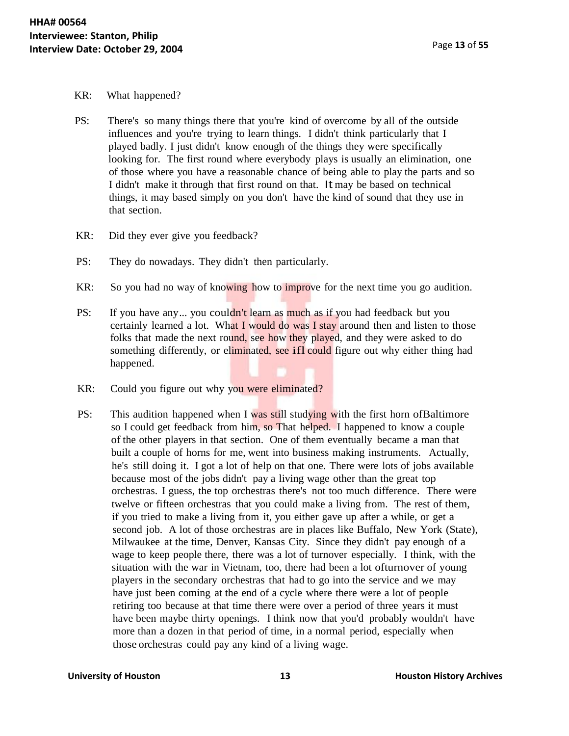KR: What happened?

PS: There's so many things there that you're kind of overcome by all of the outside influences and you're trying to learn things. I didn't think particularly that I played badly. I just didn't know enough of the things they were specifically looking for. The first round where everybody plays is usually an elimination, one of those where you have a reasonable chance of being able to play the parts and so I didn't make it through that first round on that. It may be based on technical things, it may based simply on you don't have the kind of sound that they use in that section.

KR: Did they ever give you feedback?

PS: They do nowadays. They didn't then particularly.

KR: So you had no way of knowing how to improve for the next time you go audition.

PS: If you have any... you couldn't learn as much as if you had feedback but you certainly learned a lot. What I would do was I stay around then and listen to those folks that made the next round, see how they played, and they were asked to do something differently, or eliminated, see ifl could figure out why either thing had happened.

KR: Could you figure out why you were eliminated?

PS: This audition happened when I was still studying with the first horn ofBaltimore so I could get feedback from him, so That helped. I happened to know a couple of the other players in that section. One of them eventually became a man that built a couple of horns for me, went into business making instruments. Actually, he's still doing it. I got a lot of help on that one. There were lots of jobs available because most of the jobs didn't pay a living wage other than the great top orchestras. I guess, the top orchestras there's not too much difference. There were twelve or fifteen orchestras that you could make a living from. The rest of them, if you tried to make a living from it, you either gave up after a while, or get a second job. A lot of those orchestras are in places like Buffalo, New York (State), Milwaukee at the time, Denver, Kansas City. Since they didn't pay enough of a wage to keep people there, there was a lot of turnover especially. I think, with the situation with the war in Vietnam, too, there had been a lot ofturnover of young players in the secondary orchestras that had to go into the service and we may have just been coming at the end of a cycle where there were a lot of people retiring too because at that time there were over a period of three years it must have been maybe thirty openings. I think now that you'd probably wouldn't have more than a dozen in that period of time, in a normal period, especially when those orchestras could pay any kind of a living wage.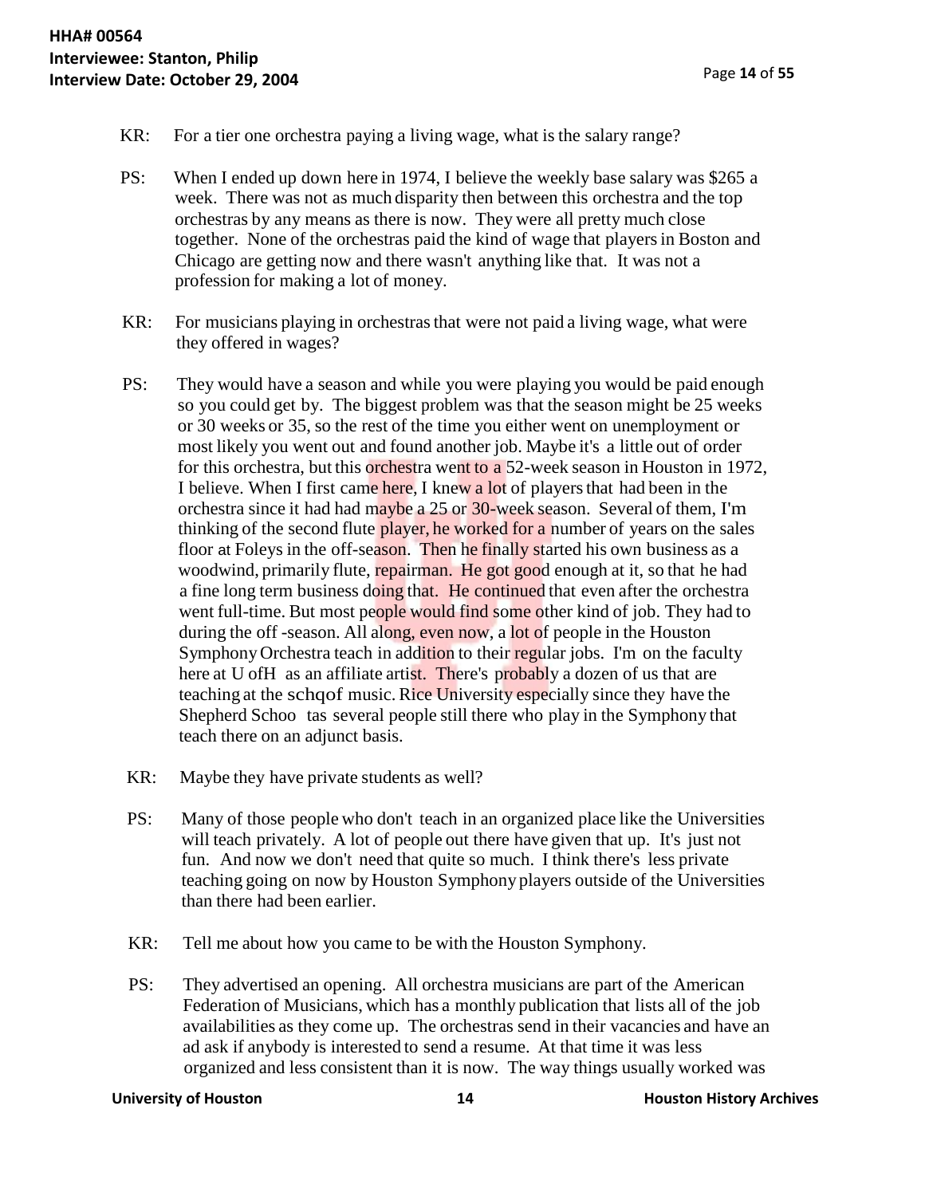KR: For a tier one orchestra paying a living wage, what is the salary range?

PS: When I ended up down here in 1974, I believe the weekly base salary was $265 a week. There was not as much disparity then between this orchestra and the top orchestras by any means as there is now. They were all pretty much close together. None of the orchestras paid the kind of wage that players in Boston and Chicago are getting now and there wasn't anything like that. It was not a profession for making a lot of money.

KR: For musicians playing in orchestras that were not paid a living wage, what were they offered in wages?

PS: They would have a season and while you were playing you would be paid enough so you could get by. The biggest problem was that the season might be 25 weeks or 30 weeks or 35, so the rest of the time you either went on unemployment or most likely you went out and found another job. Maybe it's a little out of order for this orchestra, but this orchestra went to a 52-week season in Houston in 1972, I believe. When I first came here, I knew a lot of players that had been in the orchestra since it had had maybe a 25 or 30-week season. Several of them, I'm thinking of the second flute player, he worked for a number of years on the sales floor at Foleys in the off-season. Then he finally started his own business as a woodwind, primarily flute, repairman. He got good enough at it, so that he had a fine long term business doing that. He continued that even after the orchestra went full-time. But most people would find some other kind of job. They had to during the off -season. All along, even now, a lot of people in the Houston Symphony Orchestra teach in addition to their regular jobs. I'm on the faculty here at U ofH as an affiliate artist. There's probably a dozen of us that are teaching at the schqof music. Rice University especially since they have the Shepherd Schoo tas several people still there who play in the Symphony that teach there on an adjunct basis.

KR: Maybe they have private students as well?

PS: Many of those people who don't teach in an organized place like the Universities will teach privately. A lot of people out there have given that up. It's just not fun. And now we don't need that quite so much. I think there's less private teaching going on now by Houston Symphony players outside of the Universities than there had been earlier.

KR: Tell me about how you came to be with the Houston Symphony.

PS: They advertised an opening. All orchestra musicians are part of the American Federation of Musicians, which has a monthly publication that lists all of the job availabilities as they come up. The orchestras send in their vacancies and have an ad ask if anybody is interested to send a resume. At that time it was less organized and less consistent than it is now. The way things usually worked was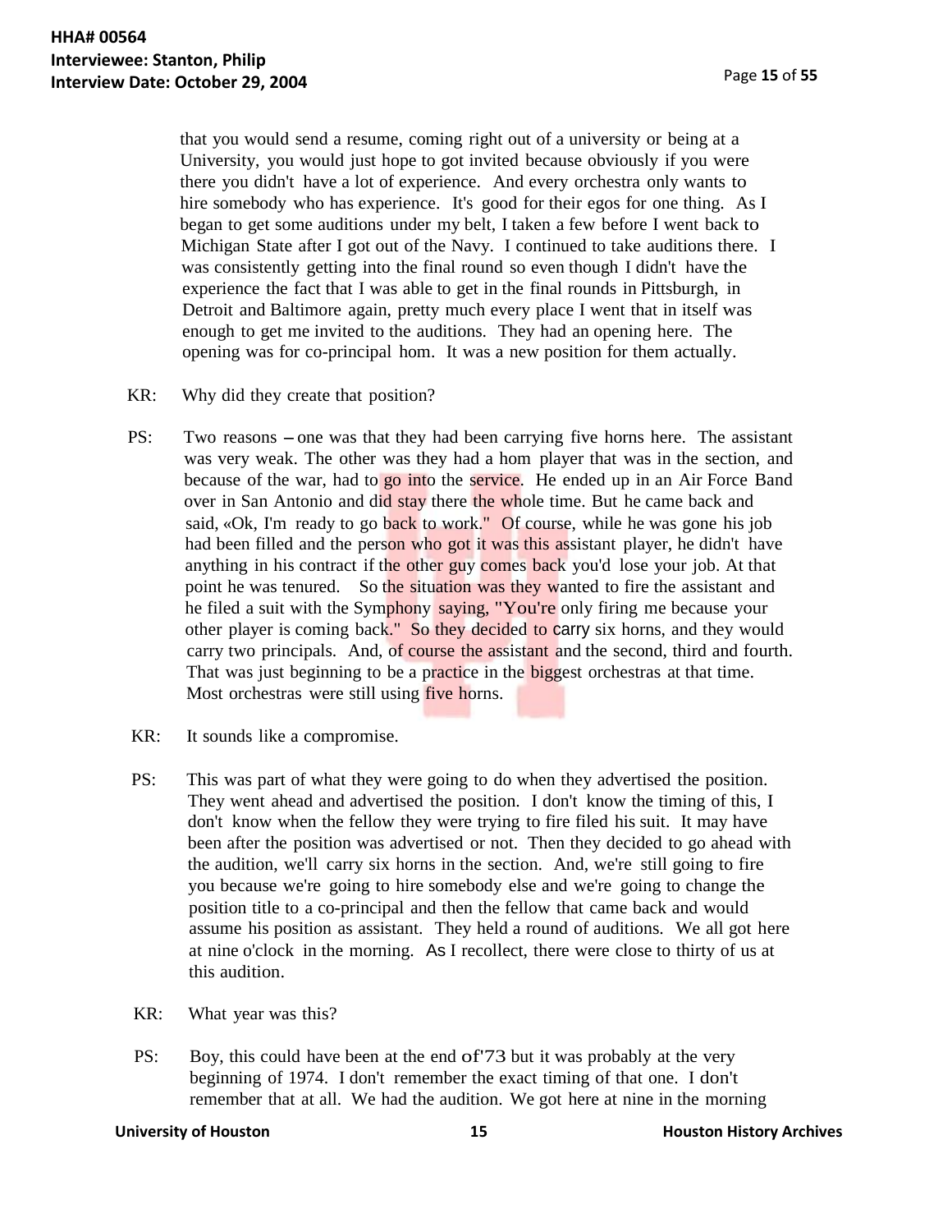that you would send a resume, coming right out of a university or being at a University, you would just hope to got invited because obviously if you were there you didn't have a lot of experience. And every orchestra only wants to hire somebody who has experience. It's good for their egos for one thing. As I began to get some auditions under my belt, I taken a few before I went back to Michigan State after I got out of the Navy. I continued to take auditions there. I was consistently getting into the final round so even though I didn't have the experience the fact that I was able to get in the final rounds in Pittsburgh, in Detroit and Baltimore again, pretty much every place I went that in itself was enough to get me invited to the auditions. They had an opening here. The opening was for co-principal hom. It was a new position for them actually.

KR: Why did they create that position?

PS: Two reasons – one was that they had been carrying five horns here. The assistant was very weak. The other was they had a hom player that was in the section, and because of the war, had to go into the service. He ended up in an Air Force Band over in San Antonio and did stay there the whole time. But he came back and said, «Ok, I'm ready to go back to work." Of course, while he was gone his job had been filled and the person who got it was this assistant player, he didn't have anything in his contract if the other guy comes back you'd lose your job. At that point he was tenured. So the situation was they wanted to fire the assistant and he filed a suit with the Symphony saying, "You're only firing me because your other player is coming back." So they decided to carry six horns, and they would carry two principals. And, of course the assistant and the second, third and fourth. That was just beginning to be a practice in the biggest orchestras at that time. Most orchestras were still using five horns.

KR: It sounds like a compromise.

PS: This was part of what they were going to do when they advertised the position. They went ahead and advertised the position. I don't know the timing of this, I don't know when the fellow they were trying to fire filed his suit. It may have been after the position was advertised or not. Then they decided to go ahead with the audition, we'll carry six horns in the section. And, we're still going to fire you because we're going to hire somebody else and we're going to change the position title to a co-principal and then the fellow that came back and would assume his position as assistant. They held a round of auditions. We all got here at nine o'clock in the morning. As I recollect, there were close to thirty of us at this audition.

KR: What year was this?

PS: Boy, this could have been at the end of'73 but it was probably at the very beginning of 1974. I don't remember the exact timing of that one. I don't remember that at all. We had the audition. We got here at nine in the morning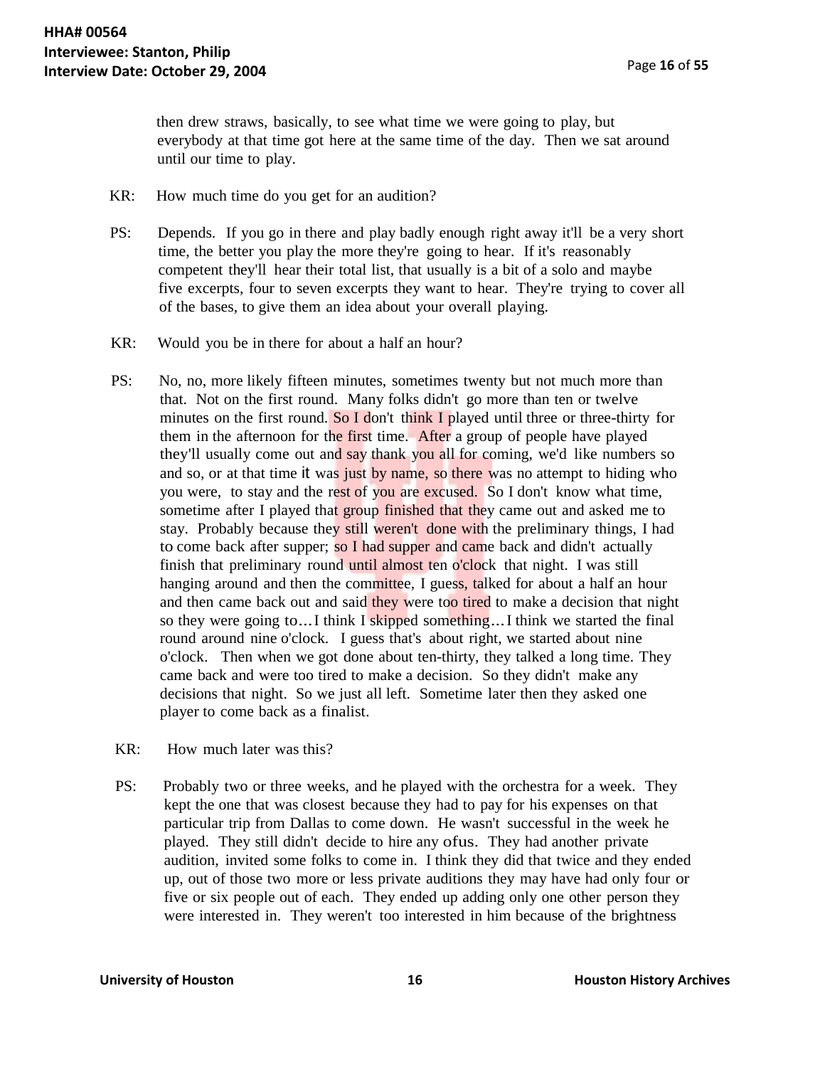then drew straws, basically, to see what time we were going to play, but everybody at that time got here at the same time of the day. Then we sat around until our time to play.

KR: How much time do you get for an audition?

PS: Depends. If you go in there and play badly enough right away it'll be a very short time, the better you play the more they're going to hear. If it's reasonably competent they'll hear their total list, that usually is a bit of a solo and maybe five excerpts, four to seven excerpts they want to hear. They're trying to cover all of the bases, to give them an idea about your overall playing.

KR: Would you be in there for about a half an hour?

PS: No, no, more likely fifteen minutes, sometimes twenty but not much more than that. Not on the first round. Many folks didn't go more than ten or twelve minutes on the first round. So I don't think I played until three or three-thirty for them in the afternoon for the first time. After a group of people have played they'll usually come out and say thank you all for coming, we'd like numbers so and so, or at that time it was just by name, so there was no attempt to hiding who you were, to stay and the rest of you are excused. So I don't know what time, sometime after I played that group finished that they came out and asked me to stay. Probably because they still weren't done with the preliminary things, I had to come back after supper; so I had supper and came back and didn't actually finish that preliminary round until almost ten o'clock that night. I was still hanging around and then the committee, I guess, talked for about a half an hour and then came back out and said they were too tired to make a decision that night so they were going to…I think I skipped something…I think we started the final round around nine o'clock. I guess that's about right, we started about nine o'clock. Then when we got done about ten-thirty, they talked a long time. They came back and were too tired to make a decision. So they didn't make any decisions that night. So we just all left. Sometime later then they asked one player to come back as a finalist.

KR: How much later was this?

PS: Probably two or three weeks, and he played with the orchestra for a week. They kept the one that was closest because they had to pay for his expenses on that particular trip from Dallas to come down. He wasn't successful in the week he played. They still didn't decide to hire any ofus. They had another private audition, invited some folks to come in. I think they did that twice and they ended up, out of those two more or less private auditions they may have had only four or five or six people out of each. They ended up adding only one other person they were interested in. They weren't too interested in him because of the brightness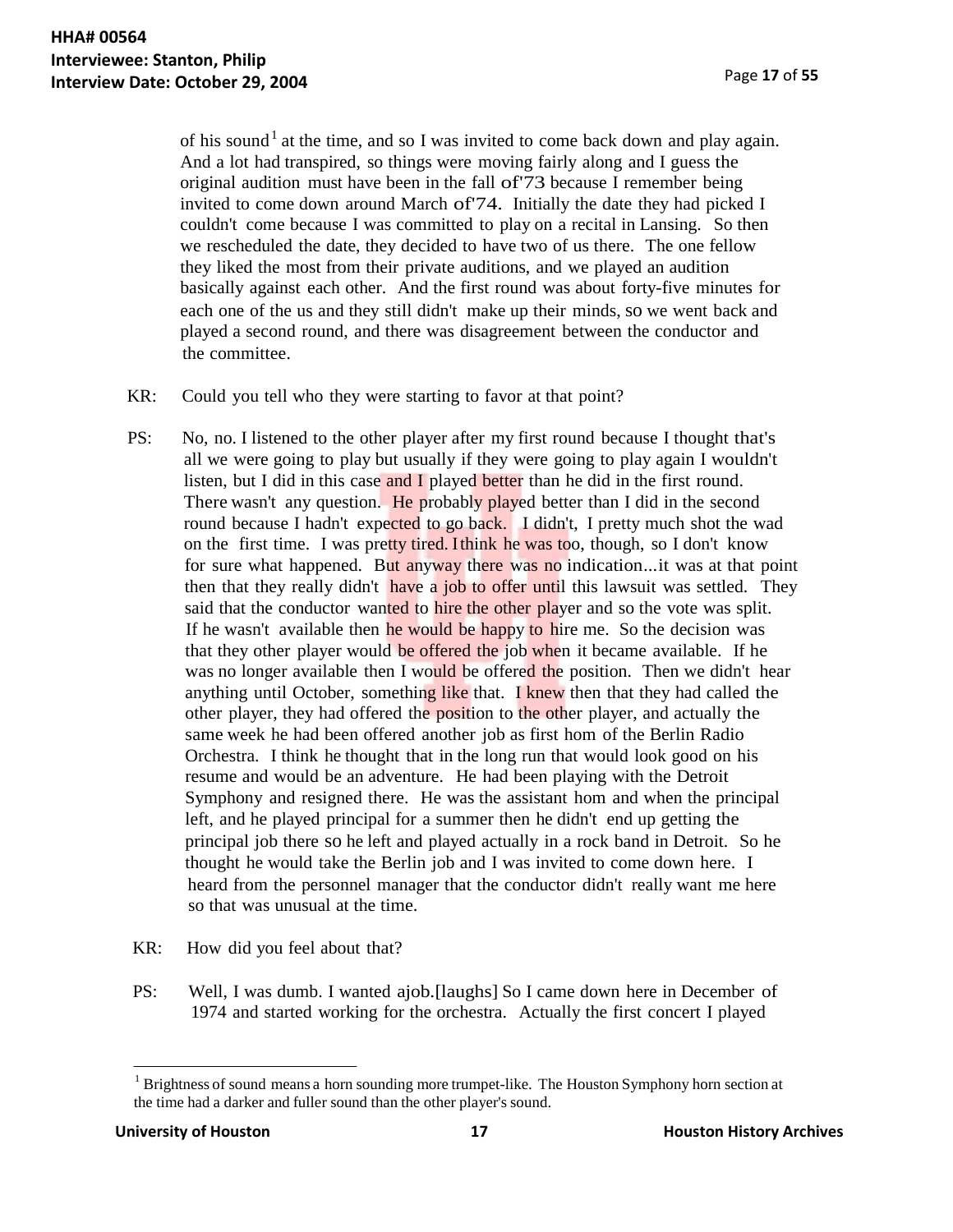of his sound[1] at the time, and so I was invited to come back down and play again. And a lot had transpired, so things were moving fairly along and I guess the original audition must have been in the fall of'73 because I remember being invited to come down around March of'74. Initially the date they had picked I couldn't come because I was committed to play on a recital in Lansing. So then we rescheduled the date, they decided to have two of us there. The one fellow they liked the most from their private auditions, and we played an audition basically against each other. And the first round was about forty-five minutes for each one of the us and they still didn't make up their minds, so we went back and played a second round, and there was disagreement between the conductor and the committee.

KR: Could you tell who they were starting to favor at that point?

PS: No, no. I listened to the other player after my first round because I thought that's all we were going to play but usually if they were going to play again I wouldn't listen, but I did in this case and I played better than he did in the first round. There wasn't any question. He probably played better than I did in the second round because I hadn't expected to go back. I didn't, I pretty much shot the wad on the first time. I was pretty tired. I think he was too, though, so I don't know for sure what happened. But anyway there was no indication...it was at that point then that they really didn't have a job to offer until this lawsuit was settled. They said that the conductor wanted to hire the other player and so the vote was split. If he wasn't available then he would be happy to hire me. So the decision was that they other player would be offered the job when it became available. If he was no longer available then I would be offered the position. Then we didn't hear anything until October, something like that. I knew then that they had called the other player, they had offered the position to the other player, and actually the same week he had been offered another job as first hom of the Berlin Radio Orchestra. I think he thought that in the long run that would look good on his resume and would be an adventure. He had been playing with the Detroit Symphony and resigned there. He was the assistant hom and when the principal left, and he played principal for a summer then he didn't end up getting the principal job there so he left and played actually in a rock band in Detroit. So he thought he would take the Berlin job and I was invited to come down here. I heard from the personnel manager that the conductor didn't really want me here so that was unusual at the time.

KR: How did you feel about that?

PS: Well, I was dumb. I wanted ajob.[laughs] So I came down here in December of 1974 and started working for the orchestra. Actually the first concert I played

---

[1] Brightness of sound means a horn sounding more trumpet-like. The Houston Symphony horn section at the time had a darker and fuller sound than the other player's sound.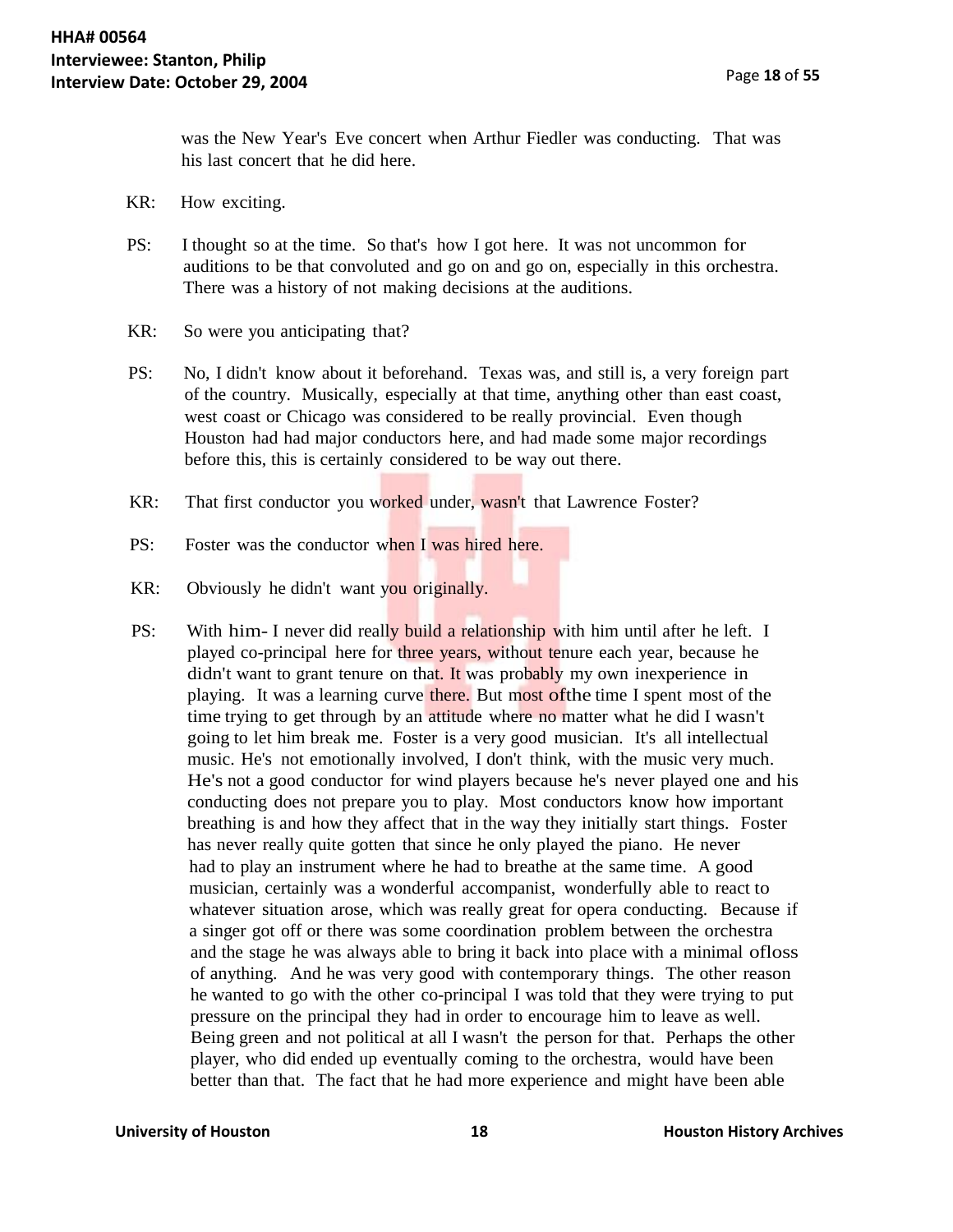was the New Year's Eve concert when Arthur Fiedler was conducting. That was his last concert that he did here.

KR: How exciting.

PS: I thought so at the time. So that's how I got here. It was not uncommon for auditions to be that convoluted and go on and go on, especially in this orchestra. There was a history of not making decisions at the auditions.

KR: So were you anticipating that?

PS: No, I didn't know about it beforehand. Texas was, and still is, a very foreign part of the country. Musically, especially at that time, anything other than east coast, west coast or Chicago was considered to be really provincial. Even though Houston had had major conductors here, and had made some major recordings before this, this is certainly considered to be way out there.

KR: That first conductor you worked under, wasn't that Lawrence Foster?

PS: Foster was the conductor when I was hired here.

KR: Obviously he didn't want you originally.

PS: With him- I never did really build a relationship with him until after he left. I played co-principal here for three years, without tenure each year, because he didn't want to grant tenure on that. It was probably my own inexperience in playing. It was a learning curve there. But most ofthe time I spent most of the time trying to get through by an attitude where no matter what he did I wasn't going to let him break me. Foster is a very good musician. It's all intellectual music. He's not emotionally involved, I don't think, with the music very much. He's not a good conductor for wind players because he's never played one and his conducting does not prepare you to play. Most conductors know how important breathing is and how they affect that in the way they initially start things. Foster has never really quite gotten that since he only played the piano. He never had to play an instrument where he had to breathe at the same time. A good musician, certainly was a wonderful accompanist, wonderfully able to react to whatever situation arose, which was really great for opera conducting. Because if a singer got off or there was some coordination problem between the orchestra and the stage he was always able to bring it back into place with a minimal ofloss of anything. And he was very good with contemporary things. The other reason he wanted to go with the other co-principal I was told that they were trying to put pressure on the principal they had in order to encourage him to leave as well. Being green and not political at all I wasn't the person for that. Perhaps the other player, who did ended up eventually coming to the orchestra, would have been better than that. The fact that he had more experience and might have been able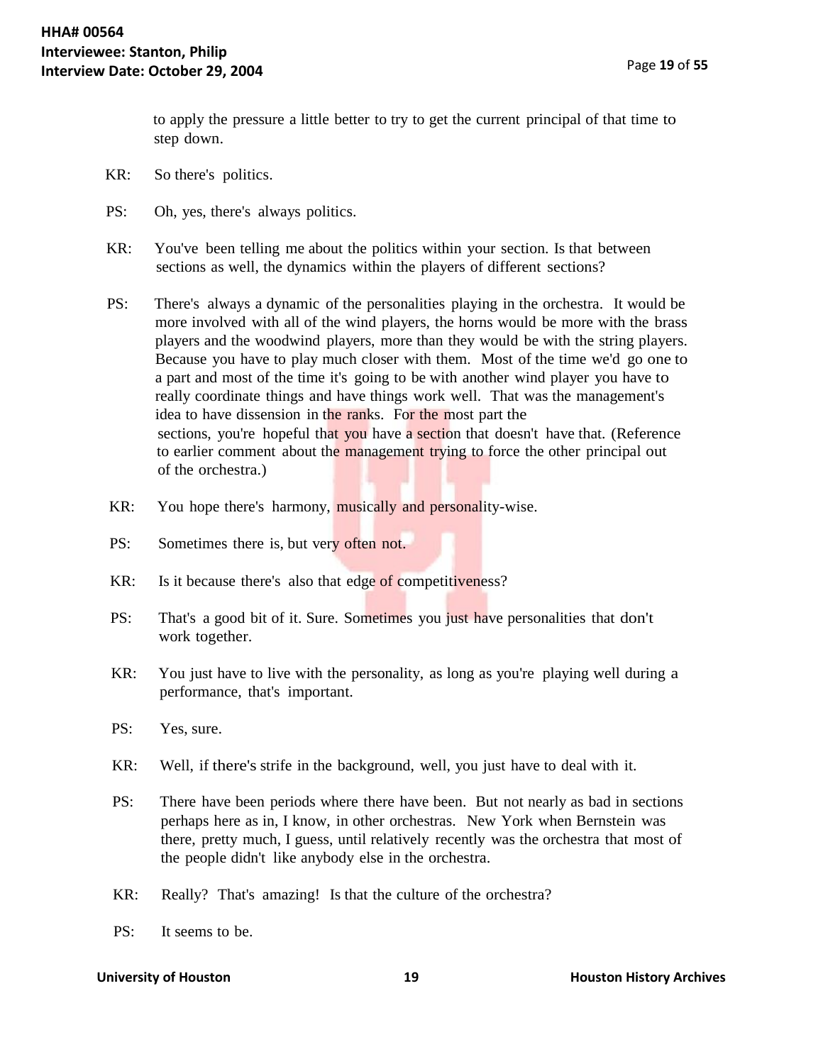to apply the pressure a little better to try to get the current principal of that time to step down.

KR: So there's politics.

PS: Oh, yes, there's always politics.

KR: You've been telling me about the politics within your section. Is that between sections as well, the dynamics within the players of different sections?

PS: There's always a dynamic of the personalities playing in the orchestra. It would be more involved with all of the wind players, the horns would be more with the brass players and the woodwind players, more than they would be with the string players. Because you have to play much closer with them. Most of the time we'd go one to a part and most of the time it's going to be with another wind player you have to really coordinate things and have things work well. That was the management's idea to have dissension in the ranks. For the most part the sections, you're hopeful that you have a section that doesn't have that. (Reference to earlier comment about the management trying to force the other principal out of the orchestra.)

KR: You hope there's harmony, musically and personality-wise.

PS: Sometimes there is, but very often not.

KR: Is it because there's also that edge of competitiveness?

PS: That's a good bit of it. Sure. Sometimes you just have personalities that don't work together.

KR: You just have to live with the personality, as long as you're playing well during a performance, that's important.

PS: Yes, sure.

KR: Well, if there's strife in the background, well, you just have to deal with it.

PS: There have been periods where there have been. But not nearly as bad in sections perhaps here as in, I know, in other orchestras. New York when Bernstein was there, pretty much, I guess, until relatively recently was the orchestra that most of the people didn't like anybody else in the orchestra.

KR: Really? That's amazing! Is that the culture of the orchestra?

PS: It seems to be.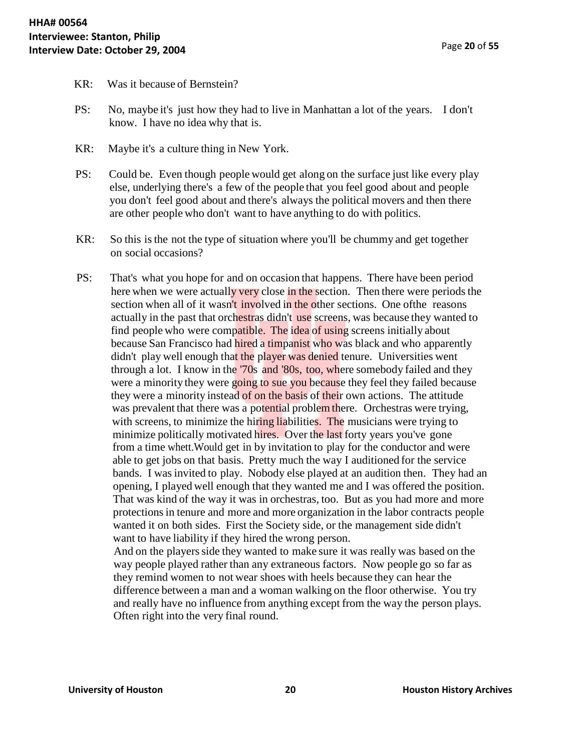KR: Was it because of Bernstein?

PS: No, maybe it's just how they had to live in Manhattan a lot of the years. I don't know. I have no idea why that is.

KR: Maybe it's a culture thing in New York.

PS: Could be. Even though people would get along on the surface just like every play else, underlying there's a few of the people that you feel good about and people you don't feel good about and there's always the political movers and then there are other people who don't want to have anything to do with politics.

KR: So this is the not the type of situation where you'll be chummy and get together on social occasions?

PS: That's what you hope for and on occasion that happens. There have been period here when we were actually very close in the section. Then there were periods the section when all of it wasn't involved in the other sections. One ofthe reasons actually in the past that orchestras didn't use screens, was because they wanted to find people who were compatible. The idea of using screens initially about because San Francisco had hired a timpanist who was black and who apparently didn't play well enough that the player was denied tenure. Universities went through a lot. I know in the '70s and '80s, too, where somebody failed and they were a minority they were going to sue you because they feel they failed because they were a minority instead of on the basis of their own actions. The attitude was prevalent that there was a potential problem there. Orchestras were trying, with screens, to minimize the hiring liabilities. The musicians were trying to minimize politically motivated hires. Over the last forty years you've gone from a time whett.Would get in by invitation to play for the conductor and were able to get jobs on that basis. Pretty much the way I auditioned for the service bands. I was invited to play. Nobody else played at an audition then. They had an opening, I played well enough that they wanted me and I was offered the position. That was kind of the way it was in orchestras, too. But as you had more and more protections in tenure and more and more organization in the labor contracts people wanted it on both sides. First the Society side, or the management side didn't want to have liability if they hired the wrong person.
And on the players side they wanted to make sure it was really was based on the way people played rather than any extraneous factors. Now people go so far as they remind women to not wear shoes with heels because they can hear the difference between a man and a woman walking on the floor otherwise. You try and really have no influence from anything except from the way the person plays. Often right into the very final round.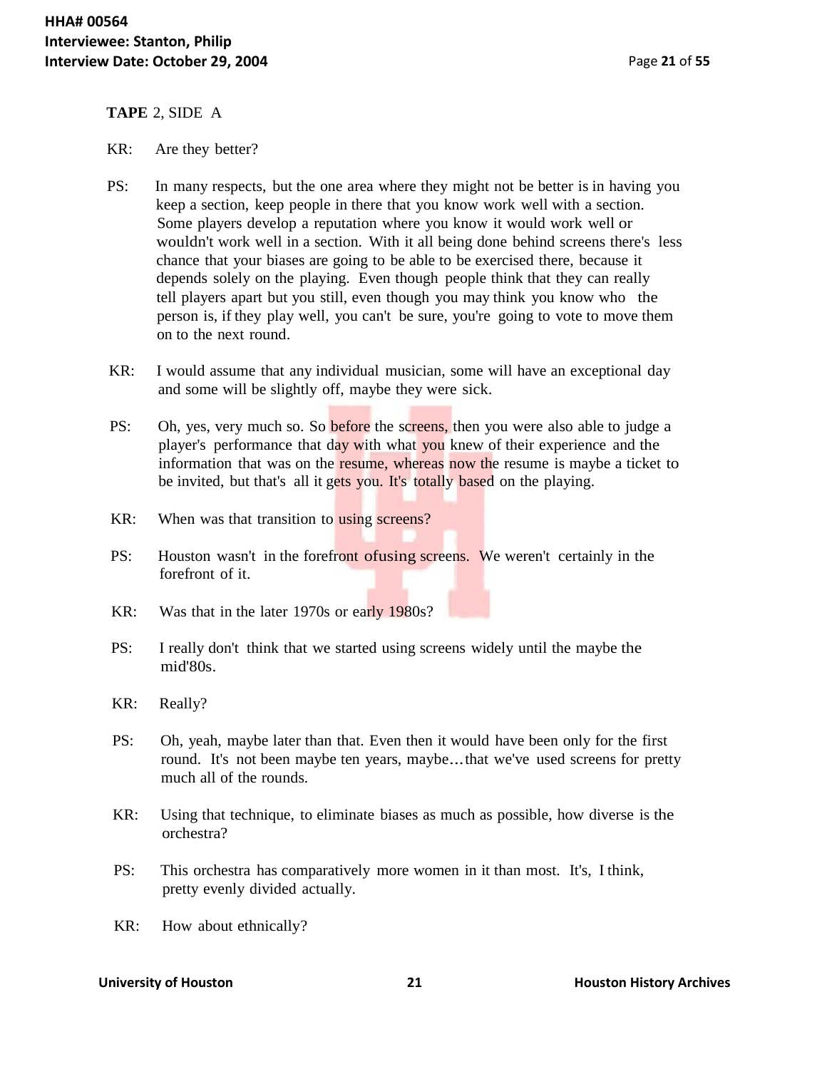**TAPE** 2, SIDE A

KR: Are they better?

PS: In many respects, but the one area where they might not be better is in having you keep a section, keep people in there that you know work well with a section. Some players develop a reputation where you know it would work well or wouldn't work well in a section. With it all being done behind screens there's less chance that your biases are going to be able to be exercised there, because it depends solely on the playing. Even though people think that they can really tell players apart but you still, even though you may think you know who the person is, if they play well, you can't be sure, you're going to vote to move them on to the next round.

KR: I would assume that any individual musician, some will have an exceptional day and some will be slightly off, maybe they were sick.

PS: Oh, yes, very much so. So before the screens, then you were also able to judge a player's performance that day with what you knew of their experience and the information that was on the resume, whereas now the resume is maybe a ticket to be invited, but that's all it gets you. It's totally based on the playing.

KR: When was that transition to using screens?

PS: Houston wasn't in the forefront ofusing screens. We weren't certainly in the forefront of it.

KR: Was that in the later 1970s or early 1980s?

PS: I really don't think that we started using screens widely until the maybe the mid'80s.

KR: Really?

PS: Oh, yeah, maybe later than that. Even then it would have been only for the first round. It's not been maybe ten years, maybe…that we've used screens for pretty much all of the rounds.

KR: Using that technique, to eliminate biases as much as possible, how diverse is the orchestra?

PS: This orchestra has comparatively more women in it than most. It's, I think, pretty evenly divided actually.

KR: How about ethnically?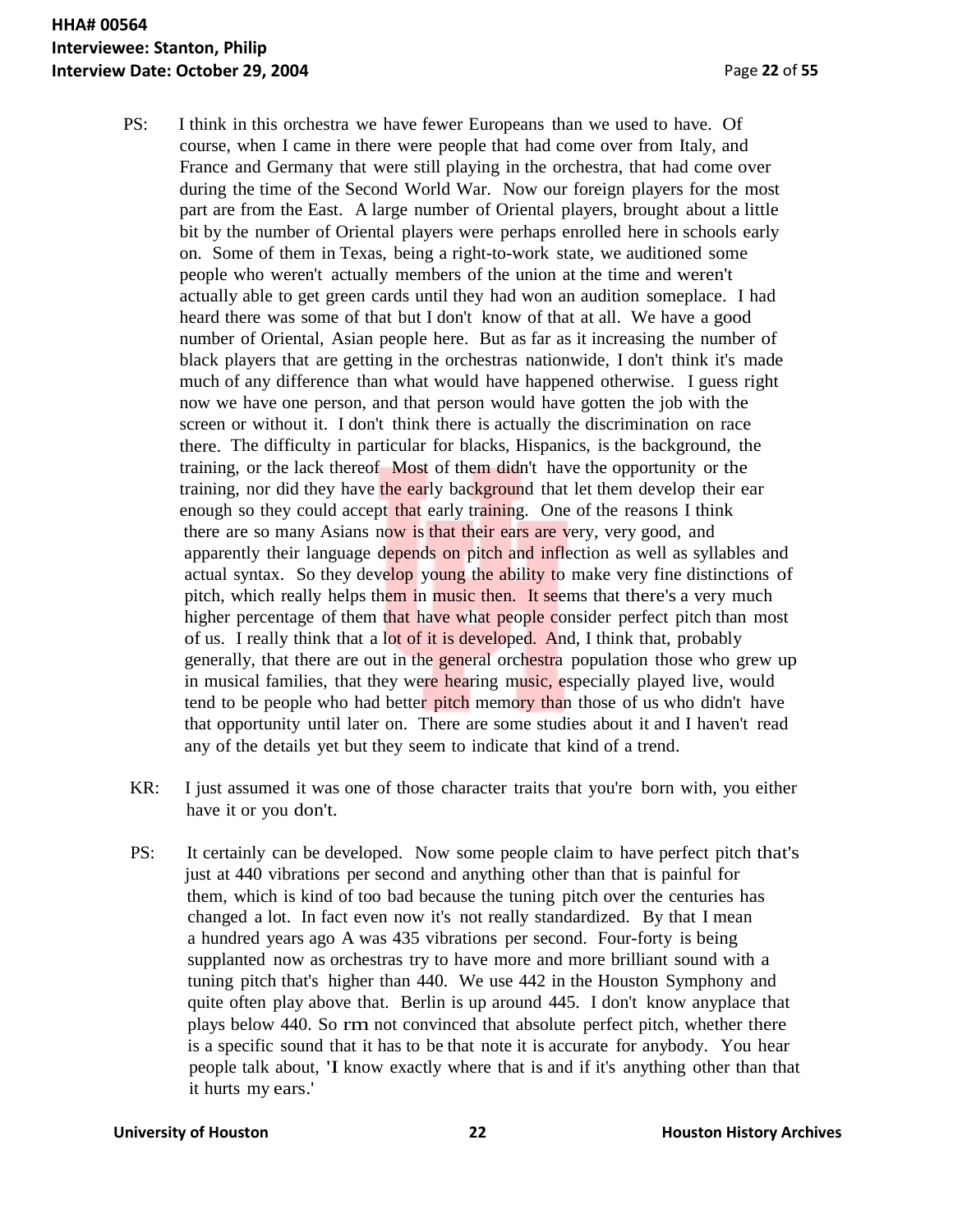PS: I think in this orchestra we have fewer Europeans than we used to have. Of course, when I came in there were people that had come over from Italy, and France and Germany that were still playing in the orchestra, that had come over during the time of the Second World War. Now our foreign players for the most part are from the East. A large number of Oriental players, brought about a little bit by the number of Oriental players were perhaps enrolled here in schools early on. Some of them in Texas, being a right-to-work state, we auditioned some people who weren't actually members of the union at the time and weren't actually able to get green cards until they had won an audition someplace. I had heard there was some of that but I don't know of that at all. We have a good number of Oriental, Asian people here. But as far as it increasing the number of black players that are getting in the orchestras nationwide, I don't think it's made much of any difference than what would have happened otherwise. I guess right now we have one person, and that person would have gotten the job with the screen or without it. I don't think there is actually the discrimination on race there. The difficulty in particular for blacks, Hispanics, is the background, the training, or the lack thereof Most of them didn't have the opportunity or the training, nor did they have the early background that let them develop their ear enough so they could accept that early training. One of the reasons I think there are so many Asians now is that their ears are very, very good, and apparently their language depends on pitch and inflection as well as syllables and actual syntax. So they develop young the ability to make very fine distinctions of pitch, which really helps them in music then. It seems that there's a very much higher percentage of them that have what people consider perfect pitch than most of us. I really think that a lot of it is developed. And, I think that, probably generally, that there are out in the general orchestra population those who grew up in musical families, that they were hearing music, especially played live, would tend to be people who had better pitch memory than those of us who didn't have that opportunity until later on. There are some studies about it and I haven't read any of the details yet but they seem to indicate that kind of a trend.

KR: I just assumed it was one of those character traits that you're born with, you either have it or you don't.

PS: It certainly can be developed. Now some people claim to have perfect pitch that's just at 440 vibrations per second and anything other than that is painful for them, which is kind of too bad because the tuning pitch over the centuries has changed a lot. In fact even now it's not really standardized. By that I mean a hundred years ago A was 435 vibrations per second. Four-forty is being supplanted now as orchestras try to have more and more brilliant sound with a tuning pitch that's higher than 440. We use 442 in the Houston Symphony and quite often play above that. Berlin is up around 445. I don't know anyplace that plays below 440. So I'm not convinced that absolute perfect pitch, whether there is a specific sound that it has to be that note it is accurate for anybody. You hear people talk about, 'I know exactly where that is and if it's anything other than that it hurts my ears.'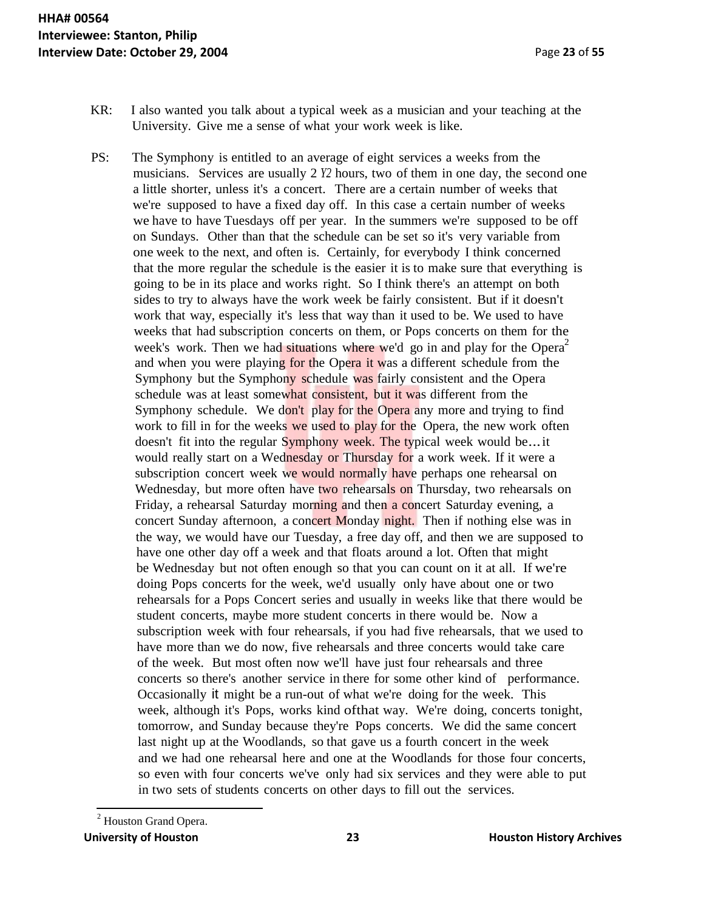KR: I also wanted you talk about a typical week as a musician and your teaching at the University. Give me a sense of what your work week is like.

PS: The Symphony is entitled to an average of eight services a weeks from the musicians. Services are usually 2 Y2 hours, two of them in one day, the second one a little shorter, unless it's a concert. There are a certain number of weeks that we're supposed to have a fixed day off. In this case a certain number of weeks we have to have Tuesdays off per year. In the summers we're supposed to be off on Sundays. Other than that the schedule can be set so it's very variable from one week to the next, and often is. Certainly, for everybody I think concerned that the more regular the schedule is the easier it is to make sure that everything is going to be in its place and works right. So I think there's an attempt on both sides to try to always have the work week be fairly consistent. But if it doesn't work that way, especially it's less that way than it used to be. We used to have weeks that had subscription concerts on them, or Pops concerts on them for the week's work. Then we had situations where we'd go in and play for the Opera[2] and when you were playing for the Opera it was a different schedule from the Symphony but the Symphony schedule was fairly consistent and the Opera schedule was at least somewhat consistent, but it was different from the Symphony schedule. We don't play for the Opera any more and trying to find work to fill in for the weeks we used to play for the Opera, the new work often doesn't fit into the regular Symphony week. The typical week would be... it would really start on a Wednesday or Thursday for a work week. If it were a subscription concert week we would normally have perhaps one rehearsal on Wednesday, but more often have two rehearsals on Thursday, two rehearsals on Friday, a rehearsal Saturday morning and then a concert Saturday evening, a concert Sunday afternoon, a concert Monday night. Then if nothing else was in the way, we would have our Tuesday, a free day off, and then we are supposed to have one other day off a week and that floats around a lot. Often that might be Wednesday but not often enough so that you can count on it at all. If we're doing Pops concerts for the week, we'd usually only have about one or two rehearsals for a Pops Concert series and usually in weeks like that there would be student concerts, maybe more student concerts in there would be. Now a subscription week with four rehearsals, if you had five rehearsals, that we used to have more than we do now, five rehearsals and three concerts would take care of the week. But most often now we'll have just four rehearsals and three concerts so there's another service in there for some other kind of performance. Occasionally it might be a run-out of what we're doing for the week. This week, although it's Pops, works kind ofthat way. We're doing, concerts tonight, tomorrow, and Sunday because they're Pops concerts. We did the same concert last night up at the Woodlands, so that gave us a fourth concert in the week and we had one rehearsal here and one at the Woodlands for those four concerts, so even with four concerts we've only had six services and they were able to put in two sets of students concerts on other days to fill out the services.

[2] Houston Grand Opera.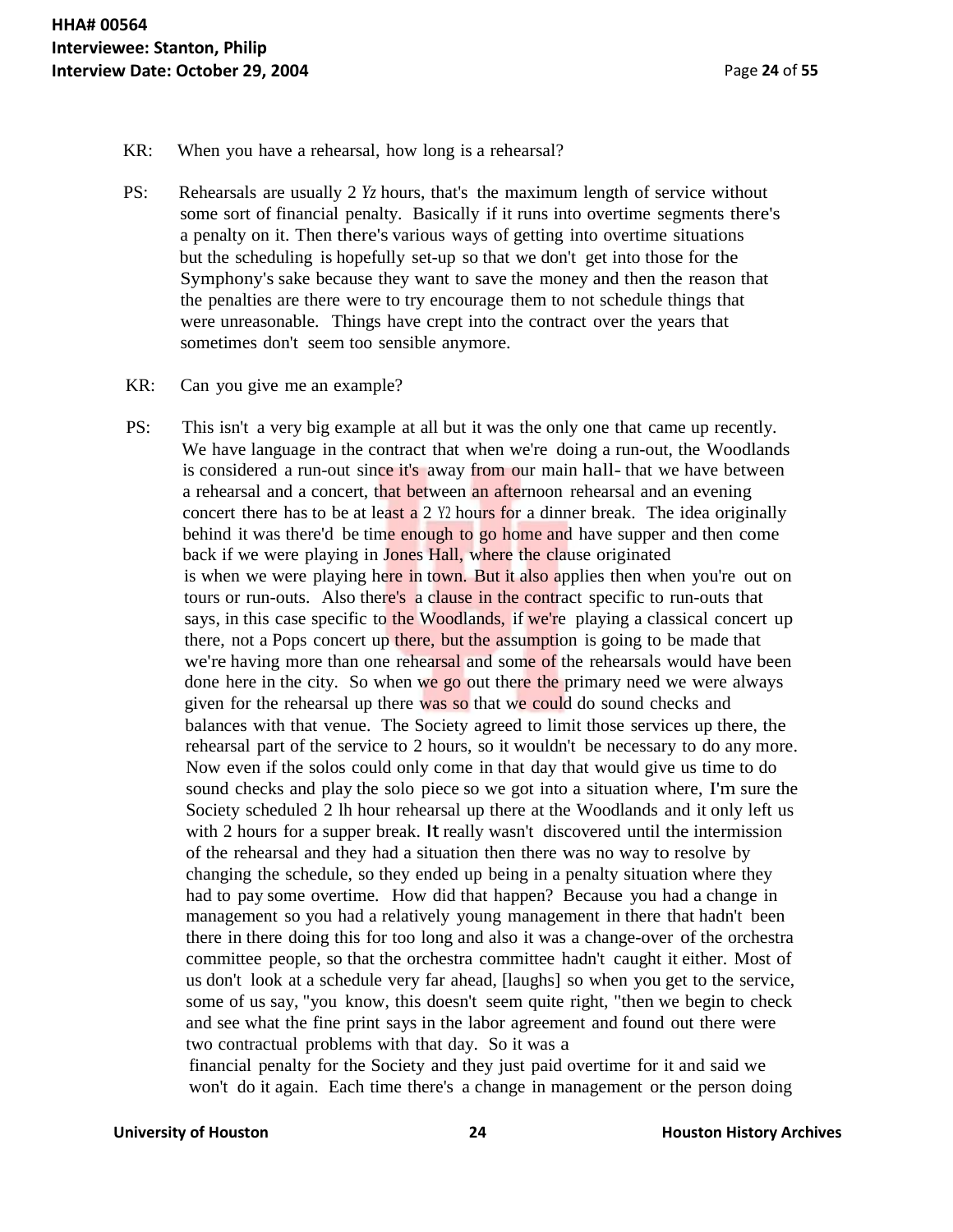KR: When you have a rehearsal, how long is a rehearsal?

PS: Rehearsals are usually 2 Yz hours, that's the maximum length of service without some sort of financial penalty. Basically if it runs into overtime segments there's a penalty on it. Then there's various ways of getting into overtime situations but the scheduling is hopefully set-up so that we don't get into those for the Symphony's sake because they want to save the money and then the reason that the penalties are there were to try encourage them to not schedule things that were unreasonable. Things have crept into the contract over the years that sometimes don't seem too sensible anymore.

KR: Can you give me an example?

PS: This isn't a very big example at all but it was the only one that came up recently. We have language in the contract that when we're doing a run-out, the Woodlands is considered a run-out since it's away from our main hall- that we have between a rehearsal and a concert, that between an afternoon rehearsal and an evening concert there has to be at least a 2 Y2 hours for a dinner break. The idea originally behind it was there'd be time enough to go home and have supper and then come back if we were playing in Jones Hall, where the clause originated is when we were playing here in town. But it also applies then when you're out on tours or run-outs. Also there's a clause in the contract specific to run-outs that says, in this case specific to the Woodlands, if we're playing a classical concert up there, not a Pops concert up there, but the assumption is going to be made that we're having more than one rehearsal and some of the rehearsals would have been done here in the city. So when we go out there the primary need we were always given for the rehearsal up there was so that we could do sound checks and balances with that venue. The Society agreed to limit those services up there, the rehearsal part of the service to 2 hours, so it wouldn't be necessary to do any more. Now even if the solos could only come in that day that would give us time to do sound checks and play the solo piece so we got into a situation where, I'm sure the Society scheduled 2 lh hour rehearsal up there at the Woodlands and it only left us with 2 hours for a supper break. It really wasn't discovered until the intermission of the rehearsal and they had a situation then there was no way to resolve by changing the schedule, so they ended up being in a penalty situation where they had to pay some overtime. How did that happen? Because you had a change in management so you had a relatively young management in there that hadn't been there in there doing this for too long and also it was a change-over of the orchestra committee people, so that the orchestra committee hadn't caught it either. Most of us don't look at a schedule very far ahead, [laughs] so when you get to the service, some of us say, "you know, this doesn't seem quite right, "then we begin to check and see what the fine print says in the labor agreement and found out there were two contractual problems with that day. So it was a financial penalty for the Society and they just paid overtime for it and said we won't do it again. Each time there's a change in management or the person doing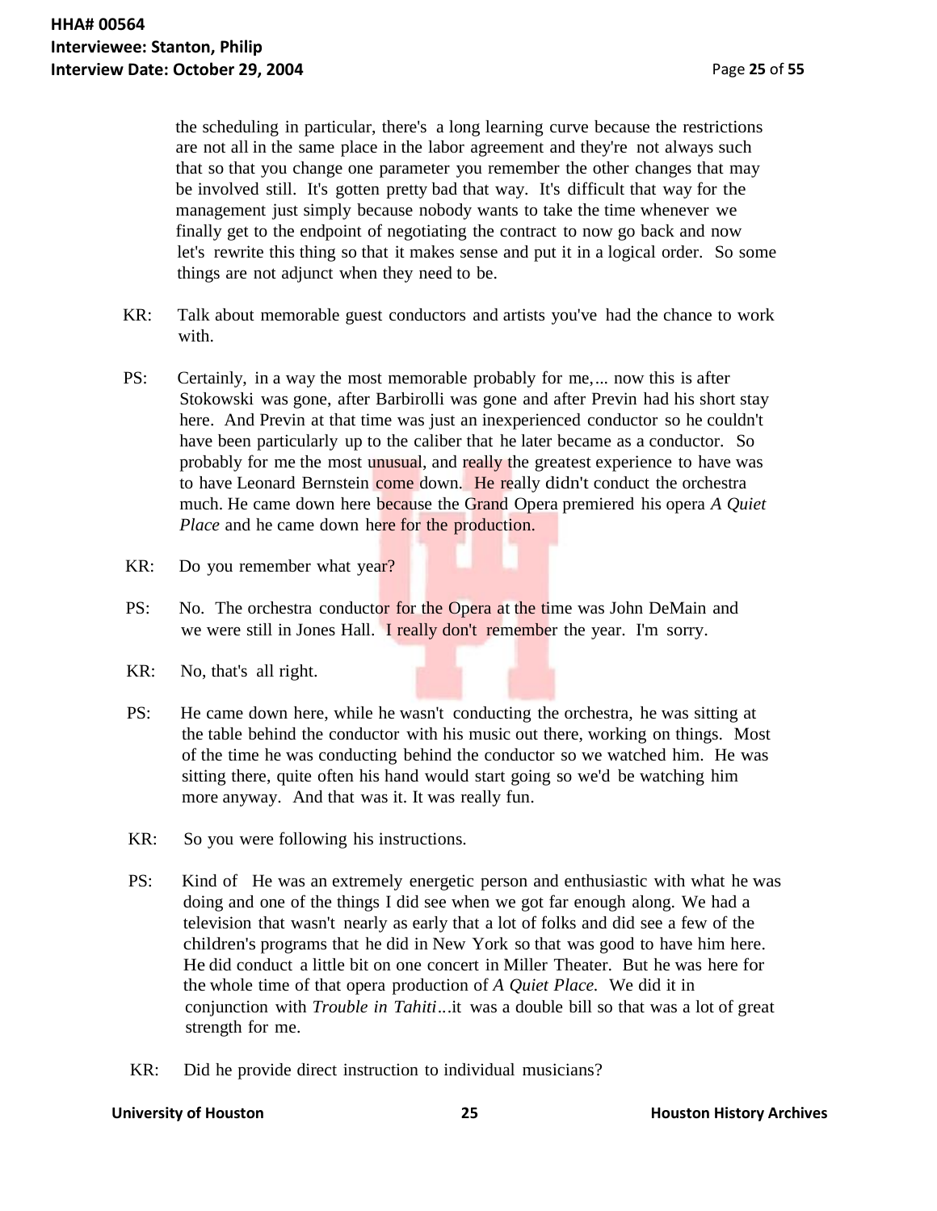the scheduling in particular, there's a long learning curve because the restrictions are not all in the same place in the labor agreement and they're not always such that so that you change one parameter you remember the other changes that may be involved still. It's gotten pretty bad that way. It's difficult that way for the management just simply because nobody wants to take the time whenever we finally get to the endpoint of negotiating the contract to now go back and now let's rewrite this thing so that it makes sense and put it in a logical order. So some things are not adjunct when they need to be.

KR: Talk about memorable guest conductors and artists you've had the chance to work with.

PS: Certainly, in a way the most memorable probably for me,... now this is after Stokowski was gone, after Barbirolli was gone and after Previn had his short stay here. And Previn at that time was just an inexperienced conductor so he couldn't have been particularly up to the caliber that he later became as a conductor. So probably for me the most unusual, and really the greatest experience to have was to have Leonard Bernstein come down. He really didn't conduct the orchestra much. He came down here because the Grand Opera premiered his opera *A Quiet Place* and he came down here for the production.

KR: Do you remember what year?

PS: No. The orchestra conductor for the Opera at the time was John DeMain and we were still in Jones Hall. I really don't remember the year. I'm sorry.

KR: No, that's all right.

PS: He came down here, while he wasn't conducting the orchestra, he was sitting at the table behind the conductor with his music out there, working on things. Most of the time he was conducting behind the conductor so we watched him. He was sitting there, quite often his hand would start going so we'd be watching him more anyway. And that was it. It was really fun.

KR: So you were following his instructions.

PS: Kind of He was an extremely energetic person and enthusiastic with what he was doing and one of the things I did see when we got far enough along. We had a television that wasn't nearly as early that a lot of folks and did see a few of the children's programs that he did in New York so that was good to have him here. He did conduct a little bit on one concert in Miller Theater. But he was here for the whole time of that opera production of *A Quiet Place.* We did it in conjunction with *Trouble in Tahiti*...it was a double bill so that was a lot of great strength for me.

KR: Did he provide direct instruction to individual musicians?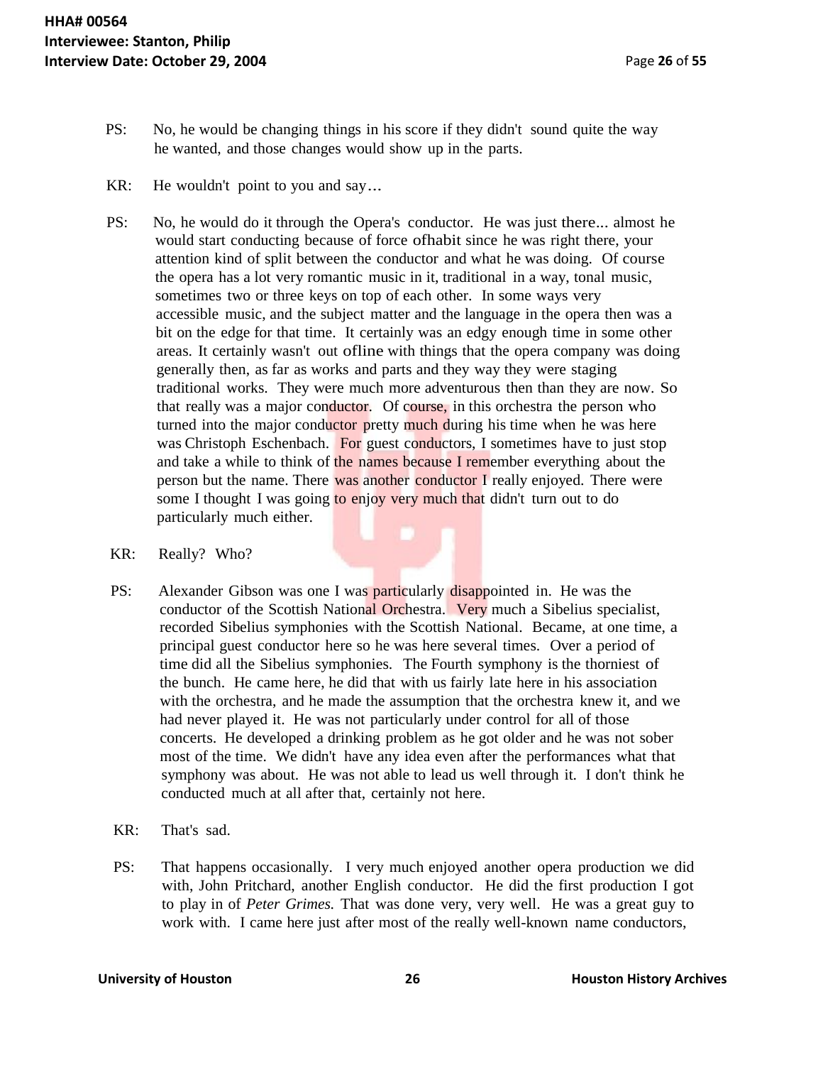PS: No, he would be changing things in his score if they didn't sound quite the way he wanted, and those changes would show up in the parts.

KR: He wouldn't point to you and say…

PS: No, he would do it through the Opera's conductor. He was just there... almost he would start conducting because of force ofhabit since he was right there, your attention kind of split between the conductor and what he was doing. Of course the opera has a lot very romantic music in it, traditional in a way, tonal music, sometimes two or three keys on top of each other. In some ways very accessible music, and the subject matter and the language in the opera then was a bit on the edge for that time. It certainly was an edgy enough time in some other areas. It certainly wasn't out ofline with things that the opera company was doing generally then, as far as works and parts and they way they were staging traditional works. They were much more adventurous then than they are now. So that really was a major conductor. Of course, in this orchestra the person who turned into the major conductor pretty much during his time when he was here was Christoph Eschenbach. For guest conductors, I sometimes have to just stop and take a while to think of the names because I remember everything about the person but the name. There was another conductor I really enjoyed. There were some I thought I was going to enjoy very much that didn't turn out to do particularly much either.

KR: Really? Who?

PS: Alexander Gibson was one I was particularly disappointed in. He was the conductor of the Scottish National Orchestra. Very much a Sibelius specialist, recorded Sibelius symphonies with the Scottish National. Became, at one time, a principal guest conductor here so he was here several times. Over a period of time did all the Sibelius symphonies. The Fourth symphony is the thorniest of the bunch. He came here, he did that with us fairly late here in his association with the orchestra, and he made the assumption that the orchestra knew it, and we had never played it. He was not particularly under control for all of those concerts. He developed a drinking problem as he got older and he was not sober most of the time. We didn't have any idea even after the performances what that symphony was about. He was not able to lead us well through it. I don't think he conducted much at all after that, certainly not here.

KR: That's sad.

PS: That happens occasionally. I very much enjoyed another opera production we did with, John Pritchard, another English conductor. He did the first production I got to play in of *Peter Grimes.* That was done very, very well. He was a great guy to work with. I came here just after most of the really well-known name conductors,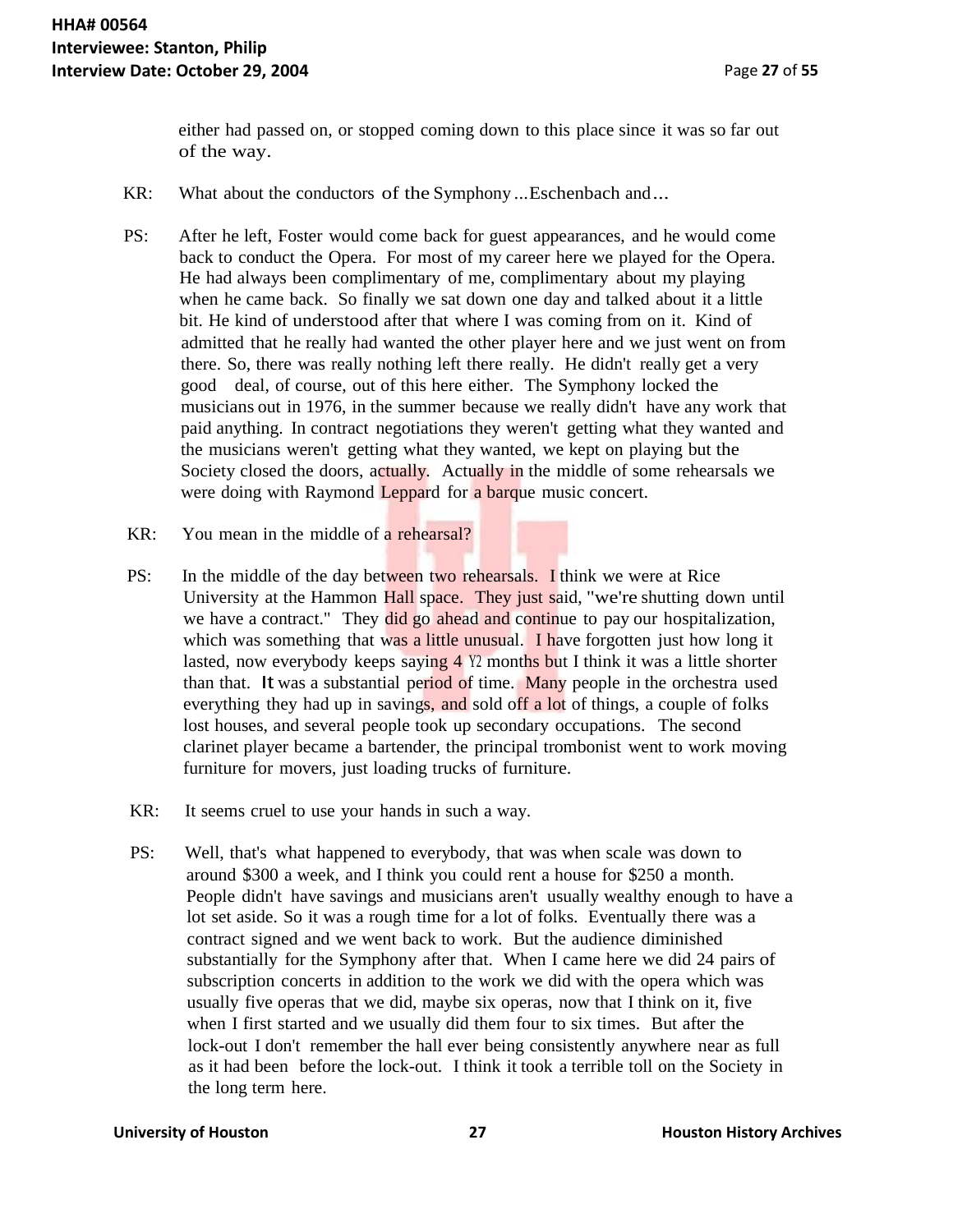either had passed on, or stopped coming down to this place since it was so far out of the way.

KR: What about the conductors of the Symphony ...Eschenbach and...

PS: After he left, Foster would come back for guest appearances, and he would come back to conduct the Opera. For most of my career here we played for the Opera. He had always been complimentary of me, complimentary about my playing when he came back. So finally we sat down one day and talked about it a little bit. He kind of understood after that where I was coming from on it. Kind of admitted that he really had wanted the other player here and we just went on from there. So, there was really nothing left there really. He didn't really get a very good deal, of course, out of this here either. The Symphony locked the musicians out in 1976, in the summer because we really didn't have any work that paid anything. In contract negotiations they weren't getting what they wanted and the musicians weren't getting what they wanted, we kept on playing but the Society closed the doors, actually. Actually in the middle of some rehearsals we were doing with Raymond Leppard for a barque music concert.

KR: You mean in the middle of a rehearsal?

PS: In the middle of the day between two rehearsals. I think we were at Rice University at the Hammon Hall space. They just said, "we're shutting down until we have a contract." They did go ahead and continue to pay our hospitalization, which was something that was a little unusual. I have forgotten just how long it lasted, now everybody keeps saying 4 ½ months but I think it was a little shorter than that. It was a substantial period of time. Many people in the orchestra used everything they had up in savings, and sold off a lot of things, a couple of folks lost houses, and several people took up secondary occupations. The second clarinet player became a bartender, the principal trombonist went to work moving furniture for movers, just loading trucks of furniture.

KR: It seems cruel to use your hands in such a way.

PS: Well, that's what happened to everybody, that was when scale was down to around $300 a week, and I think you could rent a house for $250 a month. People didn't have savings and musicians aren't usually wealthy enough to have a lot set aside. So it was a rough time for a lot of folks. Eventually there was a contract signed and we went back to work. But the audience diminished substantially for the Symphony after that. When I came here we did 24 pairs of subscription concerts in addition to the work we did with the opera which was usually five operas that we did, maybe six operas, now that I think on it, five when I first started and we usually did them four to six times. But after the lock-out I don't remember the hall ever being consistently anywhere near as full as it had been before the lock-out. I think it took a terrible toll on the Society in the long term here.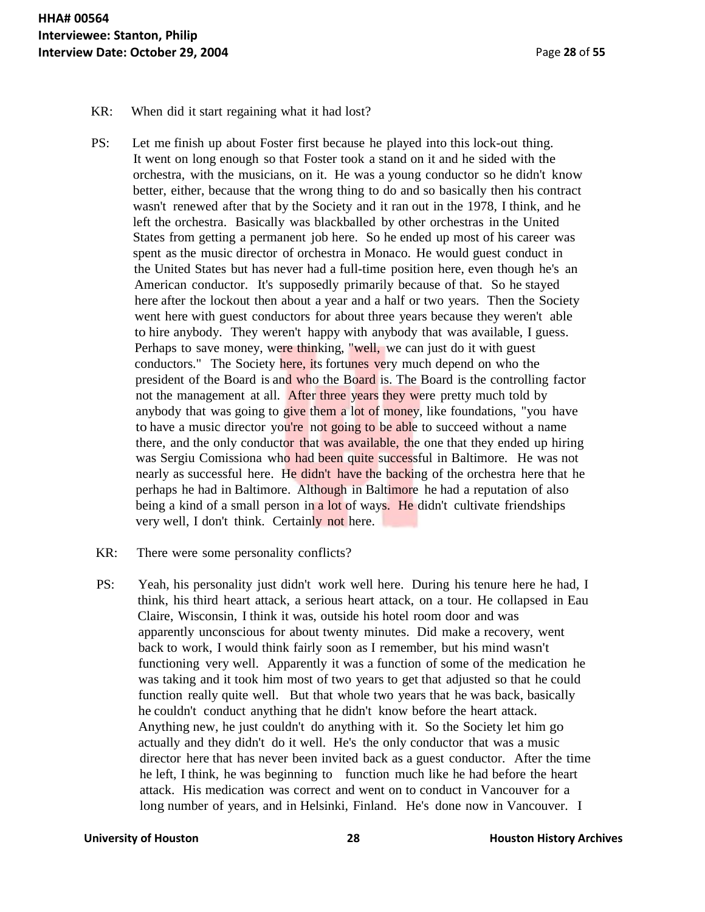KR: When did it start regaining what it had lost?

PS: Let me finish up about Foster first because he played into this lock-out thing. It went on long enough so that Foster took a stand on it and he sided with the orchestra, with the musicians, on it. He was a young conductor so he didn't know better, either, because that the wrong thing to do and so basically then his contract wasn't renewed after that by the Society and it ran out in the 1978, I think, and he left the orchestra. Basically was blackballed by other orchestras in the United States from getting a permanent job here. So he ended up most of his career was spent as the music director of orchestra in Monaco. He would guest conduct in the United States but has never had a full-time position here, even though he's an American conductor. It's supposedly primarily because of that. So he stayed here after the lockout then about a year and a half or two years. Then the Society went here with guest conductors for about three years because they weren't able to hire anybody. They weren't happy with anybody that was available, I guess. Perhaps to save money, were thinking, "well, we can just do it with guest conductors." The Society here, its fortunes very much depend on who the president of the Board is and who the Board is. The Board is the controlling factor not the management at all. After three years they were pretty much told by anybody that was going to give them a lot of money, like foundations, "you have to have a music director you're not going to be able to succeed without a name there, and the only conductor that was available, the one that they ended up hiring was Sergiu Comissiona who had been quite successful in Baltimore. He was not nearly as successful here. He didn't have the backing of the orchestra here that he perhaps he had in Baltimore. Although in Baltimore he had a reputation of also being a kind of a small person in a lot of ways. He didn't cultivate friendships very well, I don't think. Certainly not here.

KR: There were some personality conflicts?

PS: Yeah, his personality just didn't work well here. During his tenure here he had, I think, his third heart attack, a serious heart attack, on a tour. He collapsed in Eau Claire, Wisconsin, I think it was, outside his hotel room door and was apparently unconscious for about twenty minutes. Did make a recovery, went back to work, I would think fairly soon as I remember, but his mind wasn't functioning very well. Apparently it was a function of some of the medication he was taking and it took him most of two years to get that adjusted so that he could function really quite well. But that whole two years that he was back, basically he couldn't conduct anything that he didn't know before the heart attack. Anything new, he just couldn't do anything with it. So the Society let him go actually and they didn't do it well. He's the only conductor that was a music director here that has never been invited back as a guest conductor. After the time he left, I think, he was beginning to function much like he had before the heart attack. His medication was correct and went on to conduct in Vancouver for a long number of years, and in Helsinki, Finland. He's done now in Vancouver. I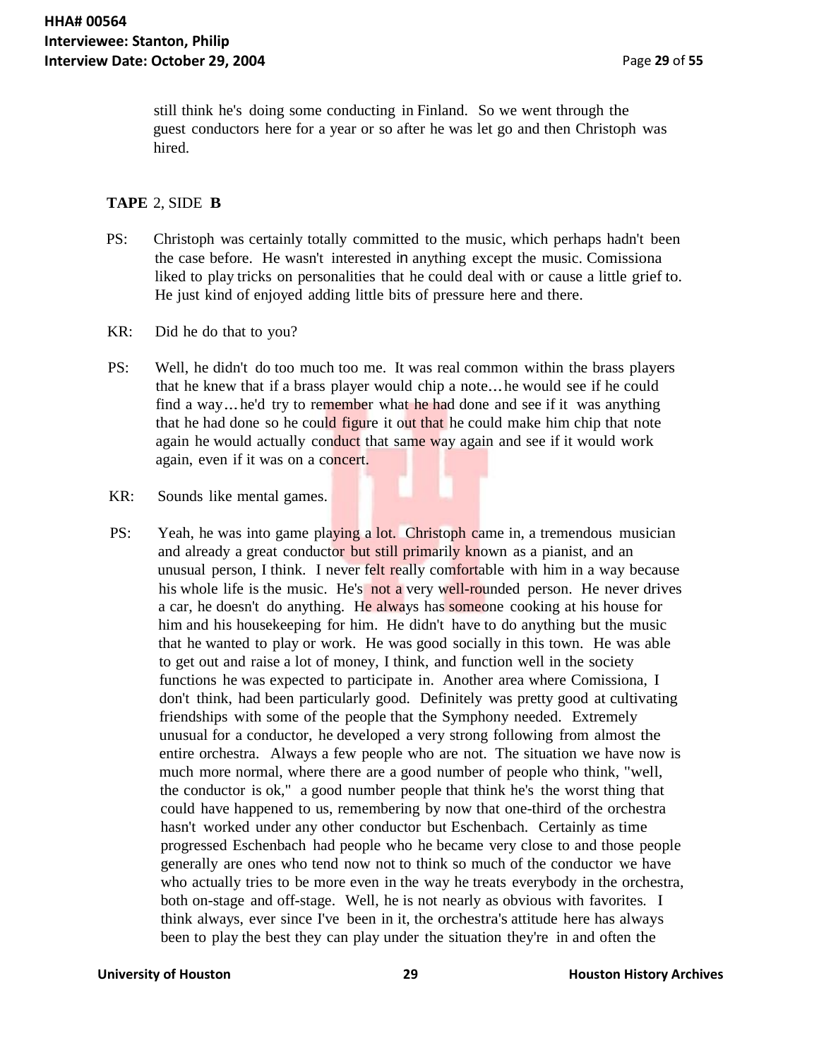still think he's doing some conducting in Finland. So we went through the guest conductors here for a year or so after he was let go and then Christoph was hired.

**TAPE** 2, SIDE **B**

PS: Christoph was certainly totally committed to the music, which perhaps hadn't been the case before. He wasn't interested in anything except the music. Comissiona liked to play tricks on personalities that he could deal with or cause a little grief to. He just kind of enjoyed adding little bits of pressure here and there.

KR: Did he do that to you?

PS: Well, he didn't do too much too me. It was real common within the brass players that he knew that if a brass player would chip a note… he would see if he could find a way… he'd try to remember what he had done and see if it was anything that he had done so he could figure it out that he could make him chip that note again he would actually conduct that same way again and see if it would work again, even if it was on a concert.

KR: Sounds like mental games.

PS: Yeah, he was into game playing a lot. Christoph came in, a tremendous musician and already a great conductor but still primarily known as a pianist, and an unusual person, I think. I never felt really comfortable with him in a way because his whole life is the music. He's not a very well-rounded person. He never drives a car, he doesn't do anything. He always has someone cooking at his house for him and his housekeeping for him. He didn't have to do anything but the music that he wanted to play or work. He was good socially in this town. He was able to get out and raise a lot of money, I think, and function well in the society functions he was expected to participate in. Another area where Comissiona, I don't think, had been particularly good. Definitely was pretty good at cultivating friendships with some of the people that the Symphony needed. Extremely unusual for a conductor, he developed a very strong following from almost the entire orchestra. Always a few people who are not. The situation we have now is much more normal, where there are a good number of people who think, "well, the conductor is ok," a good number people that think he's the worst thing that could have happened to us, remembering by now that one-third of the orchestra hasn't worked under any other conductor but Eschenbach. Certainly as time progressed Eschenbach had people who he became very close to and those people generally are ones who tend now not to think so much of the conductor we have who actually tries to be more even in the way he treats everybody in the orchestra, both on-stage and off-stage. Well, he is not nearly as obvious with favorites. I think always, ever since I've been in it, the orchestra's attitude here has always been to play the best they can play under the situation they're in and often the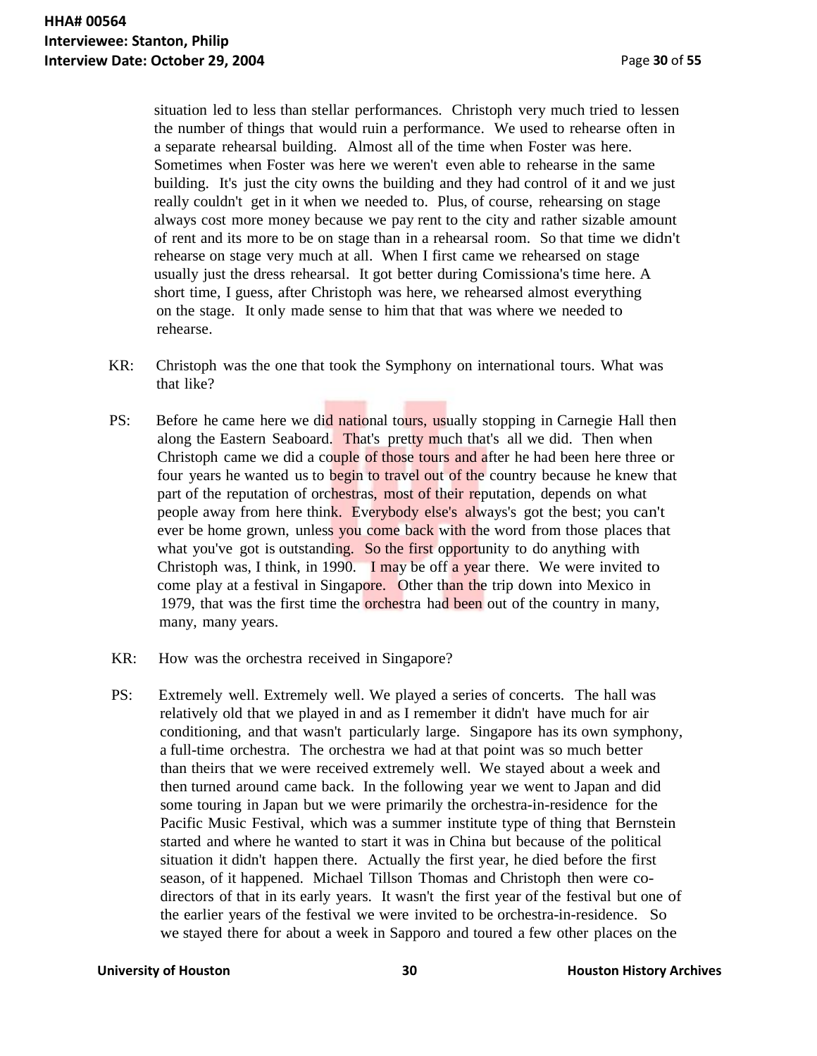situation led to less than stellar performances. Christoph very much tried to lessen the number of things that would ruin a performance. We used to rehearse often in a separate rehearsal building. Almost all of the time when Foster was here. Sometimes when Foster was here we weren't even able to rehearse in the same building. It's just the city owns the building and they had control of it and we just really couldn't get in it when we needed to. Plus, of course, rehearsing on stage always cost more money because we pay rent to the city and rather sizable amount of rent and its more to be on stage than in a rehearsal room. So that time we didn't rehearse on stage very much at all. When I first came we rehearsed on stage usually just the dress rehearsal. It got better during Comissiona's time here. A short time, I guess, after Christoph was here, we rehearsed almost everything on the stage. It only made sense to him that that was where we needed to rehearse.

KR: Christoph was the one that took the Symphony on international tours. What was that like?

PS: Before he came here we did national tours, usually stopping in Carnegie Hall then along the Eastern Seaboard. That's pretty much that's all we did. Then when Christoph came we did a couple of those tours and after he had been here three or four years he wanted us to begin to travel out of the country because he knew that part of the reputation of orchestras, most of their reputation, depends on what people away from here think. Everybody else's always's got the best; you can't ever be home grown, unless you come back with the word from those places that what you've got is outstanding. So the first opportunity to do anything with Christoph was, I think, in 1990. I may be off a year there. We were invited to come play at a festival in Singapore. Other than the trip down into Mexico in 1979, that was the first time the orchestra had been out of the country in many, many, many years.

KR: How was the orchestra received in Singapore?

PS: Extremely well. Extremely well. We played a series of concerts. The hall was relatively old that we played in and as I remember it didn't have much for air conditioning, and that wasn't particularly large. Singapore has its own symphony, a full-time orchestra. The orchestra we had at that point was so much better than theirs that we were received extremely well. We stayed about a week and then turned around came back. In the following year we went to Japan and did some touring in Japan but we were primarily the orchestra-in-residence for the Pacific Music Festival, which was a summer institute type of thing that Bernstein started and where he wanted to start it was in China but because of the political situation it didn't happen there. Actually the first year, he died before the first season, of it happened. Michael Tillson Thomas and Christoph then were co-directors of that in its early years. It wasn't the first year of the festival but one of the earlier years of the festival we were invited to be orchestra-in-residence. So we stayed there for about a week in Sapporo and toured a few other places on the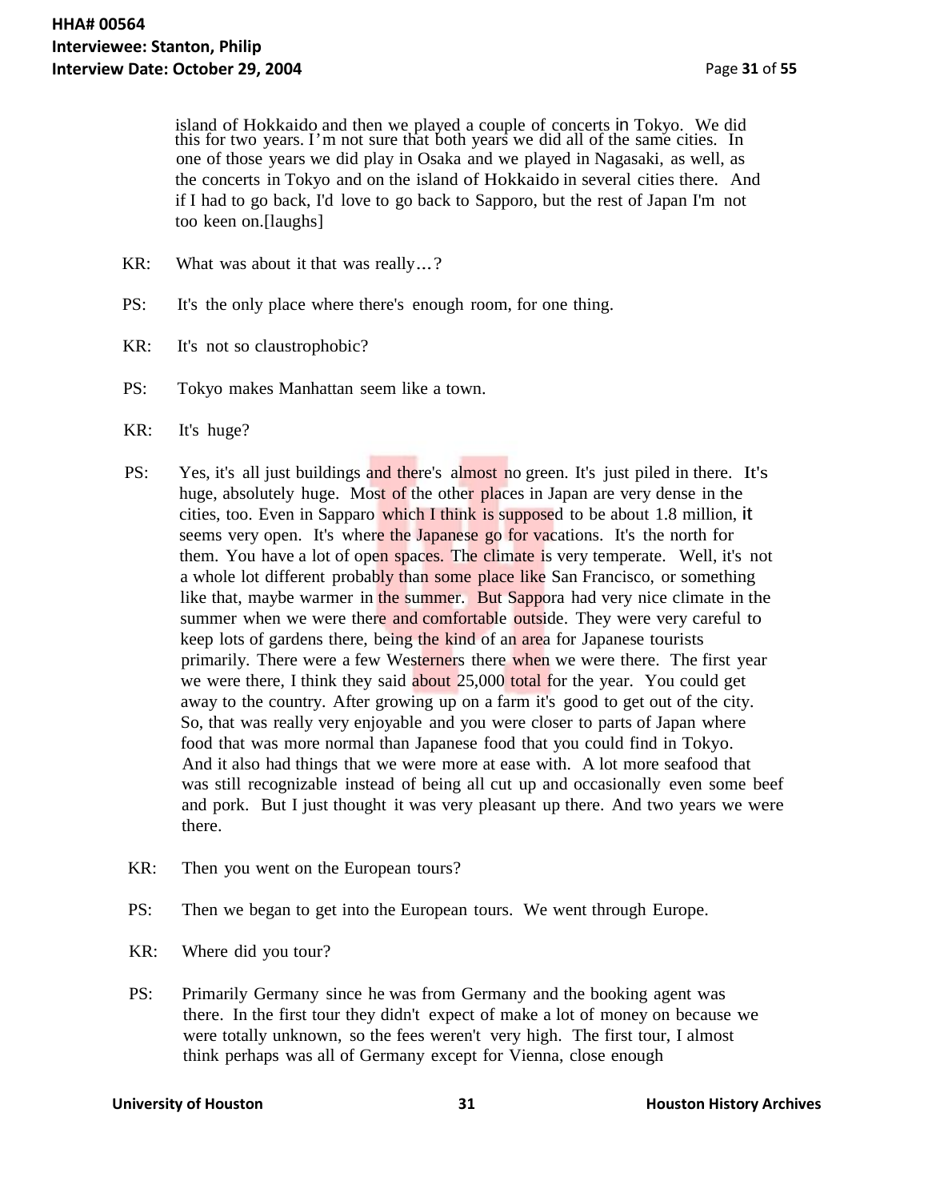island of Hokkaido and then we played a couple of concerts in Tokyo. We did this for two years. I'm not sure that both years we did all of the same cities. In one of those years we did play in Osaka and we played in Nagasaki, as well, as the concerts in Tokyo and on the island of Hokkaido in several cities there. And if I had to go back, I'd love to go back to Sapporo, but the rest of Japan I'm not too keen on.[laughs]

KR: What was about it that was really…?

PS: It's the only place where there's enough room, for one thing.

KR: It's not so claustrophobic?

PS: Tokyo makes Manhattan seem like a town.

KR: It's huge?

PS: Yes, it's all just buildings and there's almost no green. It's just piled in there. It's huge, absolutely huge. Most of the other places in Japan are very dense in the cities, too. Even in Sapparo which I think is supposed to be about 1.8 million, it seems very open. It's where the Japanese go for vacations. It's the north for them. You have a lot of open spaces. The climate is very temperate. Well, it's not a whole lot different probably than some place like San Francisco, or something like that, maybe warmer in the summer. But Sappora had very nice climate in the summer when we were there and comfortable outside. They were very careful to keep lots of gardens there, being the kind of an area for Japanese tourists primarily. There were a few Westerners there when we were there. The first year we were there, I think they said about 25,000 total for the year. You could get away to the country. After growing up on a farm it's good to get out of the city. So, that was really very enjoyable and you were closer to parts of Japan where food that was more normal than Japanese food that you could find in Tokyo. And it also had things that we were more at ease with. A lot more seafood that was still recognizable instead of being all cut up and occasionally even some beef and pork. But I just thought it was very pleasant up there. And two years we were there.

KR: Then you went on the European tours?

PS: Then we began to get into the European tours. We went through Europe.

KR: Where did you tour?

PS: Primarily Germany since he was from Germany and the booking agent was there. In the first tour they didn't expect of make a lot of money on because we were totally unknown, so the fees weren't very high. The first tour, I almost think perhaps was all of Germany except for Vienna, close enough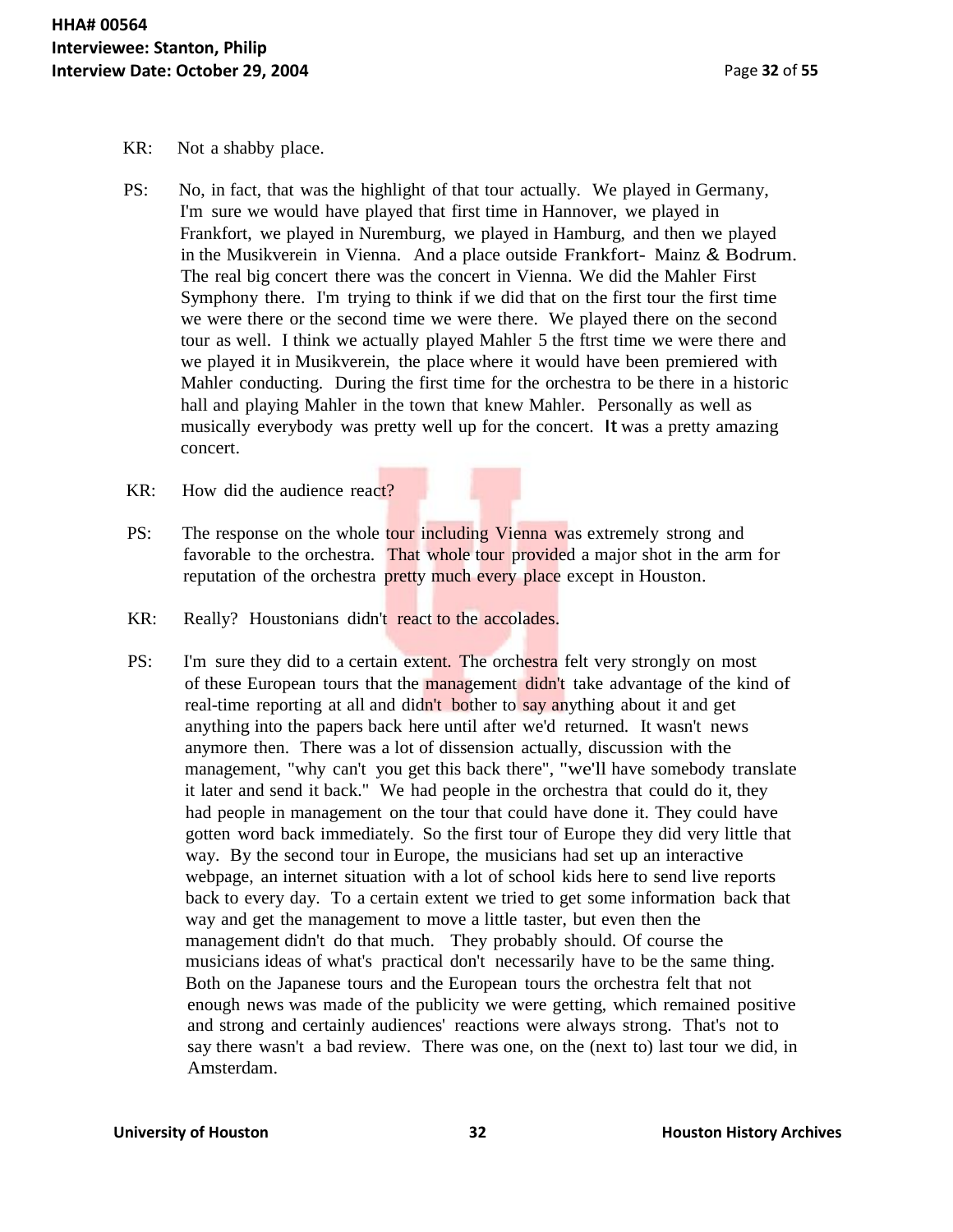KR: Not a shabby place.

PS: No, in fact, that was the highlight of that tour actually. We played in Germany, I'm sure we would have played that first time in Hannover, we played in Frankfort, we played in Nuremburg, we played in Hamburg, and then we played in the Musikverein in Vienna. And a place outside Frankfort- Mainz & Bodrum. The real big concert there was the concert in Vienna. We did the Mahler First Symphony there. I'm trying to think if we did that on the first tour the first time we were there or the second time we were there. We played there on the second tour as well. I think we actually played Mahler 5 the ftrst time we were there and we played it in Musikverein, the place where it would have been premiered with Mahler conducting. During the first time for the orchestra to be there in a historic hall and playing Mahler in the town that knew Mahler. Personally as well as musically everybody was pretty well up for the concert. It was a pretty amazing concert.

KR: How did the audience react?

PS: The response on the whole tour including Vienna was extremely strong and favorable to the orchestra. That whole tour provided a major shot in the arm for reputation of the orchestra pretty much every place except in Houston.

KR: Really? Houstonians didn't react to the accolades.

PS: I'm sure they did to a certain extent. The orchestra felt very strongly on most of these European tours that the management didn't take advantage of the kind of real-time reporting at all and didn't bother to say anything about it and get anything into the papers back here until after we'd returned. It wasn't news anymore then. There was a lot of dissension actually, discussion with the management, "why can't you get this back there", "we'll have somebody translate it later and send it back." We had people in the orchestra that could do it, they had people in management on the tour that could have done it. They could have gotten word back immediately. So the first tour of Europe they did very little that way. By the second tour in Europe, the musicians had set up an interactive webpage, an internet situation with a lot of school kids here to send live reports back to every day. To a certain extent we tried to get some information back that way and get the management to move a little taster, but even then the management didn't do that much. They probably should. Of course the musicians ideas of what's practical don't necessarily have to be the same thing. Both on the Japanese tours and the European tours the orchestra felt that not enough news was made of the publicity we were getting, which remained positive and strong and certainly audiences' reactions were always strong. That's not to say there wasn't a bad review. There was one, on the (next to) last tour we did, in Amsterdam.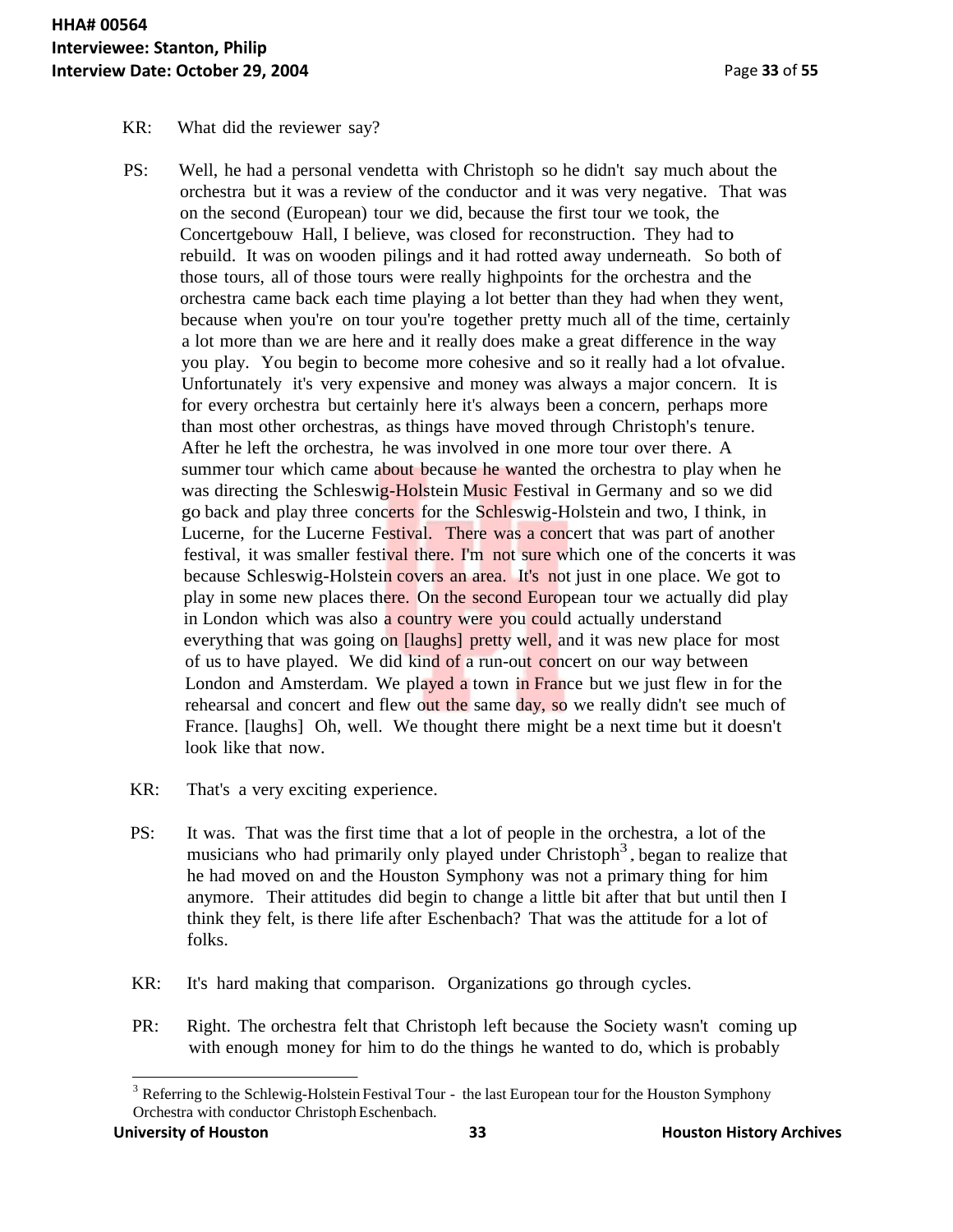KR: What did the reviewer say?

PS: Well, he had a personal vendetta with Christoph so he didn't say much about the orchestra but it was a review of the conductor and it was very negative. That was on the second (European) tour we did, because the first tour we took, the Concertgebouw Hall, I believe, was closed for reconstruction. They had to rebuild. It was on wooden pilings and it had rotted away underneath. So both of those tours, all of those tours were really highpoints for the orchestra and the orchestra came back each time playing a lot better than they had when they went, because when you're on tour you're together pretty much all of the time, certainly a lot more than we are here and it really does make a great difference in the way you play. You begin to become more cohesive and so it really had a lot ofvalue. Unfortunately it's very expensive and money was always a major concern. It is for every orchestra but certainly here it's always been a concern, perhaps more than most other orchestras, as things have moved through Christoph's tenure. After he left the orchestra, he was involved in one more tour over there. A summer tour which came about because he wanted the orchestra to play when he was directing the Schleswig-Holstein Music Festival in Germany and so we did go back and play three concerts for the Schleswig-Holstein and two, I think, in Lucerne, for the Lucerne Festival. There was a concert that was part of another festival, it was smaller festival there. I'm not sure which one of the concerts it was because Schleswig-Holstein covers an area. It's not just in one place. We got to play in some new places there. On the second European tour we actually did play in London which was also a country were you could actually understand everything that was going on [laughs] pretty well, and it was new place for most of us to have played. We did kind of a run-out concert on our way between London and Amsterdam. We played a town in France but we just flew in for the rehearsal and concert and flew out the same day, so we really didn't see much of France. [laughs] Oh, well. We thought there might be a next time but it doesn't look like that now.

KR: That's a very exciting experience.

PS: It was. That was the first time that a lot of people in the orchestra, a lot of the musicians who had primarily only played under Christoph[3], began to realize that he had moved on and the Houston Symphony was not a primary thing for him anymore. Their attitudes did begin to change a little bit after that but until then I think they felt, is there life after Eschenbach? That was the attitude for a lot of folks.

KR: It's hard making that comparison. Organizations go through cycles.

PR: Right. The orchestra felt that Christoph left because the Society wasn't coming up with enough money for him to do the things he wanted to do, which is probably

---

[3] Referring to the Schlewig-Holstein Festival Tour - the last European tour for the Houston Symphony Orchestra with conductor Christoph Eschenbach.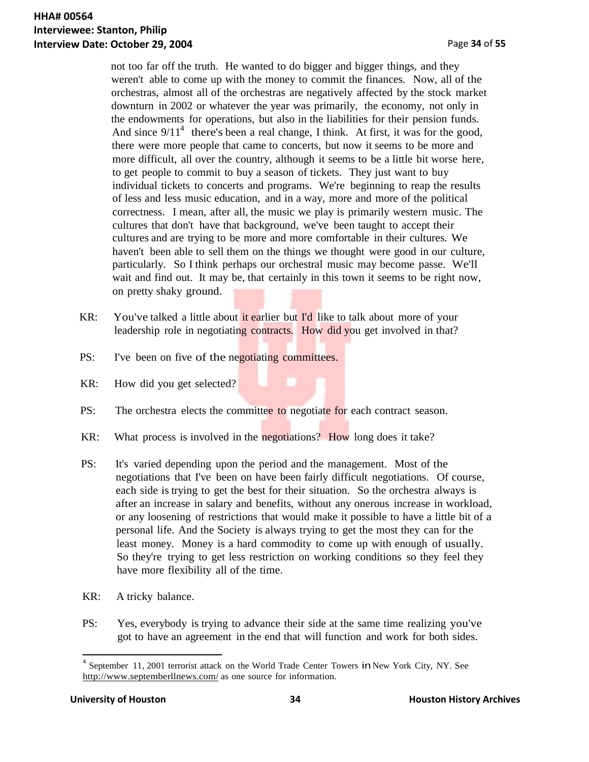not too far off the truth. He wanted to do bigger and bigger things, and they weren't able to come up with the money to commit the finances. Now, all of the orchestras, almost all of the orchestras are negatively affected by the stock market downturn in 2002 or whatever the year was primarily, the economy, not only in the endowments for operations, but also in the liabilities for their pension funds. And since 9/11[4] there's been a real change, I think. At first, it was for the good, there were more people that came to concerts, but now it seems to be more and more difficult, all over the country, although it seems to be a little bit worse here, to get people to commit to buy a season of tickets. They just want to buy individual tickets to concerts and programs. We're beginning to reap the results of less and less music education, and in a way, more and more of the political correctness. I mean, after all, the music we play is primarily western music. The cultures that don't have that background, we've been taught to accept their cultures and are trying to be more and more comfortable in their cultures. We haven't been able to sell them on the things we thought were good in our culture, particularly. So I think perhaps our orchestral music may become passe. We'll wait and find out. It may be, that certainly in this town it seems to be right now, on pretty shaky ground.

KR: You've talked a little about it earlier but I'd like to talk about more of your leadership role in negotiating contracts. How did you get involved in that?

PS: I've been on five of the negotiating committees.

KR: How did you get selected?

PS: The orchestra elects the committee to negotiate for each contract season.

KR: What process is involved in the negotiations? How long does it take?

PS: It's varied depending upon the period and the management. Most of the negotiations that I've been on have been fairly difficult negotiations. Of course, each side is trying to get the best for their situation. So the orchestra always is after an increase in salary and benefits, without any onerous increase in workload, or any loosening of restrictions that would make it possible to have a little bit of a personal life. And the Society is always trying to get the most they can for the least money. Money is a hard commodity to come up with enough of usually. So they're trying to get less restriction on working conditions so they feel they have more flexibility all of the time.

KR: A tricky balance.

PS: Yes, everybody is trying to advance their side at the same time realizing you've got to have an agreement in the end that will function and work for both sides.

[4] September 11, 2001 terrorist attack on the World Trade Center Towers in New York City, NY. See http://www.septemberllnews.com/ as one source for information.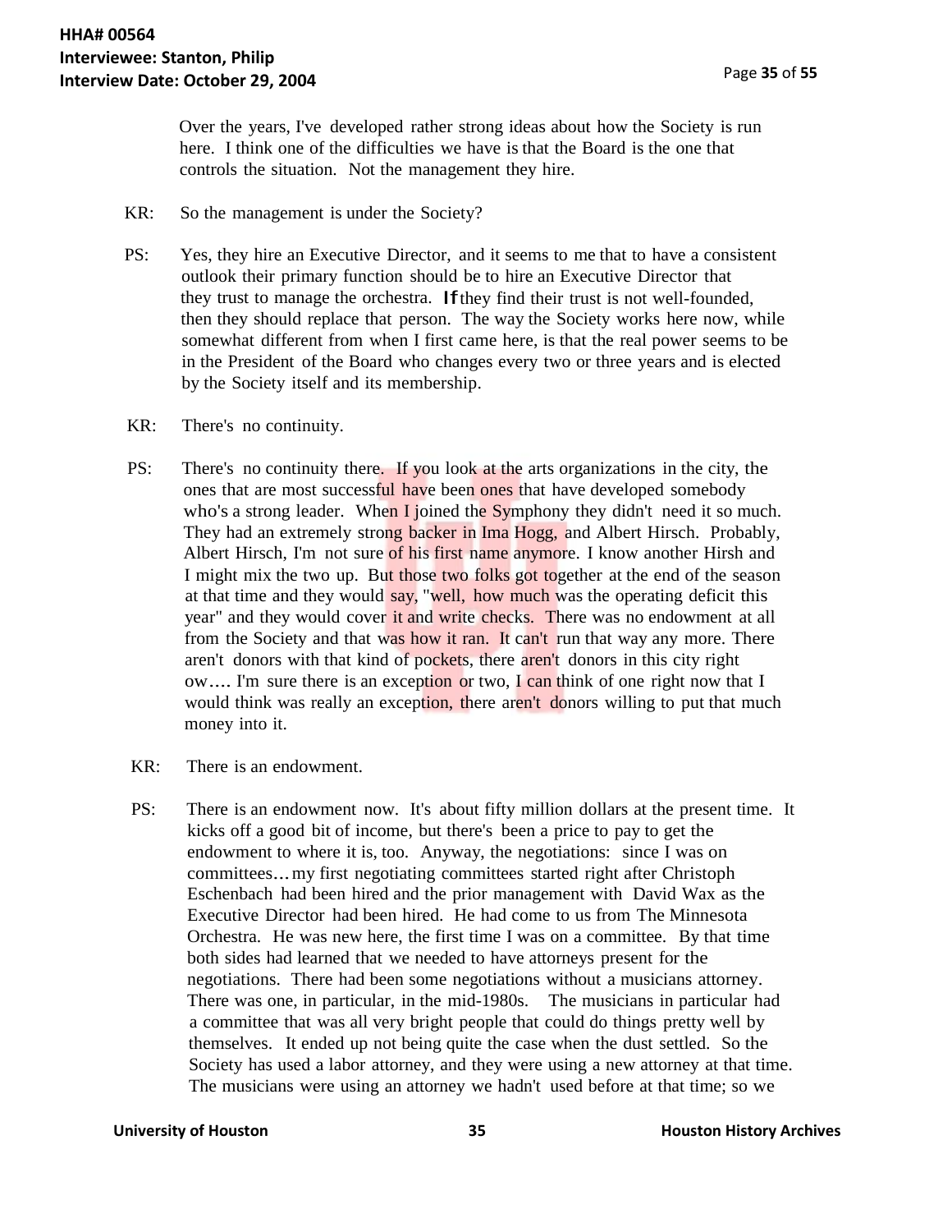Over the years, I've developed rather strong ideas about how the Society is run here. I think one of the difficulties we have is that the Board is the one that controls the situation. Not the management they hire.

KR: So the management is under the Society?

PS: Yes, they hire an Executive Director, and it seems to me that to have a consistent outlook their primary function should be to hire an Executive Director that they trust to manage the orchestra. If they find their trust is not well-founded, then they should replace that person. The way the Society works here now, while somewhat different from when I first came here, is that the real power seems to be in the President of the Board who changes every two or three years and is elected by the Society itself and its membership.

KR: There's no continuity.

PS: There's no continuity there. If you look at the arts organizations in the city, the ones that are most successful have been ones that have developed somebody who's a strong leader. When I joined the Symphony they didn't need it so much. They had an extremely strong backer in Ima Hogg, and Albert Hirsch. Probably, Albert Hirsch, I'm not sure of his first name anymore. I know another Hirsh and I might mix the two up. But those two folks got together at the end of the season at that time and they would say, "well, how much was the operating deficit this year" and they would cover it and write checks. There was no endowment at all from the Society and that was how it ran. It can't run that way any more. There aren't donors with that kind of pockets, there aren't donors in this city right ow…. I'm sure there is an exception or two, I can think of one right now that I would think was really an exception, there aren't donors willing to put that much money into it.

KR: There is an endowment.

PS: There is an endowment now. It's about fifty million dollars at the present time. It kicks off a good bit of income, but there's been a price to pay to get the endowment to where it is, too. Anyway, the negotiations: since I was on committees…my first negotiating committees started right after Christoph Eschenbach had been hired and the prior management with David Wax as the Executive Director had been hired. He had come to us from The Minnesota Orchestra. He was new here, the first time I was on a committee. By that time both sides had learned that we needed to have attorneys present for the negotiations. There had been some negotiations without a musicians attorney. There was one, in particular, in the mid-1980s. The musicians in particular had a committee that was all very bright people that could do things pretty well by themselves. It ended up not being quite the case when the dust settled. So the Society has used a labor attorney, and they were using a new attorney at that time. The musicians were using an attorney we hadn't used before at that time; so we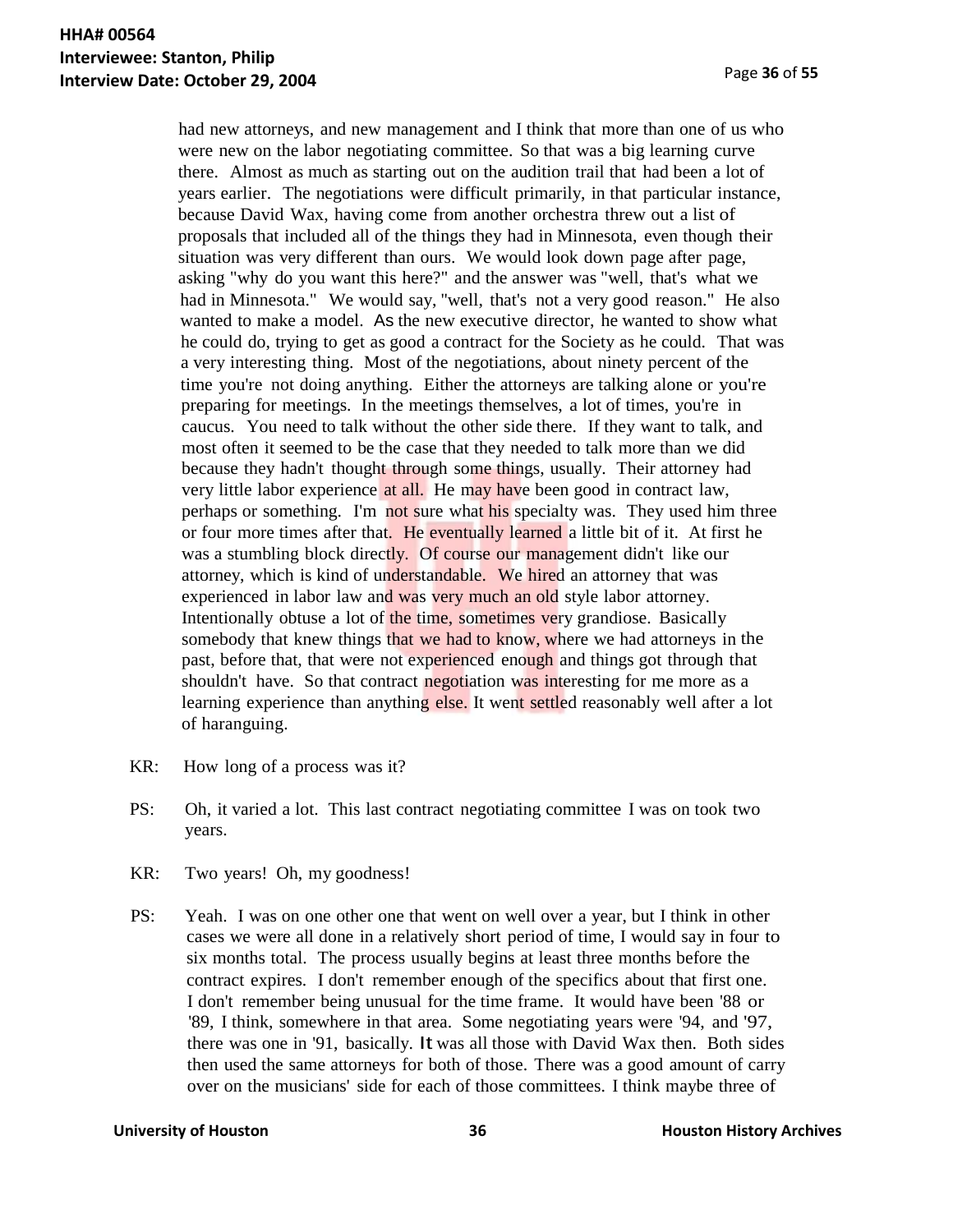had new attorneys, and new management and I think that more than one of us who were new on the labor negotiating committee. So that was a big learning curve there. Almost as much as starting out on the audition trail that had been a lot of years earlier. The negotiations were difficult primarily, in that particular instance, because David Wax, having come from another orchestra threw out a list of proposals that included all of the things they had in Minnesota, even though their situation was very different than ours. We would look down page after page, asking "why do you want this here?" and the answer was "well, that's what we had in Minnesota." We would say, "well, that's not a very good reason." He also wanted to make a model. As the new executive director, he wanted to show what he could do, trying to get as good a contract for the Society as he could. That was a very interesting thing. Most of the negotiations, about ninety percent of the time you're not doing anything. Either the attorneys are talking alone or you're preparing for meetings. In the meetings themselves, a lot of times, you're in caucus. You need to talk without the other side there. If they want to talk, and most often it seemed to be the case that they needed to talk more than we did because they hadn't thought through some things, usually. Their attorney had very little labor experience at all. He may have been good in contract law, perhaps or something. I'm not sure what his specialty was. They used him three or four more times after that. He eventually learned a little bit of it. At first he was a stumbling block directly. Of course our management didn't like our attorney, which is kind of understandable. We hired an attorney that was experienced in labor law and was very much an old style labor attorney. Intentionally obtuse a lot of the time, sometimes very grandiose. Basically somebody that knew things that we had to know, where we had attorneys in the past, before that, that were not experienced enough and things got through that shouldn't have. So that contract negotiation was interesting for me more as a learning experience than anything else. It went settled reasonably well after a lot of haranguing.

KR: How long of a process was it?

PS: Oh, it varied a lot. This last contract negotiating committee I was on took two years.

KR: Two years! Oh, my goodness!

PS: Yeah. I was on one other one that went on well over a year, but I think in other cases we were all done in a relatively short period of time, I would say in four to six months total. The process usually begins at least three months before the contract expires. I don't remember enough of the specifics about that first one. I don't remember being unusual for the time frame. It would have been '88 or '89, I think, somewhere in that area. Some negotiating years were '94, and '97, there was one in '91, basically. It was all those with David Wax then. Both sides then used the same attorneys for both of those. There was a good amount of carry over on the musicians' side for each of those committees. I think maybe three of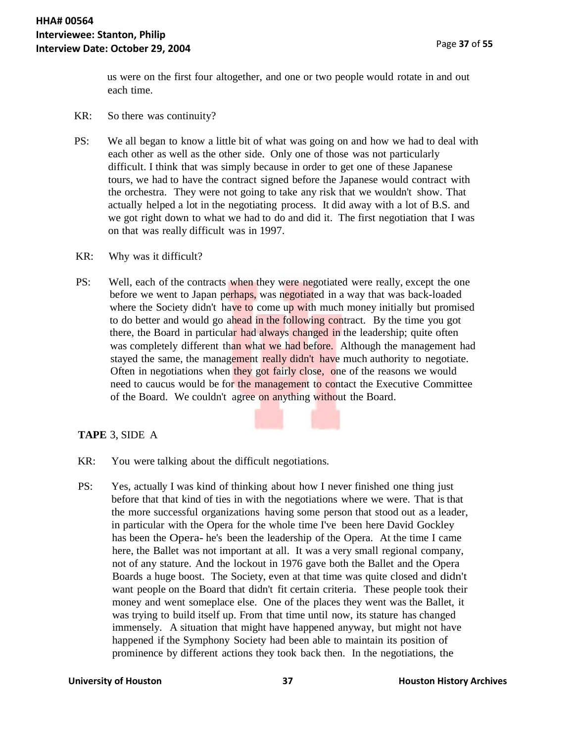us were on the first four altogether, and one or two people would rotate in and out each time.

KR: So there was continuity?

PS: We all began to know a little bit of what was going on and how we had to deal with each other as well as the other side. Only one of those was not particularly difficult. I think that was simply because in order to get one of these Japanese tours, we had to have the contract signed before the Japanese would contract with the orchestra. They were not going to take any risk that we wouldn't show. That actually helped a lot in the negotiating process. It did away with a lot of B.S. and we got right down to what we had to do and did it. The first negotiation that I was on that was really difficult was in 1997.

KR: Why was it difficult?

PS: Well, each of the contracts when they were negotiated were really, except the one before we went to Japan perhaps, was negotiated in a way that was back-loaded where the Society didn't have to come up with much money initially but promised to do better and would go ahead in the following contract. By the time you got there, the Board in particular had always changed in the leadership; quite often was completely different than what we had before. Although the management had stayed the same, the management really didn't have much authority to negotiate. Often in negotiations when they got fairly close, one of the reasons we would need to caucus would be for the management to contact the Executive Committee of the Board. We couldn't agree on anything without the Board.

**TAPE** 3, SIDE A

KR: You were talking about the difficult negotiations.

PS: Yes, actually I was kind of thinking about how I never finished one thing just before that that kind of ties in with the negotiations where we were. That is that the more successful organizations having some person that stood out as a leader, in particular with the Opera for the whole time I've been here David Gockley has been the Opera- he's been the leadership of the Opera. At the time I came here, the Ballet was not important at all. It was a very small regional company, not of any stature. And the lockout in 1976 gave both the Ballet and the Opera Boards a huge boost. The Society, even at that time was quite closed and didn't want people on the Board that didn't fit certain criteria. These people took their money and went someplace else. One of the places they went was the Ballet, it was trying to build itself up. From that time until now, its stature has changed immensely. A situation that might have happened anyway, but might not have happened if the Symphony Society had been able to maintain its position of prominence by different actions they took back then. In the negotiations, the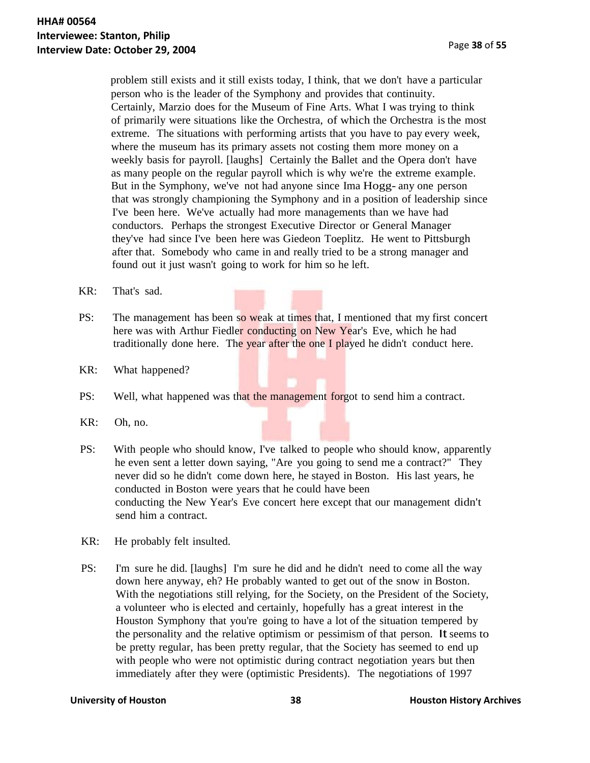problem still exists and it still exists today, I think, that we don't have a particular person who is the leader of the Symphony and provides that continuity. Certainly, Marzio does for the Museum of Fine Arts. What I was trying to think of primarily were situations like the Orchestra, of which the Orchestra is the most extreme. The situations with performing artists that you have to pay every week, where the museum has its primary assets not costing them more money on a weekly basis for payroll. [laughs] Certainly the Ballet and the Opera don't have as many people on the regular payroll which is why we're the extreme example. But in the Symphony, we've not had anyone since Ima Hogg- any one person that was strongly championing the Symphony and in a position of leadership since I've been here. We've actually had more managements than we have had conductors. Perhaps the strongest Executive Director or General Manager they've had since I've been here was Giedeon Toeplitz. He went to Pittsburgh after that. Somebody who came in and really tried to be a strong manager and found out it just wasn't going to work for him so he left.

KR: That's sad.

PS: The management has been so weak at times that, I mentioned that my first concert here was with Arthur Fiedler conducting on New Year's Eve, which he had traditionally done here. The year after the one I played he didn't conduct here.

KR: What happened?

PS: Well, what happened was that the management forgot to send him a contract.

KR: Oh, no.

PS: With people who should know, I've talked to people who should know, apparently he even sent a letter down saying, "Are you going to send me a contract?" They never did so he didn't come down here, he stayed in Boston. His last years, he conducted in Boston were years that he could have been conducting the New Year's Eve concert here except that our management didn't send him a contract.

KR: He probably felt insulted.

PS: I'm sure he did. [laughs] I'm sure he did and he didn't need to come all the way down here anyway, eh? He probably wanted to get out of the snow in Boston. With the negotiations still relying, for the Society, on the President of the Society, a volunteer who is elected and certainly, hopefully has a great interest in the Houston Symphony that you're going to have a lot of the situation tempered by the personality and the relative optimism or pessimism of that person. It seems to be pretty regular, has been pretty regular, that the Society has seemed to end up with people who were not optimistic during contract negotiation years but then immediately after they were (optimistic Presidents). The negotiations of 1997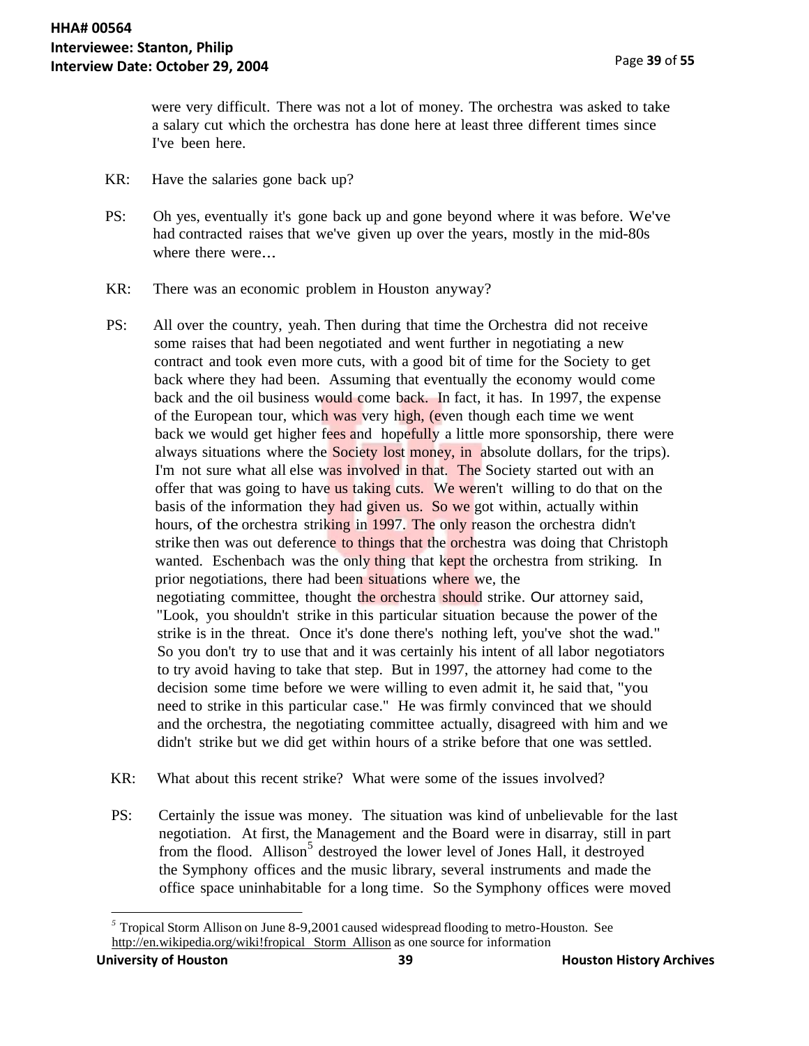were very difficult. There was not a lot of money. The orchestra was asked to take a salary cut which the orchestra has done here at least three different times since I've been here.

KR: Have the salaries gone back up?

PS: Oh yes, eventually it's gone back up and gone beyond where it was before. We've had contracted raises that we've given up over the years, mostly in the mid-80s where there were…

KR: There was an economic problem in Houston anyway?

PS: All over the country, yeah. Then during that time the Orchestra did not receive some raises that had been negotiated and went further in negotiating a new contract and took even more cuts, with a good bit of time for the Society to get back where they had been. Assuming that eventually the economy would come back and the oil business would come back. In fact, it has. In 1997, the expense of the European tour, which was very high, (even though each time we went back we would get higher fees and hopefully a little more sponsorship, there were always situations where the Society lost money, in absolute dollars, for the trips). I'm not sure what all else was involved in that. The Society started out with an offer that was going to have us taking cuts. We weren't willing to do that on the basis of the information they had given us. So we got within, actually within hours, of the orchestra striking in 1997. The only reason the orchestra didn't strike then was out deference to things that the orchestra was doing that Christoph wanted. Eschenbach was the only thing that kept the orchestra from striking. In prior negotiations, there had been situations where we, the negotiating committee, thought the orchestra should strike. Our attorney said, "Look, you shouldn't strike in this particular situation because the power of the strike is in the threat. Once it's done there's nothing left, you've shot the wad." So you don't try to use that and it was certainly his intent of all labor negotiators to try avoid having to take that step. But in 1997, the attorney had come to the decision some time before we were willing to even admit it, he said that, "you need to strike in this particular case." He was firmly convinced that we should and the orchestra, the negotiating committee actually, disagreed with him and we didn't strike but we did get within hours of a strike before that one was settled.

KR: What about this recent strike? What were some of the issues involved?

PS: Certainly the issue was money. The situation was kind of unbelievable for the last negotiation. At first, the Management and the Board were in disarray, still in part from the flood. Allison[5] destroyed the lower level of Jones Hall, it destroyed the Symphony offices and the music library, several instruments and made the office space uninhabitable for a long time. So the Symphony offices were moved

[5] Tropical Storm Allison on June 8-9,2001 caused widespread flooding to metro-Houston. See http://en.wikipedia.org/wiki!fropical Storm Allison as one source for information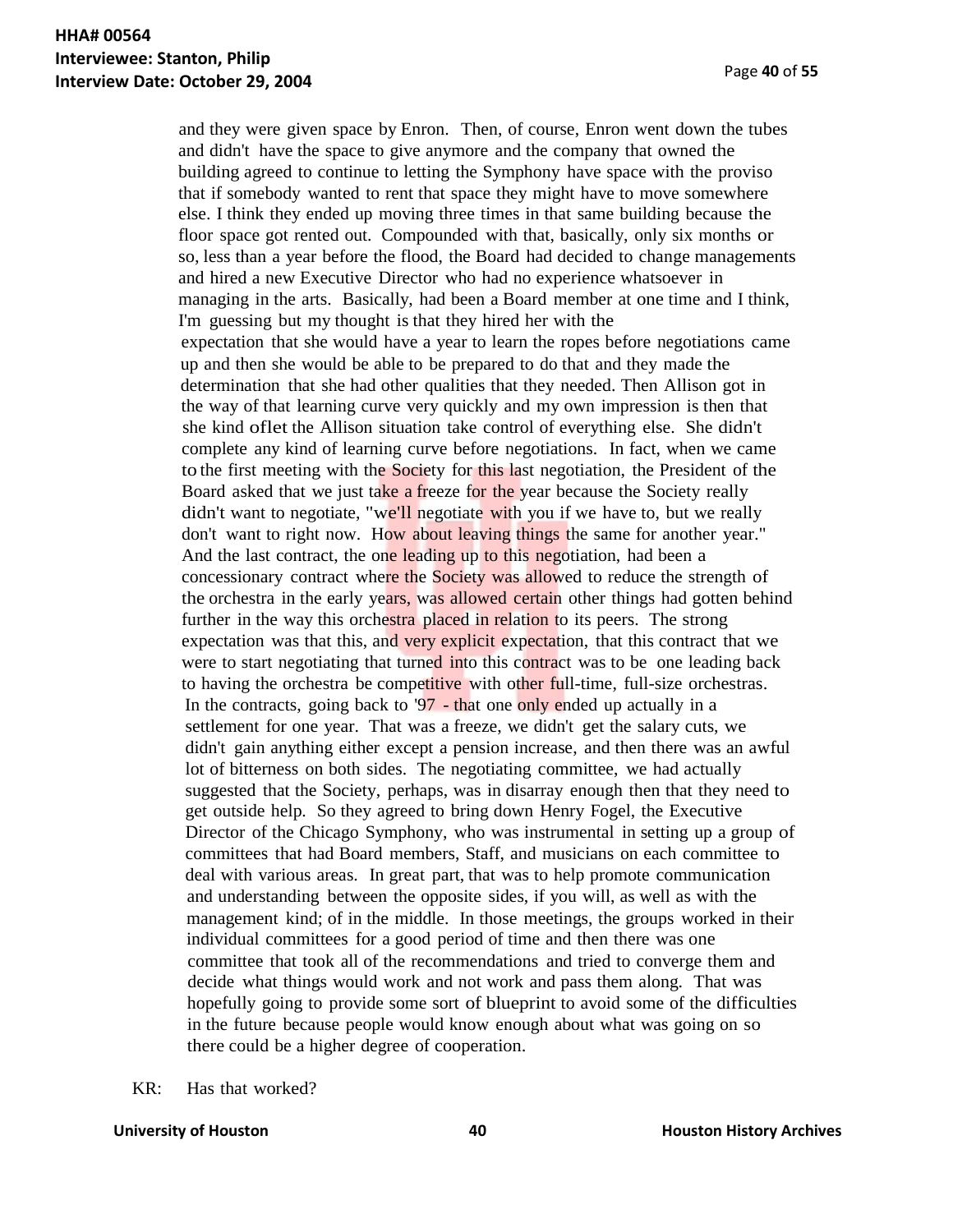and they were given space by Enron. Then, of course, Enron went down the tubes and didn't have the space to give anymore and the company that owned the building agreed to continue to letting the Symphony have space with the proviso that if somebody wanted to rent that space they might have to move somewhere else. I think they ended up moving three times in that same building because the floor space got rented out. Compounded with that, basically, only six months or so, less than a year before the flood, the Board had decided to change managements and hired a new Executive Director who had no experience whatsoever in managing in the arts. Basically, had been a Board member at one time and I think, I'm guessing but my thought is that they hired her with the expectation that she would have a year to learn the ropes before negotiations came up and then she would be able to be prepared to do that and they made the determination that she had other qualities that they needed. Then Allison got in the way of that learning curve very quickly and my own impression is then that she kind oflet the Allison situation take control of everything else. She didn't complete any kind of learning curve before negotiations. In fact, when we came to the first meeting with the Society for this last negotiation, the President of the Board asked that we just take a freeze for the year because the Society really didn't want to negotiate, "we'll negotiate with you if we have to, but we really don't want to right now. How about leaving things the same for another year." And the last contract, the one leading up to this negotiation, had been a concessionary contract where the Society was allowed to reduce the strength of the orchestra in the early years, was allowed certain other things had gotten behind further in the way this orchestra placed in relation to its peers. The strong expectation was that this, and very explicit expectation, that this contract that we were to start negotiating that turned into this contract was to be one leading back to having the orchestra be competitive with other full-time, full-size orchestras. In the contracts, going back to '97 - that one only ended up actually in a settlement for one year. That was a freeze, we didn't get the salary cuts, we didn't gain anything either except a pension increase, and then there was an awful lot of bitterness on both sides. The negotiating committee, we had actually suggested that the Society, perhaps, was in disarray enough then that they need to get outside help. So they agreed to bring down Henry Fogel, the Executive Director of the Chicago Symphony, who was instrumental in setting up a group of committees that had Board members, Staff, and musicians on each committee to deal with various areas. In great part, that was to help promote communication and understanding between the opposite sides, if you will, as well as with the management kind; of in the middle. In those meetings, the groups worked in their individual committees for a good period of time and then there was one committee that took all of the recommendations and tried to converge them and decide what things would work and not work and pass them along. That was hopefully going to provide some sort of blueprint to avoid some of the difficulties in the future because people would know enough about what was going on so there could be a higher degree of cooperation.

KR: Has that worked?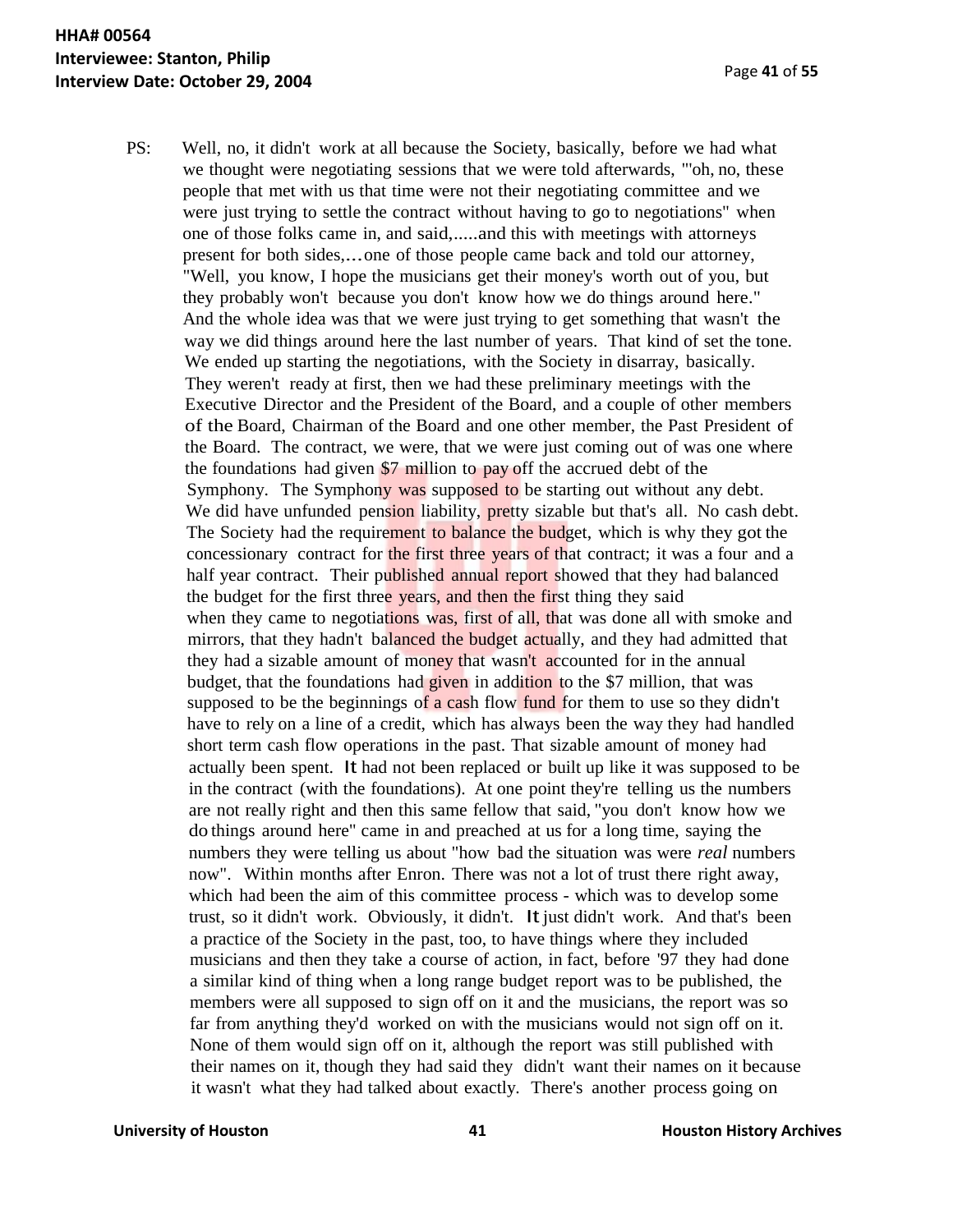PS: Well, no, it didn't work at all because the Society, basically, before we had what we thought were negotiating sessions that we were told afterwards, "'oh, no, these people that met with us that time were not their negotiating committee and we were just trying to settle the contract without having to go to negotiations" when one of those folks came in, and said,.....and this with meetings with attorneys present for both sides,...one of those people came back and told our attorney, "Well, you know, I hope the musicians get their money's worth out of you, but they probably won't because you don't know how we do things around here." And the whole idea was that we were just trying to get something that wasn't the way we did things around here the last number of years. That kind of set the tone. We ended up starting the negotiations, with the Society in disarray, basically. They weren't ready at first, then we had these preliminary meetings with the Executive Director and the President of the Board, and a couple of other members of the Board, Chairman of the Board and one other member, the Past President of the Board. The contract, we were, that we were just coming out of was one where the foundations had given $7 million to pay off the accrued debt of the Symphony. The Symphony was supposed to be starting out without any debt. We did have unfunded pension liability, pretty sizable but that's all. No cash debt. The Society had the requirement to balance the budget, which is why they got the concessionary contract for the first three years of that contract; it was a four and a half year contract. Their published annual report showed that they had balanced the budget for the first three years, and then the first thing they said when they came to negotiations was, first of all, that was done all with smoke and mirrors, that they hadn't balanced the budget actually, and they had admitted that they had a sizable amount of money that wasn't accounted for in the annual budget, that the foundations had given in addition to the $7 million, that was supposed to be the beginnings of a cash flow fund for them to use so they didn't have to rely on a line of a credit, which has always been the way they had handled short term cash flow operations in the past. That sizable amount of money had actually been spent. It had not been replaced or built up like it was supposed to be in the contract (with the foundations). At one point they're telling us the numbers are not really right and then this same fellow that said, "you don't know how we do things around here" came in and preached at us for a long time, saying the numbers they were telling us about "how bad the situation was were *real* numbers now". Within months after Enron. There was not a lot of trust there right away, which had been the aim of this committee process - which was to develop some trust, so it didn't work. Obviously, it didn't. It just didn't work. And that's been a practice of the Society in the past, too, to have things where they included musicians and then they take a course of action, in fact, before '97 they had done a similar kind of thing when a long range budget report was to be published, the members were all supposed to sign off on it and the musicians, the report was so far from anything they'd worked on with the musicians would not sign off on it. None of them would sign off on it, although the report was still published with their names on it, though they had said they didn't want their names on it because it wasn't what they had talked about exactly. There's another process going on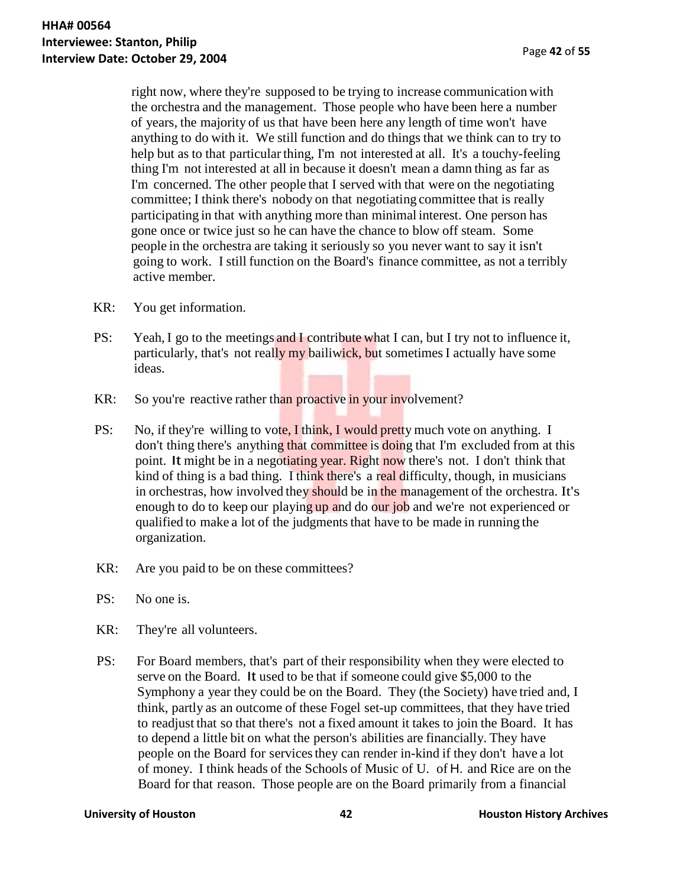right now, where they're supposed to be trying to increase communication with the orchestra and the management. Those people who have been here a number of years, the majority of us that have been here any length of time won't have anything to do with it. We still function and do things that we think can to try to help but as to that particular thing, I'm not interested at all. It's a touchy-feeling thing I'm not interested at all in because it doesn't mean a damn thing as far as I'm concerned. The other people that I served with that were on the negotiating committee; I think there's nobody on that negotiating committee that is really participating in that with anything more than minimal interest. One person has gone once or twice just so he can have the chance to blow off steam. Some people in the orchestra are taking it seriously so you never want to say it isn't going to work. I still function on the Board's finance committee, as not a terribly active member.

KR: You get information.

PS: Yeah, I go to the meetings and I contribute what I can, but I try not to influence it, particularly, that's not really my bailiwick, but sometimes I actually have some ideas.

KR: So you're reactive rather than proactive in your involvement?

PS: No, if they're willing to vote, I think, I would pretty much vote on anything. I don't thing there's anything that committee is doing that I'm excluded from at this point. It might be in a negotiating year. Right now there's not. I don't think that kind of thing is a bad thing. I think there's a real difficulty, though, in musicians in orchestras, how involved they should be in the management of the orchestra. It's enough to do to keep our playing up and do our job and we're not experienced or qualified to make a lot of the judgments that have to be made in running the organization.

KR: Are you paid to be on these committees?

PS: No one is.

KR: They're all volunteers.

PS: For Board members, that's part of their responsibility when they were elected to serve on the Board. It used to be that if someone could give $5,000 to the Symphony a year they could be on the Board. They (the Society) have tried and, I think, partly as an outcome of these Fogel set-up committees, that they have tried to readjust that so that there's not a fixed amount it takes to join the Board. It has to depend a little bit on what the person's abilities are financially. They have people on the Board for services they can render in-kind if they don't have a lot of money. I think heads of the Schools of Music of U. of H. and Rice are on the Board for that reason. Those people are on the Board primarily from a financial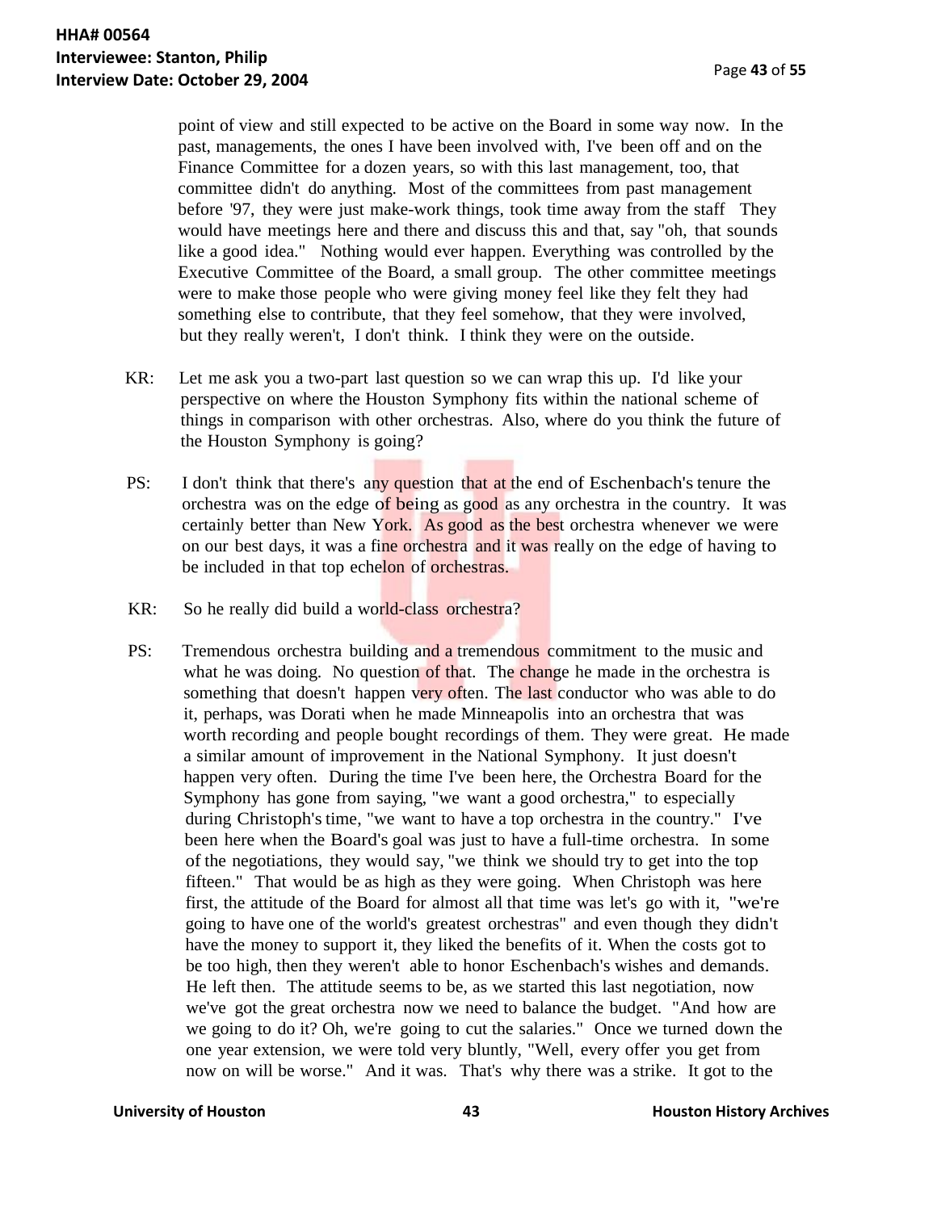point of view and still expected to be active on the Board in some way now. In the past, managements, the ones I have been involved with, I've been off and on the Finance Committee for a dozen years, so with this last management, too, that committee didn't do anything. Most of the committees from past management before '97, they were just make-work things, took time away from the staff They would have meetings here and there and discuss this and that, say "oh, that sounds like a good idea." Nothing would ever happen. Everything was controlled by the Executive Committee of the Board, a small group. The other committee meetings were to make those people who were giving money feel like they felt they had something else to contribute, that they feel somehow, that they were involved, but they really weren't, I don't think. I think they were on the outside.

KR: Let me ask you a two-part last question so we can wrap this up. I'd like your perspective on where the Houston Symphony fits within the national scheme of things in comparison with other orchestras. Also, where do you think the future of the Houston Symphony is going?

PS: I don't think that there's any question that at the end of Eschenbach's tenure the orchestra was on the edge of being as good as any orchestra in the country. It was certainly better than New York. As good as the best orchestra whenever we were on our best days, it was a fine orchestra and it was really on the edge of having to be included in that top echelon of orchestras.

KR: So he really did build a world-class orchestra?

PS: Tremendous orchestra building and a tremendous commitment to the music and what he was doing. No question of that. The change he made in the orchestra is something that doesn't happen very often. The last conductor who was able to do it, perhaps, was Dorati when he made Minneapolis into an orchestra that was worth recording and people bought recordings of them. They were great. He made a similar amount of improvement in the National Symphony. It just doesn't happen very often. During the time I've been here, the Orchestra Board for the Symphony has gone from saying, "we want a good orchestra," to especially during Christoph's time, "we want to have a top orchestra in the country." I've been here when the Board's goal was just to have a full-time orchestra. In some of the negotiations, they would say, "we think we should try to get into the top fifteen." That would be as high as they were going. When Christoph was here first, the attitude of the Board for almost all that time was let's go with it, "we're going to have one of the world's greatest orchestras" and even though they didn't have the money to support it, they liked the benefits of it. When the costs got to be too high, then they weren't able to honor Eschenbach's wishes and demands. He left then. The attitude seems to be, as we started this last negotiation, now we've got the great orchestra now we need to balance the budget. "And how are we going to do it? Oh, we're going to cut the salaries." Once we turned down the one year extension, we were told very bluntly, "Well, every offer you get from now on will be worse." And it was. That's why there was a strike. It got to the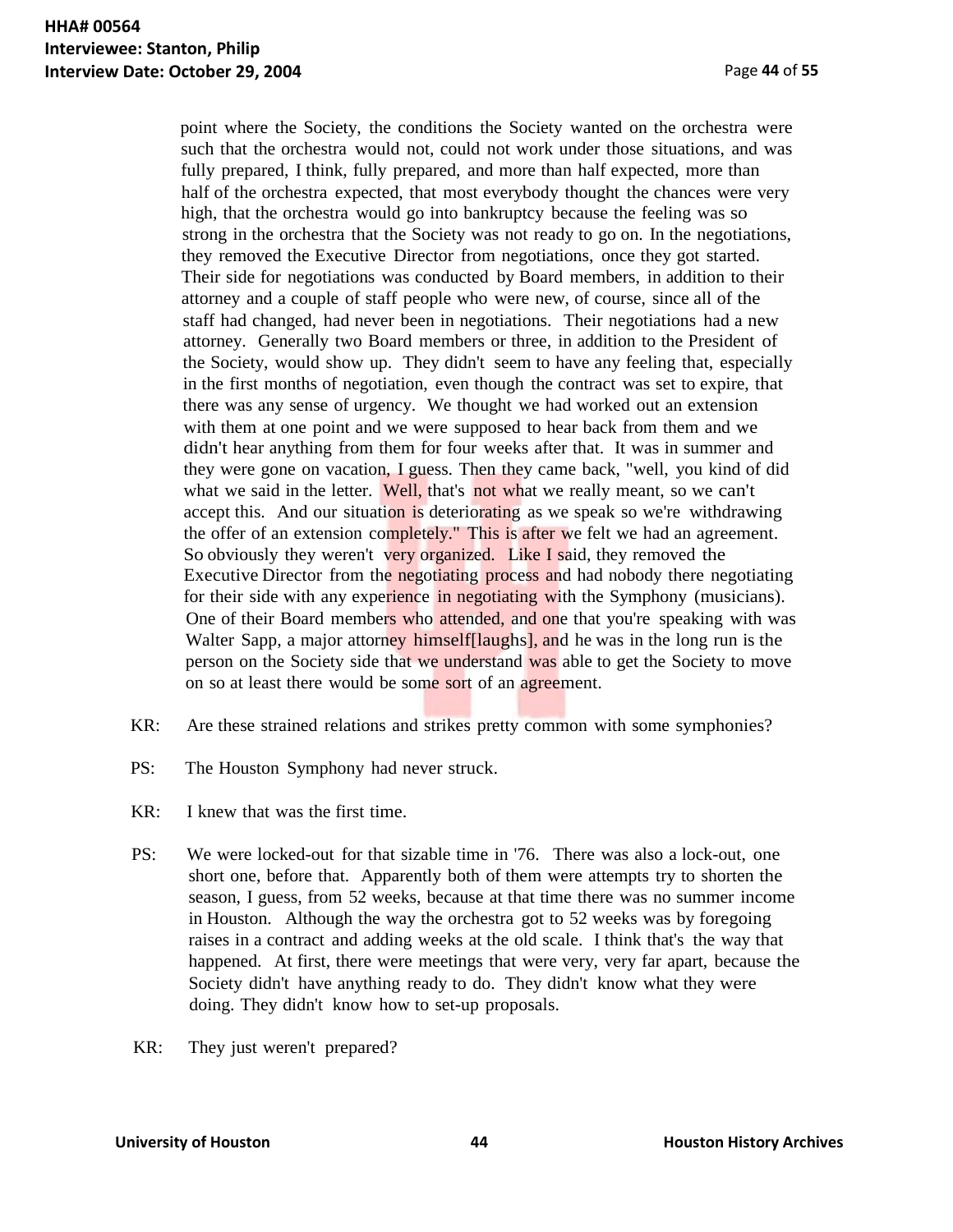point where the Society, the conditions the Society wanted on the orchestra were such that the orchestra would not, could not work under those situations, and was fully prepared, I think, fully prepared, and more than half expected, more than half of the orchestra expected, that most everybody thought the chances were very high, that the orchestra would go into bankruptcy because the feeling was so strong in the orchestra that the Society was not ready to go on. In the negotiations, they removed the Executive Director from negotiations, once they got started. Their side for negotiations was conducted by Board members, in addition to their attorney and a couple of staff people who were new, of course, since all of the staff had changed, had never been in negotiations. Their negotiations had a new attorney. Generally two Board members or three, in addition to the President of the Society, would show up. They didn't seem to have any feeling that, especially in the first months of negotiation, even though the contract was set to expire, that there was any sense of urgency. We thought we had worked out an extension with them at one point and we were supposed to hear back from them and we didn't hear anything from them for four weeks after that. It was in summer and they were gone on vacation, I guess. Then they came back, "well, you kind of did what we said in the letter. Well, that's not what we really meant, so we can't accept this. And our situation is deteriorating as we speak so we're withdrawing the offer of an extension completely." This is after we felt we had an agreement. So obviously they weren't very organized. Like I said, they removed the Executive Director from the negotiating process and had nobody there negotiating for their side with any experience in negotiating with the Symphony (musicians). One of their Board members who attended, and one that you're speaking with was Walter Sapp, a major attorney himself[laughs], and he was in the long run is the person on the Society side that we understand was able to get the Society to move on so at least there would be some sort of an agreement.

KR: Are these strained relations and strikes pretty common with some symphonies?

PS: The Houston Symphony had never struck.

KR: I knew that was the first time.

PS: We were locked-out for that sizable time in '76. There was also a lock-out, one short one, before that. Apparently both of them were attempts try to shorten the season, I guess, from 52 weeks, because at that time there was no summer income in Houston. Although the way the orchestra got to 52 weeks was by foregoing raises in a contract and adding weeks at the old scale. I think that's the way that happened. At first, there were meetings that were very, very far apart, because the Society didn't have anything ready to do. They didn't know what they were doing. They didn't know how to set-up proposals.

KR: They just weren't prepared?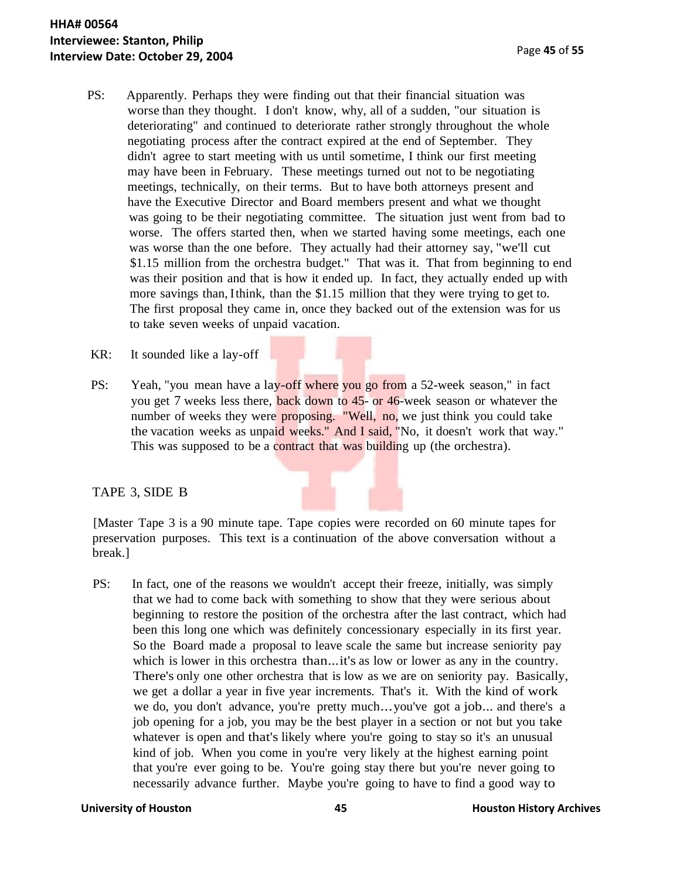PS: Apparently. Perhaps they were finding out that their financial situation was worse than they thought. I don't know, why, all of a sudden, "our situation is deteriorating" and continued to deteriorate rather strongly throughout the whole negotiating process after the contract expired at the end of September. They didn't agree to start meeting with us until sometime, I think our first meeting may have been in February. These meetings turned out not to be negotiating meetings, technically, on their terms. But to have both attorneys present and have the Executive Director and Board members present and what we thought was going to be their negotiating committee. The situation just went from bad to worse. The offers started then, when we started having some meetings, each one was worse than the one before. They actually had their attorney say, "we'll cut $1.15 million from the orchestra budget." That was it. That from beginning to end was their position and that is how it ended up. In fact, they actually ended up with more savings than, I think, than the $1.15 million that they were trying to get to. The first proposal they came in, once they backed out of the extension was for us to take seven weeks of unpaid vacation.

KR: It sounded like a lay-off

PS: Yeah, "you mean have a lay-off where you go from a 52-week season," in fact you get 7 weeks less there, back down to 45- or 46-week season or whatever the number of weeks they were proposing. "Well, no, we just think you could take the vacation weeks as unpaid weeks." And I said, "No, it doesn't work that way." This was supposed to be a contract that was building up (the orchestra).

TAPE 3, SIDE B

[Master Tape 3 is a 90 minute tape. Tape copies were recorded on 60 minute tapes for preservation purposes. This text is a continuation of the above conversation without a break.]

PS: In fact, one of the reasons we wouldn't accept their freeze, initially, was simply that we had to come back with something to show that they were serious about beginning to restore the position of the orchestra after the last contract, which had been this long one which was definitely concessionary especially in its first year. So the Board made a proposal to leave scale the same but increase seniority pay which is lower in this orchestra than...it's as low or lower as any in the country. There's only one other orchestra that is low as we are on seniority pay. Basically, we get a dollar a year in five year increments. That's it. With the kind of work we do, you don't advance, you're pretty much...you've got a job... and there's a job opening for a job, you may be the best player in a section or not but you take whatever is open and that's likely where you're going to stay so it's an unusual kind of job. When you come in you're very likely at the highest earning point that you're ever going to be. You're going stay there but you're never going to necessarily advance further. Maybe you're going to have to find a good way to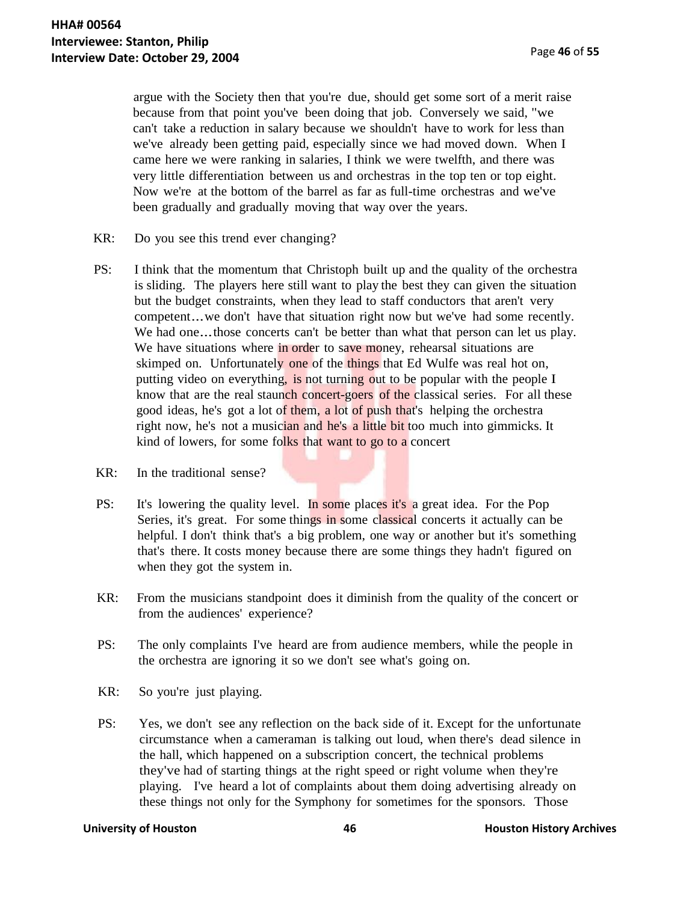argue with the Society then that you're due, should get some sort of a merit raise because from that point you've been doing that job. Conversely we said, "we can't take a reduction in salary because we shouldn't have to work for less than we've already been getting paid, especially since we had moved down. When I came here we were ranking in salaries, I think we were twelfth, and there was very little differentiation between us and orchestras in the top ten or top eight. Now we're at the bottom of the barrel as far as full-time orchestras and we've been gradually and gradually moving that way over the years.

KR: Do you see this trend ever changing?

PS: I think that the momentum that Christoph built up and the quality of the orchestra is sliding. The players here still want to play the best they can given the situation but the budget constraints, when they lead to staff conductors that aren't very competent…we don't have that situation right now but we've had some recently. We had one…those concerts can't be better than what that person can let us play. We have situations where in order to save money, rehearsal situations are skimped on. Unfortunately one of the things that Ed Wulfe was real hot on, putting video on everything, is not turning out to be popular with the people I know that are the real staunch concert-goers of the classical series. For all these good ideas, he's got a lot of them, a lot of push that's helping the orchestra right now, he's not a musician and he's a little bit too much into gimmicks. It kind of lowers, for some folks that want to go to a concert

KR: In the traditional sense?

PS: It's lowering the quality level. In some places it's a great idea. For the Pop Series, it's great. For some things in some classical concerts it actually can be helpful. I don't think that's a big problem, one way or another but it's something that's there. It costs money because there are some things they hadn't figured on when they got the system in.

KR: From the musicians standpoint does it diminish from the quality of the concert or from the audiences' experience?

PS: The only complaints I've heard are from audience members, while the people in the orchestra are ignoring it so we don't see what's going on.

KR: So you're just playing.

PS: Yes, we don't see any reflection on the back side of it. Except for the unfortunate circumstance when a cameraman is talking out loud, when there's dead silence in the hall, which happened on a subscription concert, the technical problems they've had of starting things at the right speed or right volume when they're playing. I've heard a lot of complaints about them doing advertising already on these things not only for the Symphony for sometimes for the sponsors. Those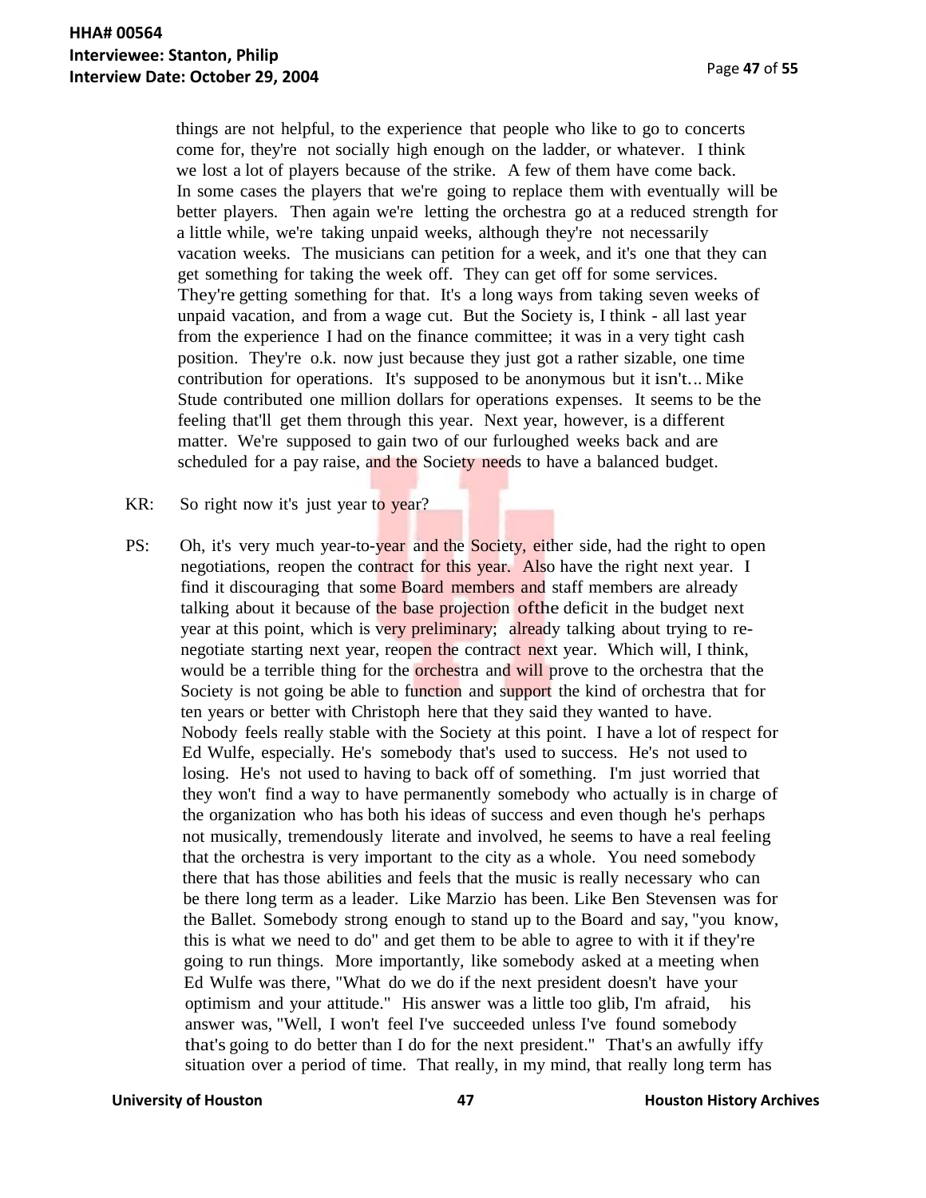things are not helpful, to the experience that people who like to go to concerts come for, they're not socially high enough on the ladder, or whatever. I think we lost a lot of players because of the strike. A few of them have come back. In some cases the players that we're going to replace them with eventually will be better players. Then again we're letting the orchestra go at a reduced strength for a little while, we're taking unpaid weeks, although they're not necessarily vacation weeks. The musicians can petition for a week, and it's one that they can get something for taking the week off. They can get off for some services. They're getting something for that. It's a long ways from taking seven weeks of unpaid vacation, and from a wage cut. But the Society is, I think - all last year from the experience I had on the finance committee; it was in a very tight cash position. They're o.k. now just because they just got a rather sizable, one time contribution for operations. It's supposed to be anonymous but it isn't... Mike Stude contributed one million dollars for operations expenses. It seems to be the feeling that'll get them through this year. Next year, however, is a different matter. We're supposed to gain two of our furloughed weeks back and are scheduled for a pay raise, and the Society needs to have a balanced budget.

KR: So right now it's just year to year?

PS: Oh, it's very much year-to-year and the Society, either side, had the right to open negotiations, reopen the contract for this year. Also have the right next year. I find it discouraging that some Board members and staff members are already talking about it because of the base projection ofthe deficit in the budget next year at this point, which is very preliminary; already talking about trying to re-negotiate starting next year, reopen the contract next year. Which will, I think, would be a terrible thing for the orchestra and will prove to the orchestra that the Society is not going be able to function and support the kind of orchestra that for ten years or better with Christoph here that they said they wanted to have. Nobody feels really stable with the Society at this point. I have a lot of respect for Ed Wulfe, especially. He's somebody that's used to success. He's not used to losing. He's not used to having to back off of something. I'm just worried that they won't find a way to have permanently somebody who actually is in charge of the organization who has both his ideas of success and even though he's perhaps not musically, tremendously literate and involved, he seems to have a real feeling that the orchestra is very important to the city as a whole. You need somebody there that has those abilities and feels that the music is really necessary who can be there long term as a leader. Like Marzio has been. Like Ben Stevensen was for the Ballet. Somebody strong enough to stand up to the Board and say, "you know, this is what we need to do" and get them to be able to agree to with it if they're going to run things. More importantly, like somebody asked at a meeting when Ed Wulfe was there, "What do we do if the next president doesn't have your optimism and your attitude." His answer was a little too glib, I'm afraid, his answer was, "Well, I won't feel I've succeeded unless I've found somebody that's going to do better than I do for the next president." That's an awfully iffy situation over a period of time. That really, in my mind, that really long term has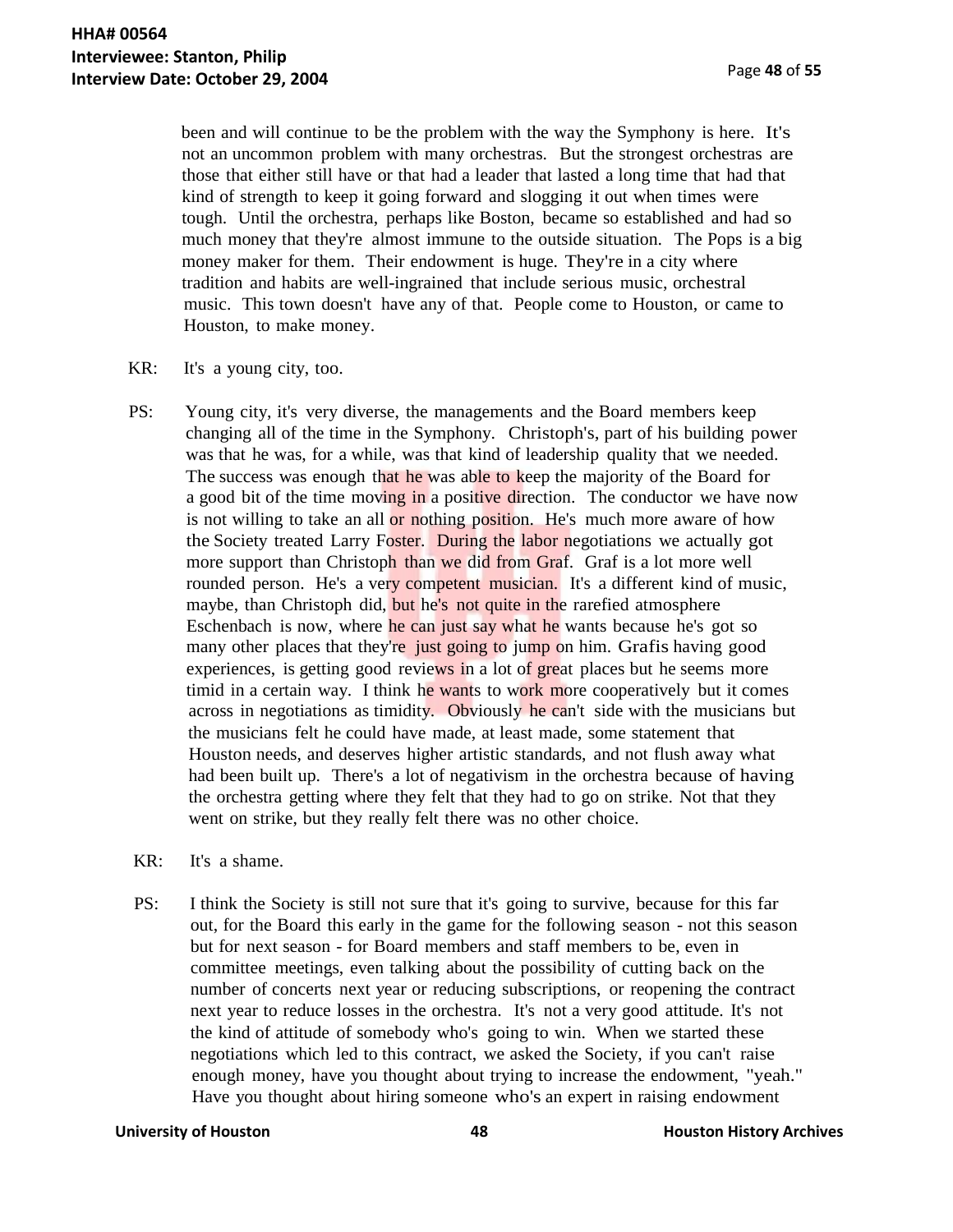been and will continue to be the problem with the way the Symphony is here. It's not an uncommon problem with many orchestras. But the strongest orchestras are those that either still have or that had a leader that lasted a long time that had that kind of strength to keep it going forward and slogging it out when times were tough. Until the orchestra, perhaps like Boston, became so established and had so much money that they're almost immune to the outside situation. The Pops is a big money maker for them. Their endowment is huge. They're in a city where tradition and habits are well-ingrained that include serious music, orchestral music. This town doesn't have any of that. People come to Houston, or came to Houston, to make money.

KR: It's a young city, too.

PS: Young city, it's very diverse, the managements and the Board members keep changing all of the time in the Symphony. Christoph's, part of his building power was that he was, for a while, was that kind of leadership quality that we needed. The success was enough that he was able to keep the majority of the Board for a good bit of the time moving in a positive direction. The conductor we have now is not willing to take an all or nothing position. He's much more aware of how the Society treated Larry Foster. During the labor negotiations we actually got more support than Christoph than we did from Graf. Graf is a lot more well rounded person. He's a very competent musician. It's a different kind of music, maybe, than Christoph did, but he's not quite in the rarefied atmosphere Eschenbach is now, where he can just say what he wants because he's got so many other places that they're just going to jump on him. Grafis having good experiences, is getting good reviews in a lot of great places but he seems more timid in a certain way. I think he wants to work more cooperatively but it comes across in negotiations as timidity. Obviously he can't side with the musicians but the musicians felt he could have made, at least made, some statement that Houston needs, and deserves higher artistic standards, and not flush away what had been built up. There's a lot of negativism in the orchestra because of having the orchestra getting where they felt that they had to go on strike. Not that they went on strike, but they really felt there was no other choice.

KR: It's a shame.

PS: I think the Society is still not sure that it's going to survive, because for this far out, for the Board this early in the game for the following season - not this season but for next season - for Board members and staff members to be, even in committee meetings, even talking about the possibility of cutting back on the number of concerts next year or reducing subscriptions, or reopening the contract next year to reduce losses in the orchestra. It's not a very good attitude. It's not the kind of attitude of somebody who's going to win. When we started these negotiations which led to this contract, we asked the Society, if you can't raise enough money, have you thought about trying to increase the endowment, "yeah." Have you thought about hiring someone who's an expert in raising endowment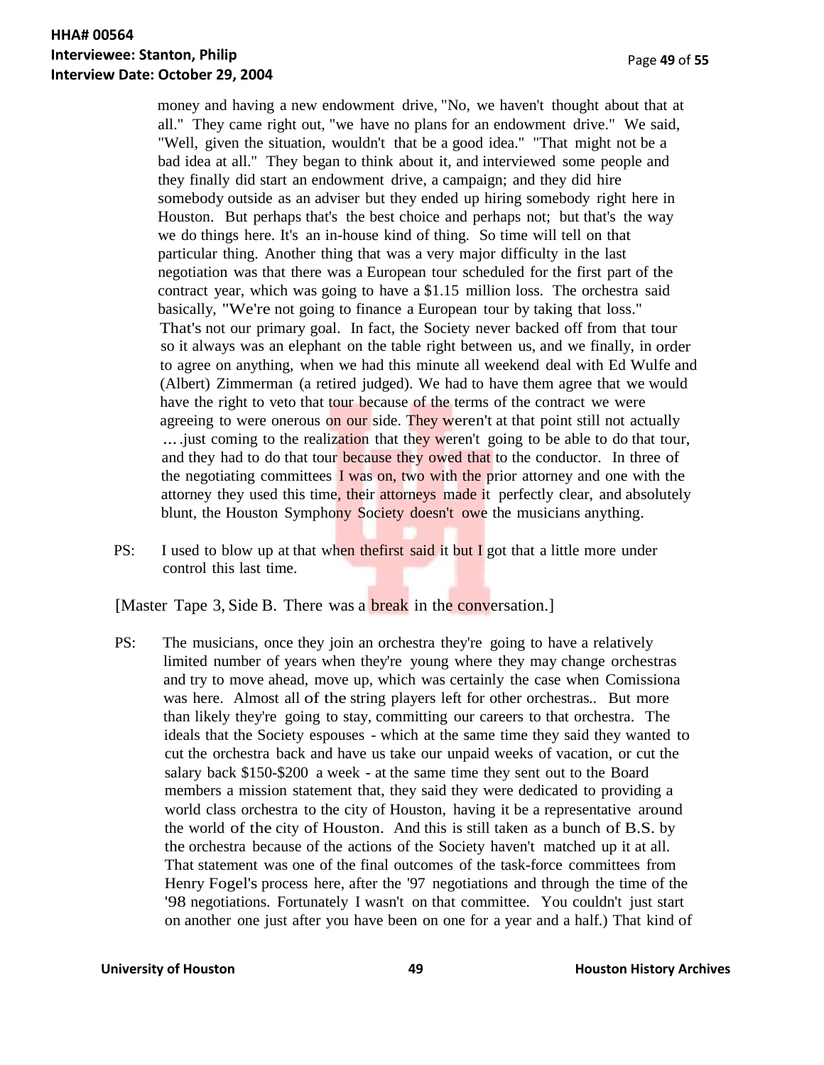money and having a new endowment drive, "No, we haven't thought about that at all." They came right out, "we have no plans for an endowment drive." We said, "Well, given the situation, wouldn't that be a good idea." "That might not be a bad idea at all." They began to think about it, and interviewed some people and they finally did start an endowment drive, a campaign; and they did hire somebody outside as an adviser but they ended up hiring somebody right here in Houston. But perhaps that's the best choice and perhaps not; but that's the way we do things here. It's an in-house kind of thing. So time will tell on that particular thing. Another thing that was a very major difficulty in the last negotiation was that there was a European tour scheduled for the first part of the contract year, which was going to have a $1.15 million loss. The orchestra said basically, "We're not going to finance a European tour by taking that loss." That's not our primary goal. In fact, the Society never backed off from that tour so it always was an elephant on the table right between us, and we finally, in order to agree on anything, when we had this minute all weekend deal with Ed Wulfe and (Albert) Zimmerman (a retired judged). We had to have them agree that we would have the right to veto that tour because of the terms of the contract we were agreeing to were onerous on our side. They weren't at that point still not actually ….just coming to the realization that they weren't going to be able to do that tour, and they had to do that tour because they owed that to the conductor. In three of the negotiating committees I was on, two with the prior attorney and one with the attorney they used this time, their attorneys made it perfectly clear, and absolutely blunt, the Houston Symphony Society doesn't owe the musicians anything.

PS: I used to blow up at that when thefirst said it but I got that a little more under control this last time.

[Master Tape 3, Side B. There was a break in the conversation.]

PS: The musicians, once they join an orchestra they're going to have a relatively limited number of years when they're young where they may change orchestras and try to move ahead, move up, which was certainly the case when Comissiona was here. Almost all of the string players left for other orchestras.. But more than likely they're going to stay, committing our careers to that orchestra. The ideals that the Society espouses - which at the same time they said they wanted to cut the orchestra back and have us take our unpaid weeks of vacation, or cut the salary back $150-$200 a week - at the same time they sent out to the Board members a mission statement that, they said they were dedicated to providing a world class orchestra to the city of Houston, having it be a representative around the world of the city of Houston. And this is still taken as a bunch of B.S. by the orchestra because of the actions of the Society haven't matched up it at all. That statement was one of the final outcomes of the task-force committees from Henry Fogel's process here, after the '97 negotiations and through the time of the '98 negotiations. Fortunately I wasn't on that committee. You couldn't just start on another one just after you have been on one for a year and a half.) That kind of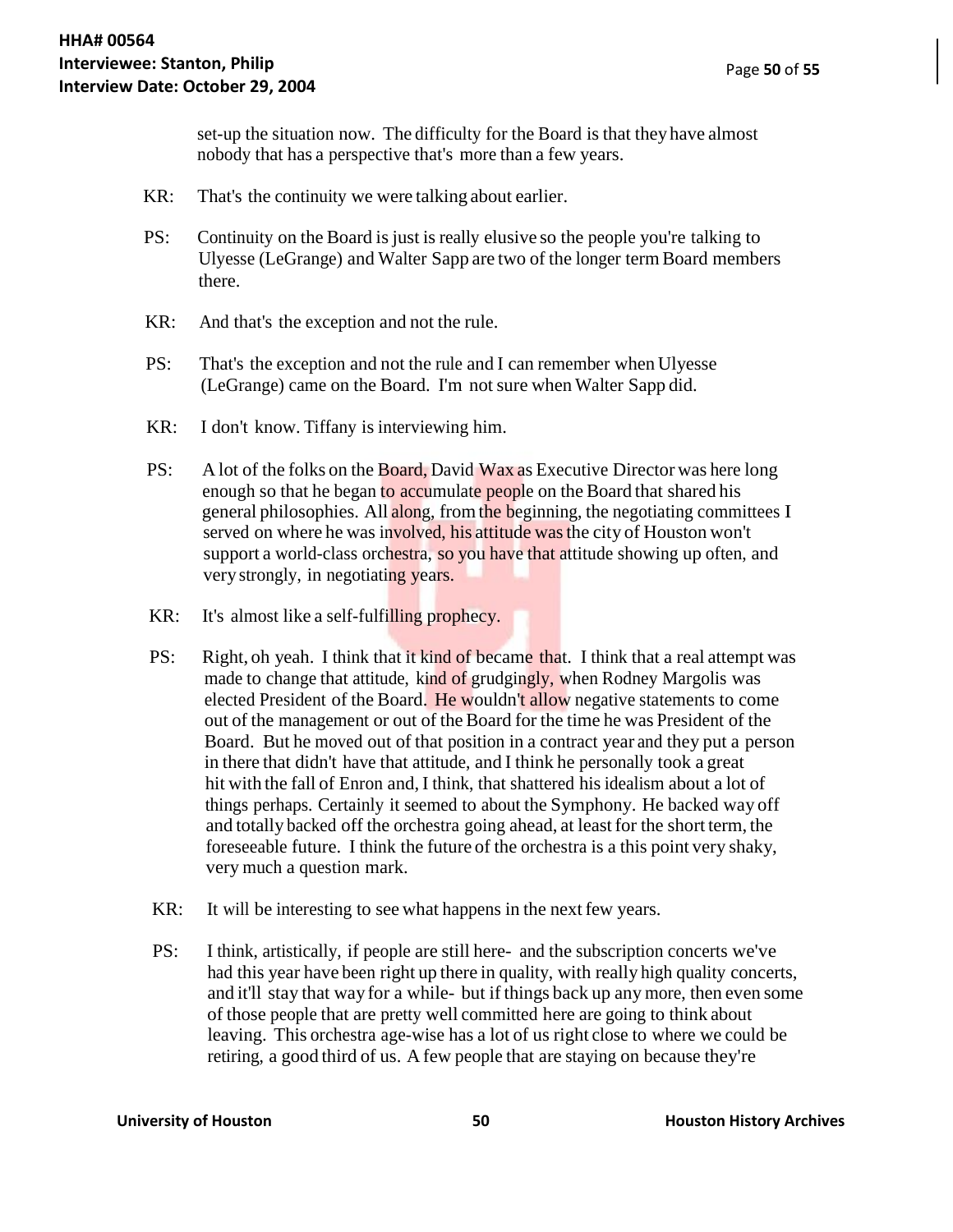set-up the situation now. The difficulty for the Board is that they have almost nobody that has a perspective that's more than a few years.

KR: That's the continuity we were talking about earlier.

PS: Continuity on the Board is just is really elusive so the people you're talking to Ulyesse (LeGrange) and Walter Sapp are two of the longer term Board members there.

KR: And that's the exception and not the rule.

PS: That's the exception and not the rule and I can remember when Ulyesse (LeGrange) came on the Board. I'm not sure when Walter Sapp did.

KR: I don't know. Tiffany is interviewing him.

PS: A lot of the folks on the Board, David Wax as Executive Director was here long enough so that he began to accumulate people on the Board that shared his general philosophies. All along, from the beginning, the negotiating committees I served on where he was involved, his attitude was the city of Houston won't support a world-class orchestra, so you have that attitude showing up often, and very strongly, in negotiating years.

KR: It's almost like a self-fulfilling prophecy.

PS: Right, oh yeah. I think that it kind of became that. I think that a real attempt was made to change that attitude, kind of grudgingly, when Rodney Margolis was elected President of the Board. He wouldn't allow negative statements to come out of the management or out of the Board for the time he was President of the Board. But he moved out of that position in a contract year and they put a person in there that didn't have that attitude, and I think he personally took a great hit with the fall of Enron and, I think, that shattered his idealism about a lot of things perhaps. Certainly it seemed to about the Symphony. He backed way off and totally backed off the orchestra going ahead, at least for the short term, the foreseeable future. I think the future of the orchestra is a this point very shaky, very much a question mark.

KR: It will be interesting to see what happens in the next few years.

PS: I think, artistically, if people are still here- and the subscription concerts we've had this year have been right up there in quality, with really high quality concerts, and it'll stay that way for a while- but if things back up any more, then even some of those people that are pretty well committed here are going to think about leaving. This orchestra age-wise has a lot of us right close to where we could be retiring, a good third of us. A few people that are staying on because they're